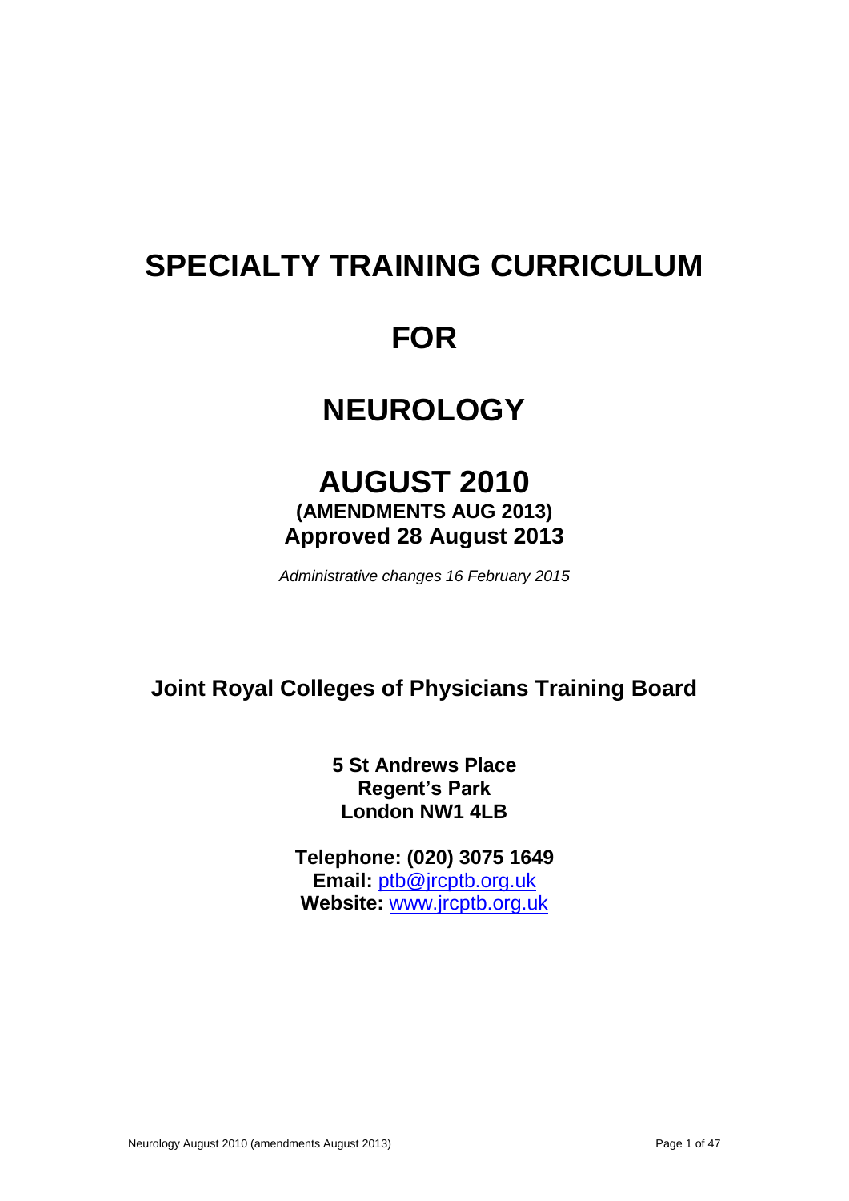# SPECIALTY TRAINING CURRICULUM

# FOR

# NEUROLOGY

## AUGUST 2010

**(AMENDMENTS AUG 2013)**

**Approved 28 August 2013**

*Administrative changes 16 February 2015*

**Joint Royal Colleges of Physicians Training Board**

**5 St Andrews Place**
**Regent's Park**
**London NW1 4LB**

**Telephone: (020) 3075 1649**
**Email:** ptb@jrcptb.org.uk
**Website:** www.jrcptb.org.uk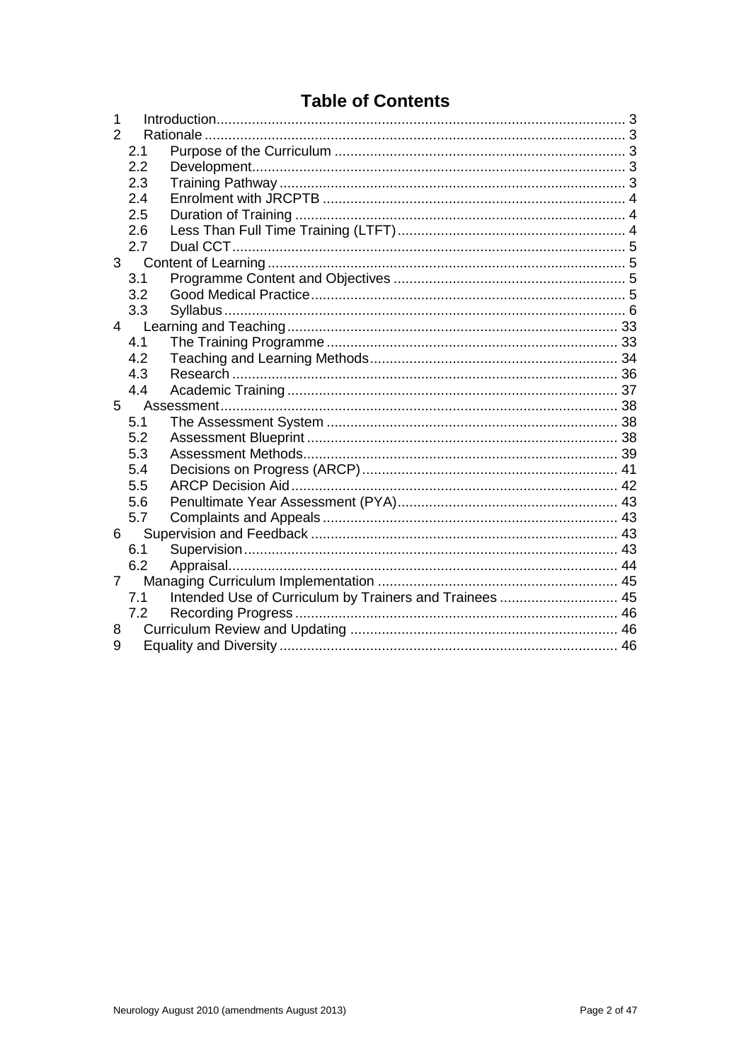# Table of Contents

| | | |
|---|---|---|
| 1 | Introduction | 3 |
| 2 | Rationale | 3 |
| 2.1 | Purpose of the Curriculum | 3 |
| 2.2 | Development | 3 |
| 2.3 | Training Pathway | 3 |
| 2.4 | Enrolment with JRCPTB | 4 |
| 2.5 | Duration of Training | 4 |
| 2.6 | Less Than Full Time Training (LTFT) | 4 |
| 2.7 | Dual CCT | 5 |
| 3 | Content of Learning | 5 |
| 3.1 | Programme Content and Objectives | 5 |
| 3.2 | Good Medical Practice | 5 |
| 3.3 | Syllabus | 6 |
| 4 | Learning and Teaching | 33 |
| 4.1 | The Training Programme | 33 |
| 4.2 | Teaching and Learning Methods | 34 |
| 4.3 | Research | 36 |
| 4.4 | Academic Training | 37 |
| 5 | Assessment | 38 |
| 5.1 | The Assessment System | 38 |
| 5.2 | Assessment Blueprint | 38 |
| 5.3 | Assessment Methods | 39 |
| 5.4 | Decisions on Progress (ARCP) | 41 |
| 5.5 | ARCP Decision Aid | 42 |
| 5.6 | Penultimate Year Assessment (PYA) | 43 |
| 5.7 | Complaints and Appeals | 43 |
| 6 | Supervision and Feedback | 43 |
| 6.1 | Supervision | 43 |
| 6.2 | Appraisal | 44 |
| 7 | Managing Curriculum Implementation | 45 |
| 7.1 | Intended Use of Curriculum by Trainers and Trainees | 45 |
| 7.2 | Recording Progress | 46 |
| 8 | Curriculum Review and Updating | 46 |
| 9 | Equality and Diversity | 46 |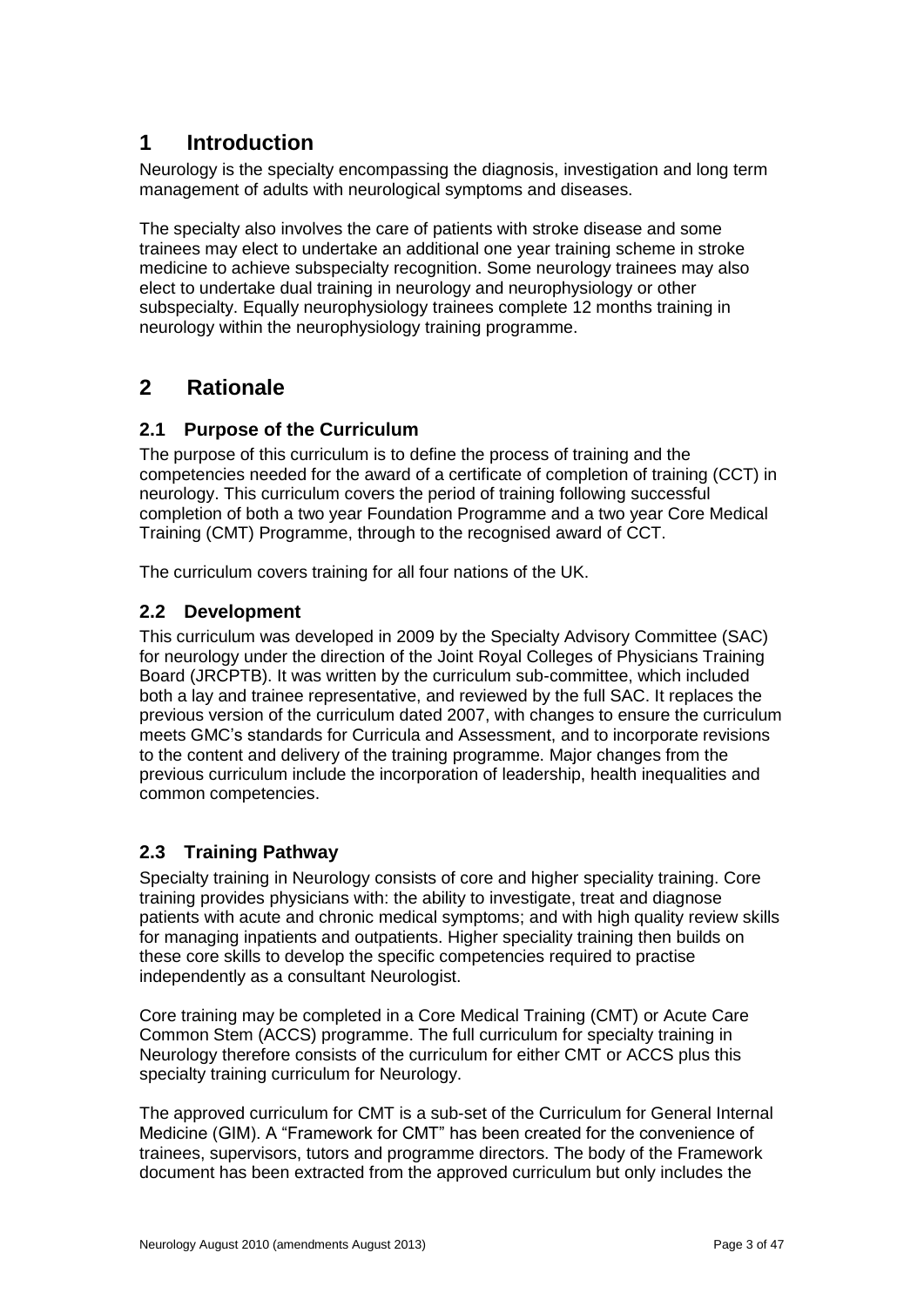# 1 Introduction

Neurology is the specialty encompassing the diagnosis, investigation and long term management of adults with neurological symptoms and diseases.

The specialty also involves the care of patients with stroke disease and some trainees may elect to undertake an additional one year training scheme in stroke medicine to achieve subspecialty recognition. Some neurology trainees may also elect to undertake dual training in neurology and neurophysiology or other subspecialty. Equally neurophysiology trainees complete 12 months training in neurology within the neurophysiology training programme.

# 2 Rationale

## 2.1 Purpose of the Curriculum

The purpose of this curriculum is to define the process of training and the competencies needed for the award of a certificate of completion of training (CCT) in neurology. This curriculum covers the period of training following successful completion of both a two year Foundation Programme and a two year Core Medical Training (CMT) Programme, through to the recognised award of CCT.

The curriculum covers training for all four nations of the UK.

## 2.2 Development

This curriculum was developed in 2009 by the Specialty Advisory Committee (SAC) for neurology under the direction of the Joint Royal Colleges of Physicians Training Board (JRCPTB). It was written by the curriculum sub-committee, which included both a lay and trainee representative, and reviewed by the full SAC. It replaces the previous version of the curriculum dated 2007, with changes to ensure the curriculum meets GMC's standards for Curricula and Assessment, and to incorporate revisions to the content and delivery of the training programme. Major changes from the previous curriculum include the incorporation of leadership, health inequalities and common competencies.

## 2.3 Training Pathway

Specialty training in Neurology consists of core and higher speciality training. Core training provides physicians with: the ability to investigate, treat and diagnose patients with acute and chronic medical symptoms; and with high quality review skills for managing inpatients and outpatients. Higher speciality training then builds on these core skills to develop the specific competencies required to practise independently as a consultant Neurologist.

Core training may be completed in a Core Medical Training (CMT) or Acute Care Common Stem (ACCS) programme. The full curriculum for specialty training in Neurology therefore consists of the curriculum for either CMT or ACCS plus this specialty training curriculum for Neurology.

The approved curriculum for CMT is a sub-set of the Curriculum for General Internal Medicine (GIM). A "Framework for CMT" has been created for the convenience of trainees, supervisors, tutors and programme directors. The body of the Framework document has been extracted from the approved curriculum but only includes the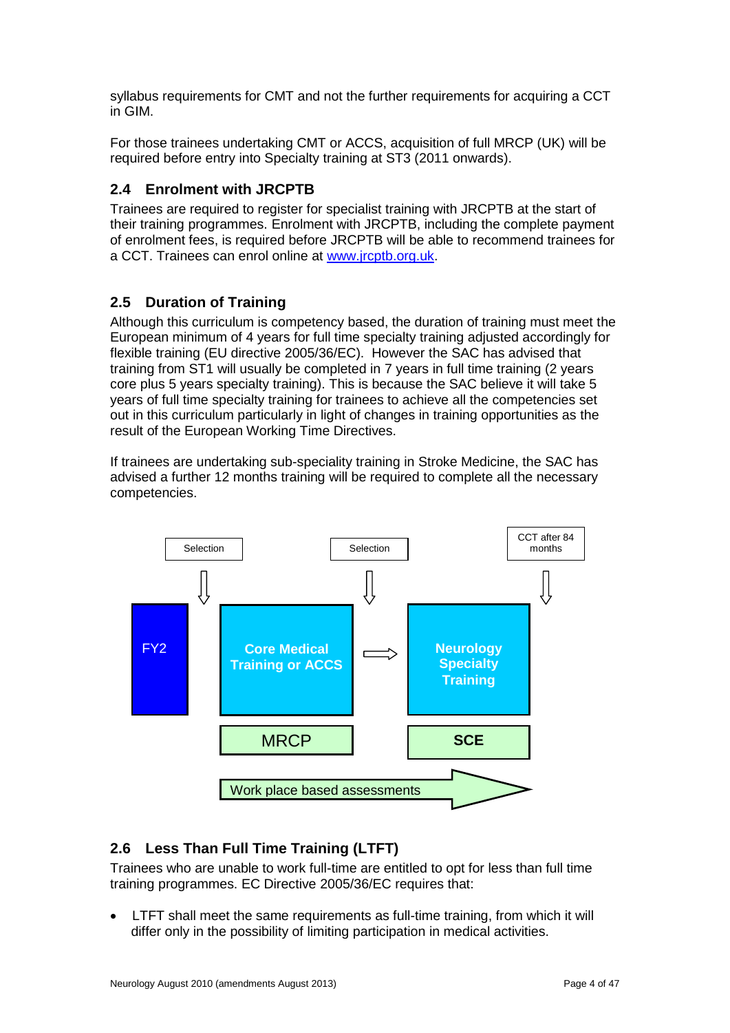syllabus requirements for CMT and not the further requirements for acquiring a CCT in GIM.

For those trainees undertaking CMT or ACCS, acquisition of full MRCP (UK) will be required before entry into Specialty training at ST3 (2011 onwards).

## 2.4 Enrolment with JRCPTB

Trainees are required to register for specialist training with JRCPTB at the start of their training programmes. Enrolment with JRCPTB, including the complete payment of enrolment fees, is required before JRCPTB will be able to recommend trainees for a CCT. Trainees can enrol online at [www.jrcptb.org.uk](http://www.jrcptb.org.uk).

## 2.5 Duration of Training

Although this curriculum is competency based, the duration of training must meet the European minimum of 4 years for full time specialty training adjusted accordingly for flexible training (EU directive 2005/36/EC). However the SAC has advised that training from ST1 will usually be completed in 7 years in full time training (2 years core plus 5 years specialty training). This is because the SAC believe it will take 5 years of full time specialty training for trainees to achieve all the competencies set out in this curriculum particularly in light of changes in training opportunities as the result of the European Working Time Directives.

If trainees are undertaking sub-speciality training in Stroke Medicine, the SAC has advised a further 12 months training will be required to complete all the necessary competencies.

Selection → FY2 | Core Medical Training or ACCS (MRCP) | Selection → Neurology Specialty Training (SCE) | CCT after 84 months

Work place based assessments

## 2.6 Less Than Full Time Training (LTFT)

Trainees who are unable to work full-time are entitled to opt for less than full time training programmes. EC Directive 2005/36/EC requires that:

- LTFT shall meet the same requirements as full-time training, from which it will differ only in the possibility of limiting participation in medical activities.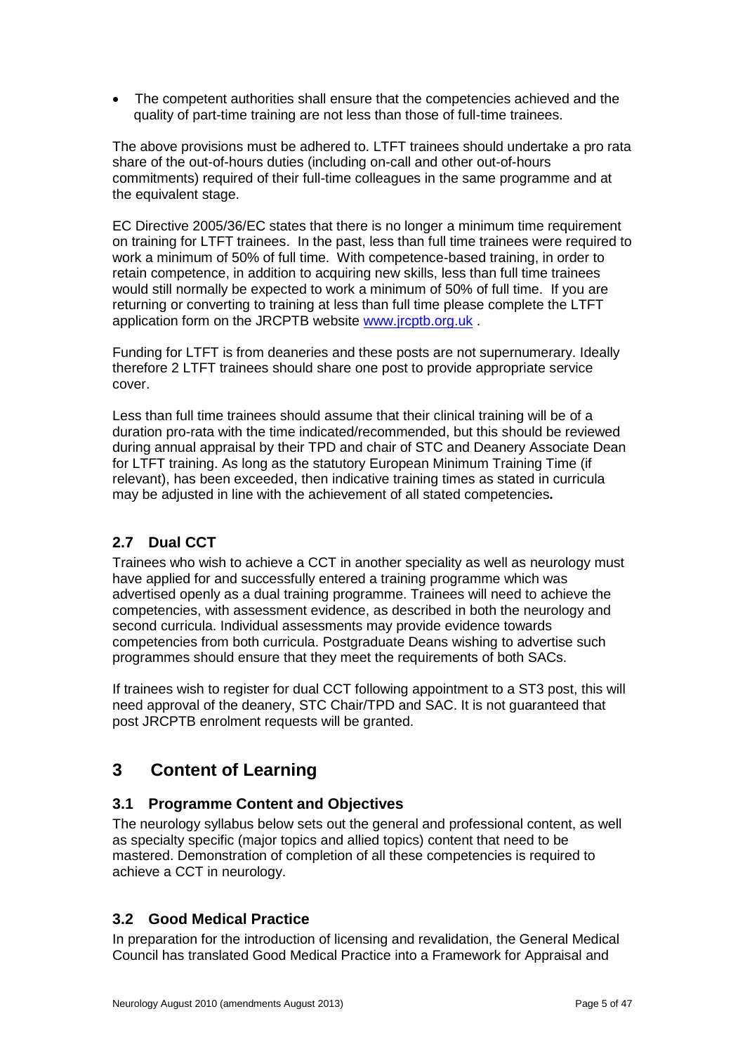- The competent authorities shall ensure that the competencies achieved and the quality of part-time training are not less than those of full-time trainees.

The above provisions must be adhered to. LTFT trainees should undertake a pro rata share of the out-of-hours duties (including on-call and other out-of-hours commitments) required of their full-time colleagues in the same programme and at the equivalent stage.

EC Directive 2005/36/EC states that there is no longer a minimum time requirement on training for LTFT trainees. In the past, less than full time trainees were required to work a minimum of 50% of full time. With competence-based training, in order to retain competence, in addition to acquiring new skills, less than full time trainees would still normally be expected to work a minimum of 50% of full time. If you are returning or converting to training at less than full time please complete the LTFT application form on the JRCPTB website www.jrcptb.org.uk .

Funding for LTFT is from deaneries and these posts are not supernumerary. Ideally therefore 2 LTFT trainees should share one post to provide appropriate service cover.

Less than full time trainees should assume that their clinical training will be of a duration pro-rata with the time indicated/recommended, but this should be reviewed during annual appraisal by their TPD and chair of STC and Deanery Associate Dean for LTFT training. As long as the statutory European Minimum Training Time (if relevant), has been exceeded, then indicative training times as stated in curricula may be adjusted in line with the achievement of all stated competencies**.**

### 2.7 Dual CCT

Trainees who wish to achieve a CCT in another speciality as well as neurology must have applied for and successfully entered a training programme which was advertised openly as a dual training programme. Trainees will need to achieve the competencies, with assessment evidence, as described in both the neurology and second curricula. Individual assessments may provide evidence towards competencies from both curricula. Postgraduate Deans wishing to advertise such programmes should ensure that they meet the requirements of both SACs.

If trainees wish to register for dual CCT following appointment to a ST3 post, this will need approval of the deanery, STC Chair/TPD and SAC. It is not guaranteed that post JRCPTB enrolment requests will be granted.

## 3 Content of Learning

### 3.1 Programme Content and Objectives

The neurology syllabus below sets out the general and professional content, as well as specialty specific (major topics and allied topics) content that need to be mastered. Demonstration of completion of all these competencies is required to achieve a CCT in neurology.

### 3.2 Good Medical Practice

In preparation for the introduction of licensing and revalidation, the General Medical Council has translated Good Medical Practice into a Framework for Appraisal and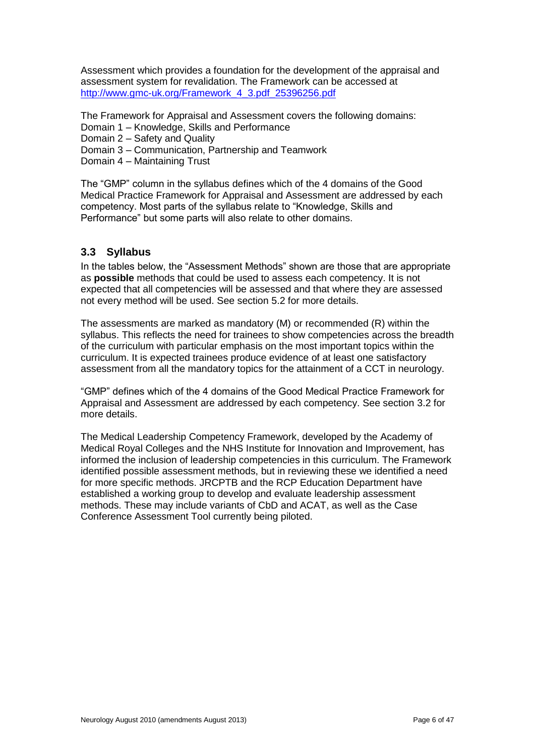Assessment which provides a foundation for the development of the appraisal and assessment system for revalidation. The Framework can be accessed at [http://www.gmc-uk.org/Framework_4_3.pdf_25396256.pdf](http://www.gmc-uk.org/Framework_4_3.pdf_25396256.pdf)

The Framework for Appraisal and Assessment covers the following domains:
Domain 1 – Knowledge, Skills and Performance
Domain 2 – Safety and Quality
Domain 3 – Communication, Partnership and Teamwork
Domain 4 – Maintaining Trust

The "GMP" column in the syllabus defines which of the 4 domains of the Good Medical Practice Framework for Appraisal and Assessment are addressed by each competency. Most parts of the syllabus relate to "Knowledge, Skills and Performance" but some parts will also relate to other domains.

### 3.3 Syllabus

In the tables below, the "Assessment Methods" shown are those that are appropriate as **possible** methods that could be used to assess each competency. It is not expected that all competencies will be assessed and that where they are assessed not every method will be used. See section 5.2 for more details.

The assessments are marked as mandatory (M) or recommended (R) within the syllabus. This reflects the need for trainees to show competencies across the breadth of the curriculum with particular emphasis on the most important topics within the curriculum. It is expected trainees produce evidence of at least one satisfactory assessment from all the mandatory topics for the attainment of a CCT in neurology.

"GMP" defines which of the 4 domains of the Good Medical Practice Framework for Appraisal and Assessment are addressed by each competency. See section 3.2 for more details.

The Medical Leadership Competency Framework, developed by the Academy of Medical Royal Colleges and the NHS Institute for Innovation and Improvement, has informed the inclusion of leadership competencies in this curriculum. The Framework identified possible assessment methods, but in reviewing these we identified a need for more specific methods. JRCPTB and the RCP Education Department have established a working group to develop and evaluate leadership assessment methods. These may include variants of CbD and ACAT, as well as the Case Conference Assessment Tool currently being piloted.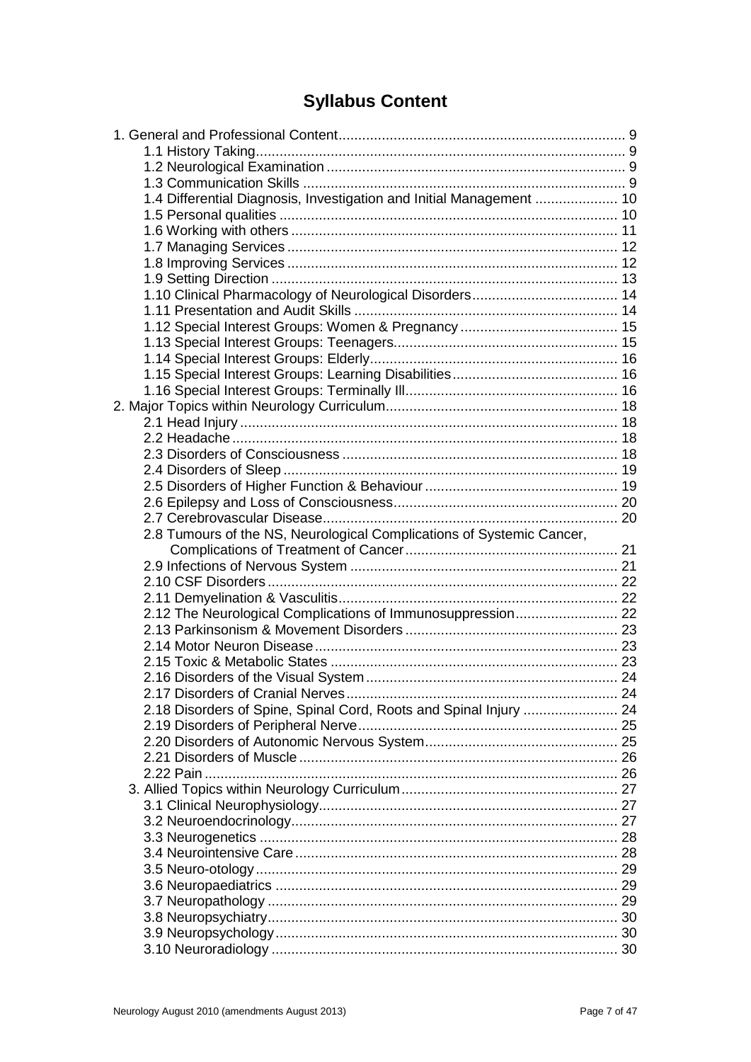# Syllabus Content

| | |
|---|---|
| 1. General and Professional Content | 9 |
| 1.1 History Taking | 9 |
| 1.2 Neurological Examination | 9 |
| 1.3 Communication Skills | 9 |
| 1.4 Differential Diagnosis, Investigation and Initial Management | 10 |
| 1.5 Personal qualities | 10 |
| 1.6 Working with others | 11 |
| 1.7 Managing Services | 12 |
| 1.8 Improving Services | 12 |
| 1.9 Setting Direction | 13 |
| 1.10 Clinical Pharmacology of Neurological Disorders | 14 |
| 1.11 Presentation and Audit Skills | 14 |
| 1.12 Special Interest Groups: Women & Pregnancy | 15 |
| 1.13 Special Interest Groups: Teenagers | 15 |
| 1.14 Special Interest Groups: Elderly | 16 |
| 1.15 Special Interest Groups: Learning Disabilities | 16 |
| 1.16 Special Interest Groups: Terminally Ill | 16 |
| 2. Major Topics within Neurology Curriculum | 18 |
| 2.1 Head Injury | 18 |
| 2.2 Headache | 18 |
| 2.3 Disorders of Consciousness | 18 |
| 2.4 Disorders of Sleep | 19 |
| 2.5 Disorders of Higher Function & Behaviour | 19 |
| 2.6 Epilepsy and Loss of Consciousness | 20 |
| 2.7 Cerebrovascular Disease | 20 |
| 2.8 Tumours of the NS, Neurological Complications of Systemic Cancer, Complications of Treatment of Cancer | 21 |
| 2.9 Infections of Nervous System | 21 |
| 2.10 CSF Disorders | 22 |
| 2.11 Demyelination & Vasculitis | 22 |
| 2.12 The Neurological Complications of Immunosuppression | 22 |
| 2.13 Parkinsonism & Movement Disorders | 23 |
| 2.14 Motor Neuron Disease | 23 |
| 2.15 Toxic & Metabolic States | 23 |
| 2.16 Disorders of the Visual System | 24 |
| 2.17 Disorders of Cranial Nerves | 24 |
| 2.18 Disorders of Spine, Spinal Cord, Roots and Spinal Injury | 24 |
| 2.19 Disorders of Peripheral Nerve | 25 |
| 2.20 Disorders of Autonomic Nervous System | 25 |
| 2.21 Disorders of Muscle | 26 |
| 2.22 Pain | 26 |
| 3. Allied Topics within Neurology Curriculum | 27 |
| 3.1 Clinical Neurophysiology | 27 |
| 3.2 Neuroendocrinology | 27 |
| 3.3 Neurogenetics | 28 |
| 3.4 Neurointensive Care | 28 |
| 3.5 Neuro-otology | 29 |
| 3.6 Neuropaediatrics | 29 |
| 3.7 Neuropathology | 29 |
| 3.8 Neuropsychiatry | 30 |
| 3.9 Neuropsychology | 30 |
| 3.10 Neuroradiology | 30 |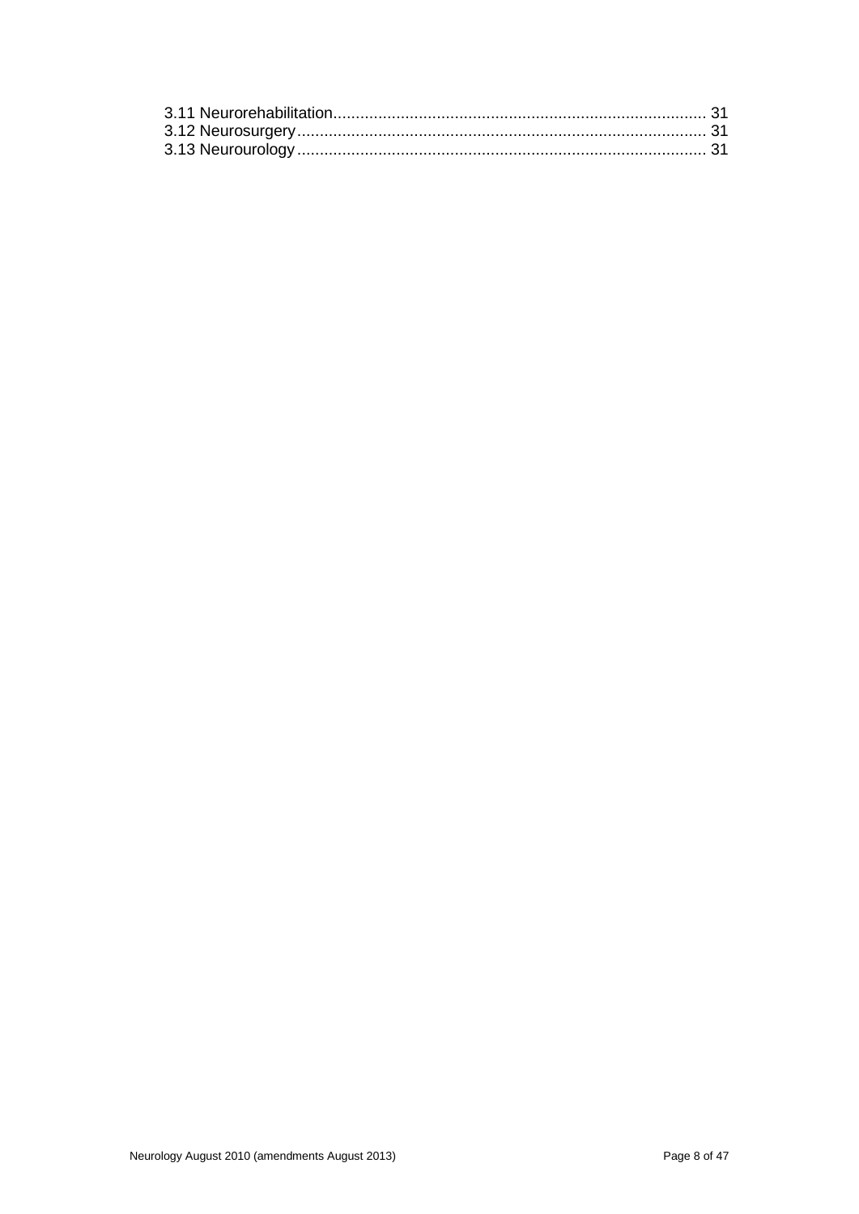3.11 Neurorehabilitation .................................................................................. 31
3.12 Neurosurgery .......................................................................................... 31
3.13 Neurourology .......................................................................................... 31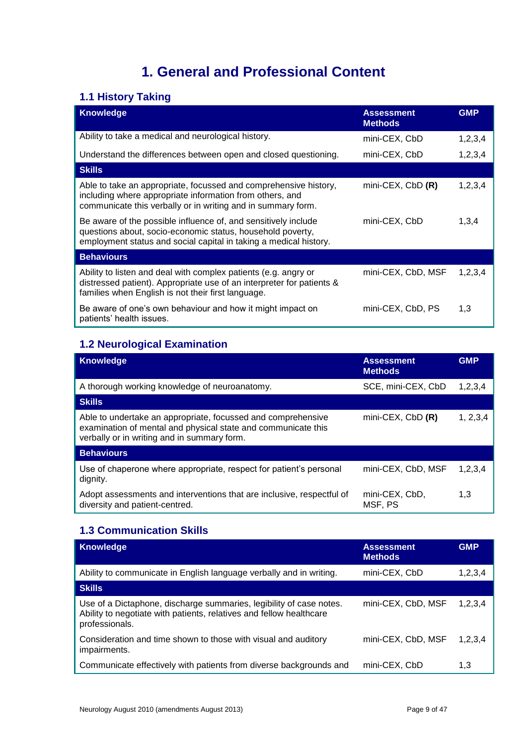# 1. General and Professional Content

## 1.1 History Taking

| Knowledge | Assessment Methods | GMP |
|---|---|---|
| Ability to take a medical and neurological history. | mini-CEX, CbD | 1,2,3,4 |
| Understand the differences between open and closed questioning. | mini-CEX, CbD | 1,2,3,4 |
| **Skills** | | |
| Able to take an appropriate, focussed and comprehensive history, including where appropriate information from others, and communicate this verbally or in writing and in summary form. | mini-CEX, CbD **(R)** | 1,2,3,4 |
| Be aware of the possible influence of, and sensitively include questions about, socio-economic status, household poverty, employment status and social capital in taking a medical history. | mini-CEX, CbD | 1,3,4 |
| **Behaviours** | | |
| Ability to listen and deal with complex patients (e.g. angry or distressed patient). Appropriate use of an interpreter for patients & families when English is not their first language. | mini-CEX, CbD, MSF | 1,2,3,4 |
| Be aware of one's own behaviour and how it might impact on patients' health issues. | mini-CEX, CbD, PS | 1,3 |

## 1.2 Neurological Examination

| Knowledge | Assessment Methods | GMP |
|---|---|---|
| A thorough working knowledge of neuroanatomy. | SCE, mini-CEX, CbD | 1,2,3,4 |
| **Skills** | | |
| Able to undertake an appropriate, focussed and comprehensive examination of mental and physical state and communicate this verbally or in writing and in summary form. | mini-CEX, CbD **(R)** | 1, 2,3,4 |
| **Behaviours** | | |
| Use of chaperone where appropriate, respect for patient's personal dignity. | mini-CEX, CbD, MSF | 1,2,3,4 |
| Adopt assessments and interventions that are inclusive, respectful of diversity and patient-centred. | mini-CEX, CbD, MSF, PS | 1,3 |

## 1.3 Communication Skills

| Knowledge | Assessment Methods | GMP |
|---|---|---|
| Ability to communicate in English language verbally and in writing. | mini-CEX, CbD | 1,2,3,4 |
| **Skills** | | |
| Use of a Dictaphone, discharge summaries, legibility of case notes. Ability to negotiate with patients, relatives and fellow healthcare professionals. | mini-CEX, CbD, MSF | 1,2,3,4 |
| Consideration and time shown to those with visual and auditory impairments. | mini-CEX, CbD, MSF | 1,2,3,4 |
| Communicate effectively with patients from diverse backgrounds and | mini-CEX, CbD | 1,3 |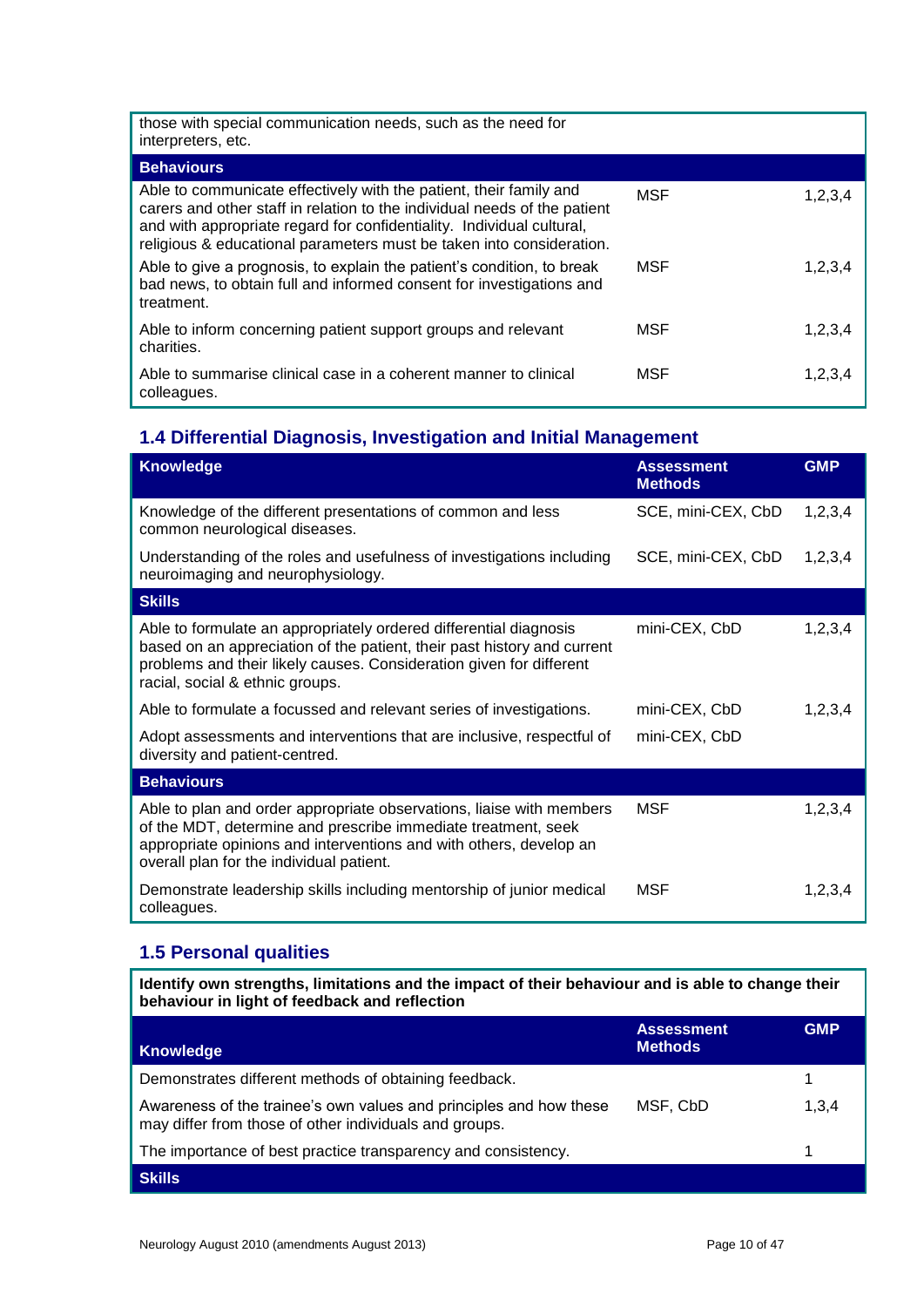| | | |
|---|---|---|
| those with special communication needs, such as the need for interpreters, etc. | | |
| **Behaviours** | | |
| Able to communicate effectively with the patient, their family and carers and other staff in relation to the individual needs of the patient and with appropriate regard for confidentiality. Individual cultural, religious & educational parameters must be taken into consideration. | MSF | 1,2,3,4 |
| Able to give a prognosis, to explain the patient's condition, to break bad news, to obtain full and informed consent for investigations and treatment. | MSF | 1,2,3,4 |
| Able to inform concerning patient support groups and relevant charities. | MSF | 1,2,3,4 |
| Able to summarise clinical case in a coherent manner to clinical colleagues. | MSF | 1,2,3,4 |

## 1.4 Differential Diagnosis, Investigation and Initial Management

| Knowledge | Assessment Methods | GMP |
|---|---|---|
| Knowledge of the different presentations of common and less common neurological diseases. | SCE, mini-CEX, CbD | 1,2,3,4 |
| Understanding of the roles and usefulness of investigations including neuroimaging and neurophysiology. | SCE, mini-CEX, CbD | 1,2,3,4 |
| **Skills** | | |
| Able to formulate an appropriately ordered differential diagnosis based on an appreciation of the patient, their past history and current problems and their likely causes. Consideration given for different racial, social & ethnic groups. | mini-CEX, CbD | 1,2,3,4 |
| Able to formulate a focussed and relevant series of investigations. | mini-CEX, CbD | 1,2,3,4 |
| Adopt assessments and interventions that are inclusive, respectful of diversity and patient-centred. | mini-CEX, CbD | |
| **Behaviours** | | |
| Able to plan and order appropriate observations, liaise with members of the MDT, determine and prescribe immediate treatment, seek appropriate opinions and interventions and with others, develop an overall plan for the individual patient. | MSF | 1,2,3,4 |
| Demonstrate leadership skills including mentorship of junior medical colleagues. | MSF | 1,2,3,4 |

## 1.5 Personal qualities

**Identify own strengths, limitations and the impact of their behaviour and is able to change their behaviour in light of feedback and reflection**

| Knowledge | Assessment Methods | GMP |
|---|---|---|
| Demonstrates different methods of obtaining feedback. | | 1 |
| Awareness of the trainee's own values and principles and how these may differ from those of other individuals and groups. | MSF, CbD | 1,3,4 |
| The importance of best practice transparency and consistency. | | 1 |
| **Skills** | | |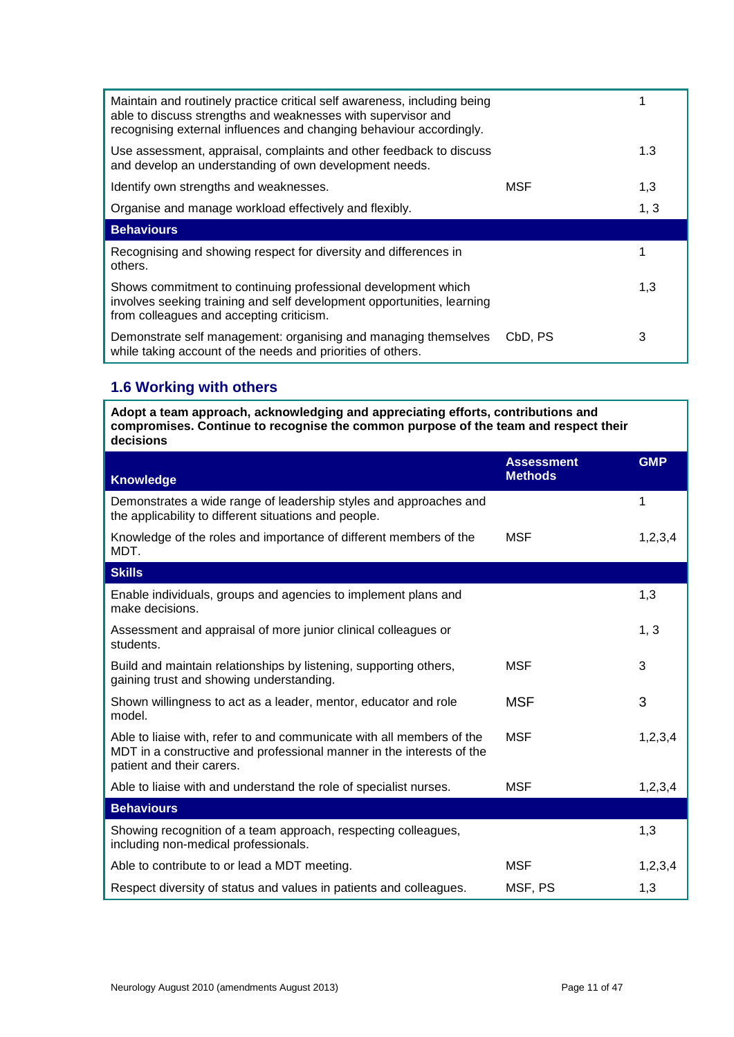| | | |
|---|---|---|
| Maintain and routinely practice critical self awareness, including being able to discuss strengths and weaknesses with supervisor and recognising external influences and changing behaviour accordingly. | | 1 |
| Use assessment, appraisal, complaints and other feedback to discuss and develop an understanding of own development needs. | | 1.3 |
| Identify own strengths and weaknesses. | MSF | 1,3 |
| Organise and manage workload effectively and flexibly. | | 1, 3 |
| **Behaviours** | | |
| Recognising and showing respect for diversity and differences in others. | | 1 |
| Shows commitment to continuing professional development which involves seeking training and self development opportunities, learning from colleagues and accepting criticism. | | 1,3 |
| Demonstrate self management: organising and managing themselves while taking account of the needs and priorities of others. | CbD, PS | 3 |

## 1.6 Working with others

**Adopt a team approach, acknowledging and appreciating efforts, contributions and compromises. Continue to recognise the common purpose of the team and respect their decisions**

| Knowledge | Assessment Methods | GMP |
|---|---|---|
| Demonstrates a wide range of leadership styles and approaches and the applicability to different situations and people. | | 1 |
| Knowledge of the roles and importance of different members of the MDT. | MSF | 1,2,3,4 |
| **Skills** | | |
| Enable individuals, groups and agencies to implement plans and make decisions. | | 1,3 |
| Assessment and appraisal of more junior clinical colleagues or students. | | 1, 3 |
| Build and maintain relationships by listening, supporting others, gaining trust and showing understanding. | MSF | 3 |
| Shown willingness to act as a leader, mentor, educator and role model. | MSF | 3 |
| Able to liaise with, refer to and communicate with all members of the MDT in a constructive and professional manner in the interests of the patient and their carers. | MSF | 1,2,3,4 |
| Able to liaise with and understand the role of specialist nurses. | MSF | 1,2,3,4 |
| **Behaviours** | | |
| Showing recognition of a team approach, respecting colleagues, including non-medical professionals. | | 1,3 |
| Able to contribute to or lead a MDT meeting. | MSF | 1,2,3,4 |
| Respect diversity of status and values in patients and colleagues. | MSF, PS | 1,3 |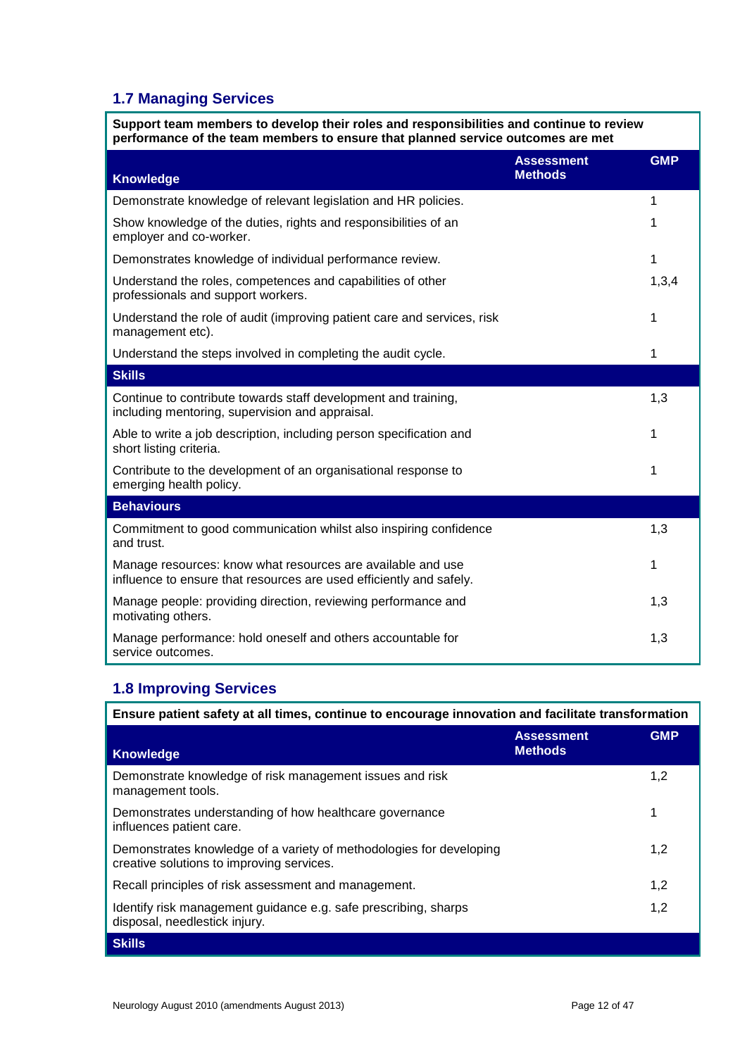## 1.7 Managing Services

| Support team members to develop their roles and responsibilities and continue to review performance of the team members to ensure that planned service outcomes are met | | |
|---|---|---|
| **Knowledge** | **Assessment Methods** | **GMP** |
| Demonstrate knowledge of relevant legislation and HR policies. | | 1 |
| Show knowledge of the duties, rights and responsibilities of an employer and co-worker. | | 1 |
| Demonstrates knowledge of individual performance review. | | 1 |
| Understand the roles, competences and capabilities of other professionals and support workers. | | 1,3,4 |
| Understand the role of audit (improving patient care and services, risk management etc). | | 1 |
| Understand the steps involved in completing the audit cycle. | | 1 |
| **Skills** | | |
| Continue to contribute towards staff development and training, including mentoring, supervision and appraisal. | | 1,3 |
| Able to write a job description, including person specification and short listing criteria. | | 1 |
| Contribute to the development of an organisational response to emerging health policy. | | 1 |
| **Behaviours** | | |
| Commitment to good communication whilst also inspiring confidence and trust. | | 1,3 |
| Manage resources: know what resources are available and use influence to ensure that resources are used efficiently and safely. | | 1 |
| Manage people: providing direction, reviewing performance and motivating others. | | 1,3 |
| Manage performance: hold oneself and others accountable for service outcomes. | | 1,3 |

## 1.8 Improving Services

| Ensure patient safety at all times, continue to encourage innovation and facilitate transformation | | |
|---|---|---|
| **Knowledge** | **Assessment Methods** | **GMP** |
| Demonstrate knowledge of risk management issues and risk management tools. | | 1,2 |
| Demonstrates understanding of how healthcare governance influences patient care. | | 1 |
| Demonstrates knowledge of a variety of methodologies for developing creative solutions to improving services. | | 1,2 |
| Recall principles of risk assessment and management. | | 1,2 |
| Identify risk management guidance e.g. safe prescribing, sharps disposal, needlestick injury. | | 1,2 |
| **Skills** | | |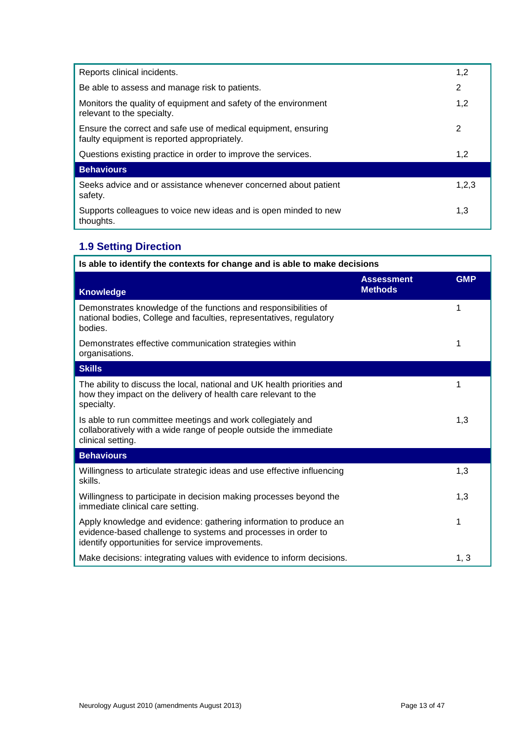| | | |
|---|---|---|
| Reports clinical incidents. | | 1,2 |
| Be able to assess and manage risk to patients. | | 2 |
| Monitors the quality of equipment and safety of the environment relevant to the specialty. | | 1,2 |
| Ensure the correct and safe use of medical equipment, ensuring faulty equipment is reported appropriately. | | 2 |
| Questions existing practice in order to improve the services. | | 1,2 |
| **Behaviours** | | |
| Seeks advice and or assistance whenever concerned about patient safety. | | 1,2,3 |
| Supports colleagues to voice new ideas and is open minded to new thoughts. | | 1,3 |

## 1.9 Setting Direction

| **Is able to identify the contexts for change and is able to make decisions** | | |
|---|---|---|
| **Knowledge** | **Assessment Methods** | **GMP** |
| Demonstrates knowledge of the functions and responsibilities of national bodies, College and faculties, representatives, regulatory bodies. | | 1 |
| Demonstrates effective communication strategies within organisations. | | 1 |
| **Skills** | | |
| The ability to discuss the local, national and UK health priorities and how they impact on the delivery of health care relevant to the specialty. | | 1 |
| Is able to run committee meetings and work collegiately and collaboratively with a wide range of people outside the immediate clinical setting. | | 1,3 |
| **Behaviours** | | |
| Willingness to articulate strategic ideas and use effective influencing skills. | | 1,3 |
| Willingness to participate in decision making processes beyond the immediate clinical care setting. | | 1,3 |
| Apply knowledge and evidence: gathering information to produce an evidence-based challenge to systems and processes in order to identify opportunities for service improvements. | | 1 |
| Make decisions: integrating values with evidence to inform decisions. | | 1, 3 |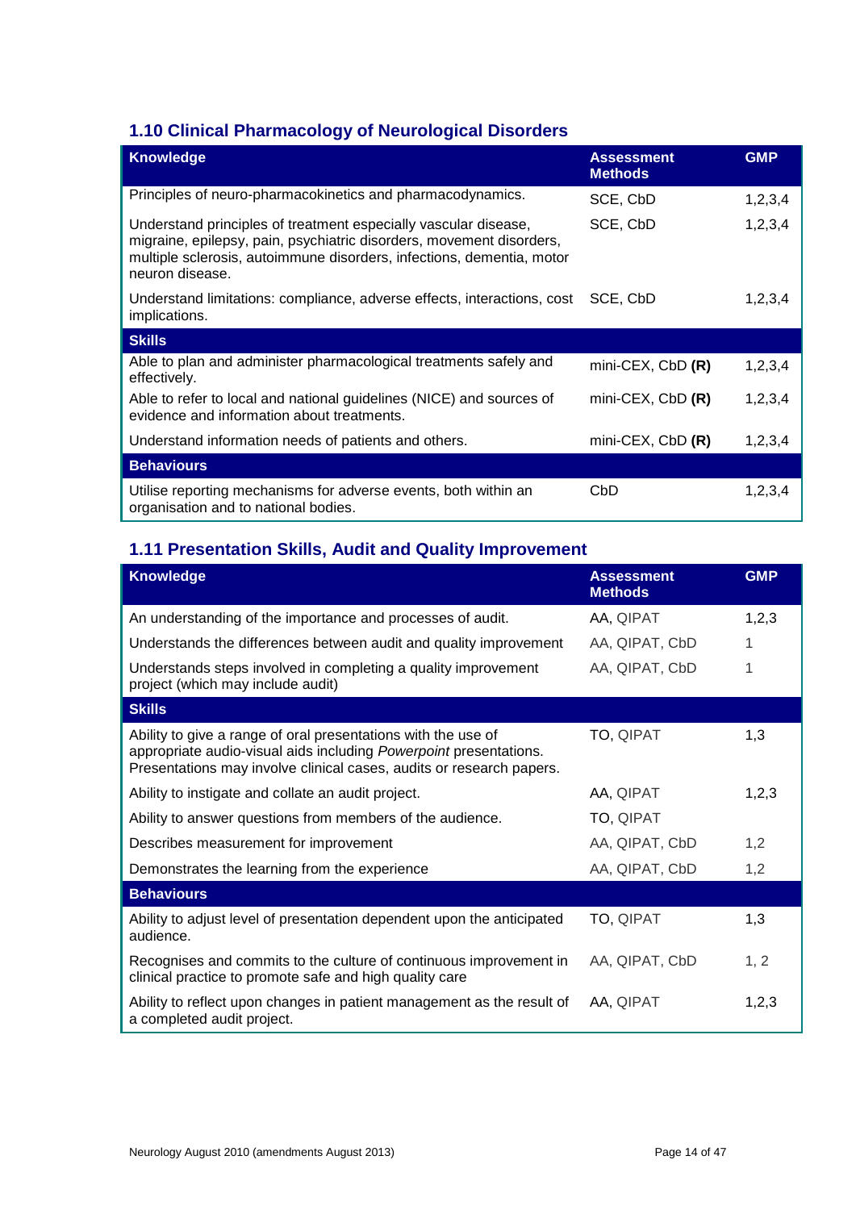## 1.10 Clinical Pharmacology of Neurological Disorders

| Knowledge | Assessment Methods | GMP |
|---|---|---|
| Principles of neuro-pharmacokinetics and pharmacodynamics. | SCE, CbD | 1,2,3,4 |
| Understand principles of treatment especially vascular disease, migraine, epilepsy, pain, psychiatric disorders, movement disorders, multiple sclerosis, autoimmune disorders, infections, dementia, motor neuron disease. | SCE, CbD | 1,2,3,4 |
| Understand limitations: compliance, adverse effects, interactions, cost implications. | SCE, CbD | 1,2,3,4 |
| **Skills** | | |
| Able to plan and administer pharmacological treatments safely and effectively. | mini-CEX, CbD **(R)** | 1,2,3,4 |
| Able to refer to local and national guidelines (NICE) and sources of evidence and information about treatments. | mini-CEX, CbD **(R)** | 1,2,3,4 |
| Understand information needs of patients and others. | mini-CEX, CbD **(R)** | 1,2,3,4 |
| **Behaviours** | | |
| Utilise reporting mechanisms for adverse events, both within an organisation and to national bodies. | CbD | 1,2,3,4 |

## 1.11 Presentation Skills, Audit and Quality Improvement

| Knowledge | Assessment Methods | GMP |
|---|---|---|
| An understanding of the importance and processes of audit. | AA, QIPAT | 1,2,3 |
| Understands the differences between audit and quality improvement | AA, QIPAT, CbD | 1 |
| Understands steps involved in completing a quality improvement project (which may include audit) | AA, QIPAT, CbD | 1 |
| **Skills** | | |
| Ability to give a range of oral presentations with the use of appropriate audio-visual aids including *Powerpoint* presentations. Presentations may involve clinical cases, audits or research papers. | TO, QIPAT | 1,3 |
| Ability to instigate and collate an audit project. | AA, QIPAT | 1,2,3 |
| Ability to answer questions from members of the audience. | TO, QIPAT | |
| Describes measurement for improvement | AA, QIPAT, CbD | 1,2 |
| Demonstrates the learning from the experience | AA, QIPAT, CbD | 1,2 |
| **Behaviours** | | |
| Ability to adjust level of presentation dependent upon the anticipated audience. | TO, QIPAT | 1,3 |
| Recognises and commits to the culture of continuous improvement in clinical practice to promote safe and high quality care | AA, QIPAT, CbD | 1, 2 |
| Ability to reflect upon changes in patient management as the result of a completed audit project. | AA, QIPAT | 1,2,3 |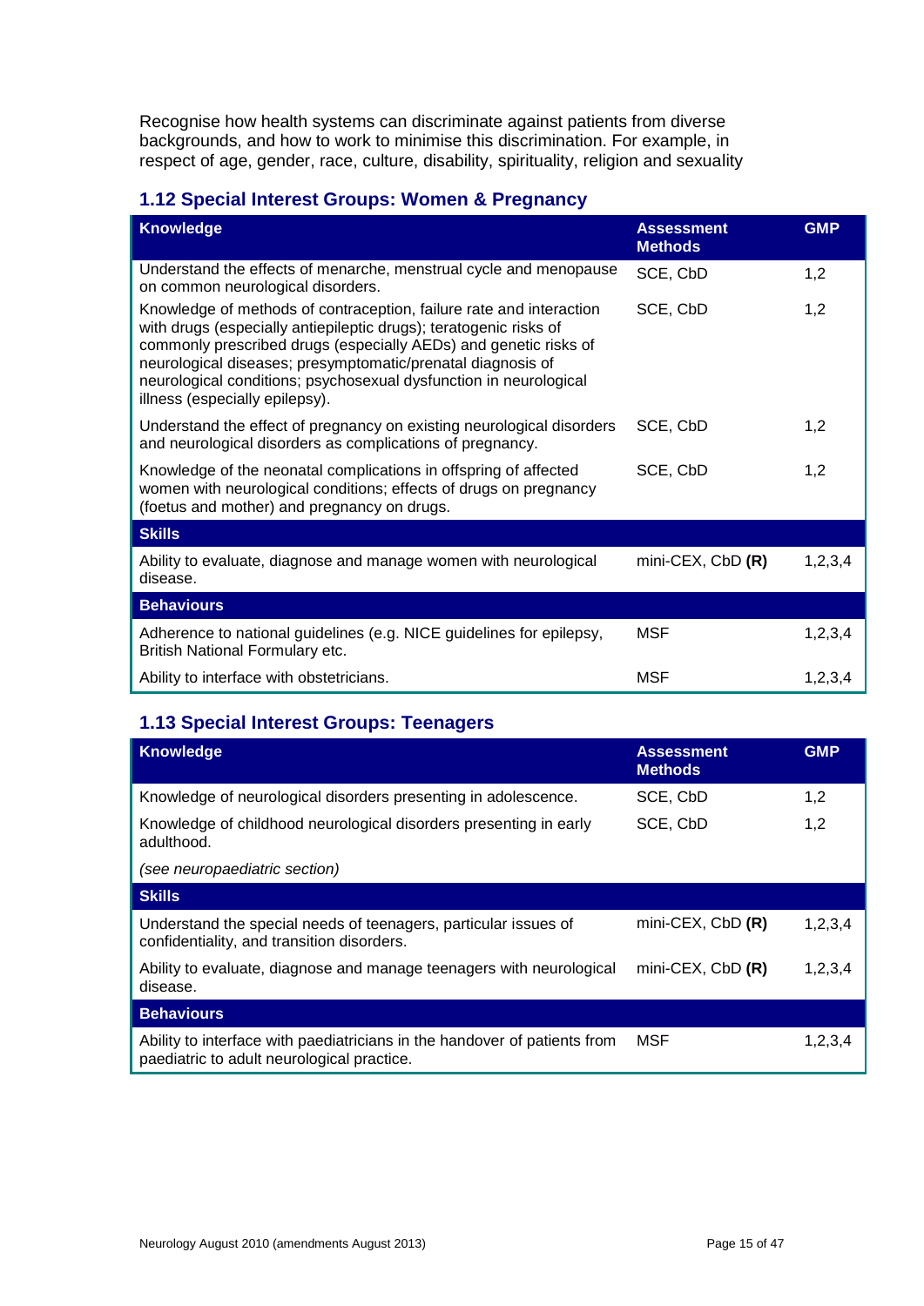Recognise how health systems can discriminate against patients from diverse backgrounds, and how to work to minimise this discrimination. For example, in respect of age, gender, race, culture, disability, spirituality, religion and sexuality

### 1.12 Special Interest Groups: Women & Pregnancy

| Knowledge | Assessment Methods | GMP |
|---|---|---|
| Understand the effects of menarche, menstrual cycle and menopause on common neurological disorders. | SCE, CbD | 1,2 |
| Knowledge of methods of contraception, failure rate and interaction with drugs (especially antiepileptic drugs); teratogenic risks of commonly prescribed drugs (especially AEDs) and genetic risks of neurological diseases; presymptomatic/prenatal diagnosis of neurological conditions; psychosexual dysfunction in neurological illness (especially epilepsy). | SCE, CbD | 1,2 |
| Understand the effect of pregnancy on existing neurological disorders and neurological disorders as complications of pregnancy. | SCE, CbD | 1,2 |
| Knowledge of the neonatal complications in offspring of affected women with neurological conditions; effects of drugs on pregnancy (foetus and mother) and pregnancy on drugs. | SCE, CbD | 1,2 |
| **Skills** | | |
| Ability to evaluate, diagnose and manage women with neurological disease. | mini-CEX, CbD **(R)** | 1,2,3,4 |
| **Behaviours** | | |
| Adherence to national guidelines (e.g. NICE guidelines for epilepsy, British National Formulary etc. | MSF | 1,2,3,4 |
| Ability to interface with obstetricians. | MSF | 1,2,3,4 |

### 1.13 Special Interest Groups: Teenagers

| Knowledge | Assessment Methods | GMP |
|---|---|---|
| Knowledge of neurological disorders presenting in adolescence. | SCE, CbD | 1,2 |
| Knowledge of childhood neurological disorders presenting in early adulthood. | SCE, CbD | 1,2 |
| *(see neuropaediatric section)* | | |
| **Skills** | | |
| Understand the special needs of teenagers, particular issues of confidentiality, and transition disorders. | mini-CEX, CbD **(R)** | 1,2,3,4 |
| Ability to evaluate, diagnose and manage teenagers with neurological disease. | mini-CEX, CbD **(R)** | 1,2,3,4 |
| **Behaviours** | | |
| Ability to interface with paediatricians in the handover of patients from paediatric to adult neurological practice. | MSF | 1,2,3,4 |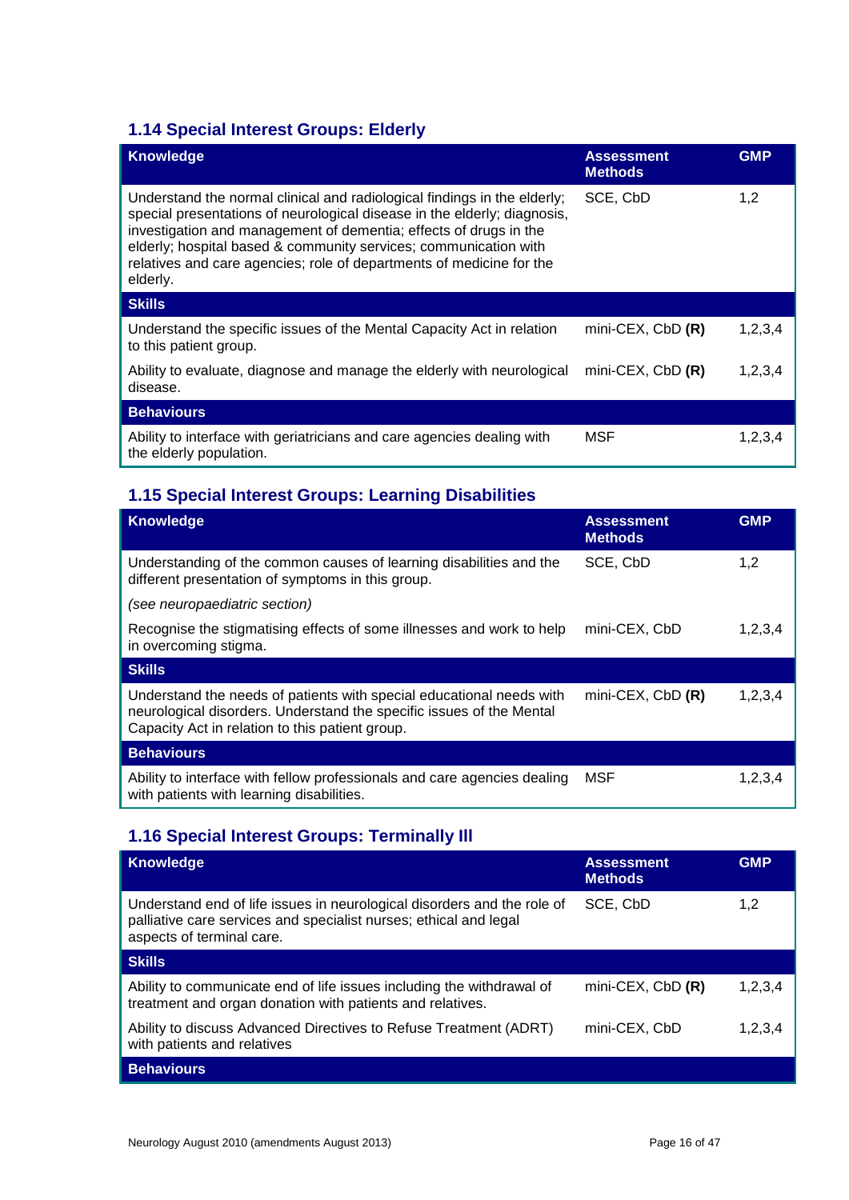### 1.14 Special Interest Groups: Elderly

| Knowledge | Assessment Methods | GMP |
|---|---|---|
| Understand the normal clinical and radiological findings in the elderly; special presentations of neurological disease in the elderly; diagnosis, investigation and management of dementia; effects of drugs in the elderly; hospital based & community services; communication with relatives and care agencies; role of departments of medicine for the elderly. | SCE, CbD | 1,2 |
| **Skills** | | |
| Understand the specific issues of the Mental Capacity Act in relation to this patient group. | mini-CEX, CbD **(R)** | 1,2,3,4 |
| Ability to evaluate, diagnose and manage the elderly with neurological disease. | mini-CEX, CbD **(R)** | 1,2,3,4 |
| **Behaviours** | | |
| Ability to interface with geriatricians and care agencies dealing with the elderly population. | MSF | 1,2,3,4 |

### 1.15 Special Interest Groups: Learning Disabilities

| Knowledge | Assessment Methods | GMP |
|---|---|---|
| Understanding of the common causes of learning disabilities and the different presentation of symptoms in this group. | SCE, CbD | 1,2 |
| *(see neuropaediatric section)* | | |
| Recognise the stigmatising effects of some illnesses and work to help in overcoming stigma. | mini-CEX, CbD | 1,2,3,4 |
| **Skills** | | |
| Understand the needs of patients with special educational needs with neurological disorders. Understand the specific issues of the Mental Capacity Act in relation to this patient group. | mini-CEX, CbD **(R)** | 1,2,3,4 |
| **Behaviours** | | |
| Ability to interface with fellow professionals and care agencies dealing with patients with learning disabilities. | MSF | 1,2,3,4 |

### 1.16 Special Interest Groups: Terminally Ill

| Knowledge | Assessment Methods | GMP |
|---|---|---|
| Understand end of life issues in neurological disorders and the role of palliative care services and specialist nurses; ethical and legal aspects of terminal care. | SCE, CbD | 1,2 |
| **Skills** | | |
| Ability to communicate end of life issues including the withdrawal of treatment and organ donation with patients and relatives. | mini-CEX, CbD **(R)** | 1,2,3,4 |
| Ability to discuss Advanced Directives to Refuse Treatment (ADRT) with patients and relatives | mini-CEX, CbD | 1,2,3,4 |
| **Behaviours** | | |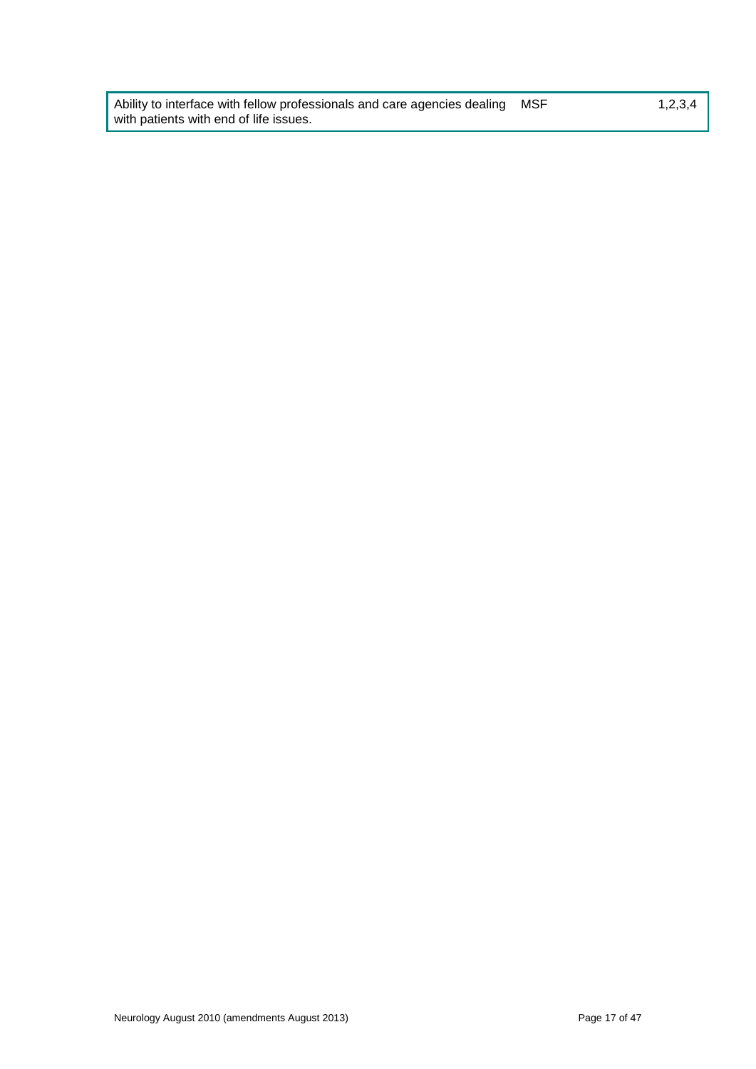| | | |
|---|---|---|
| Ability to interface with fellow professionals and care agencies dealing with patients with end of life issues. | MSF | 1,2,3,4 |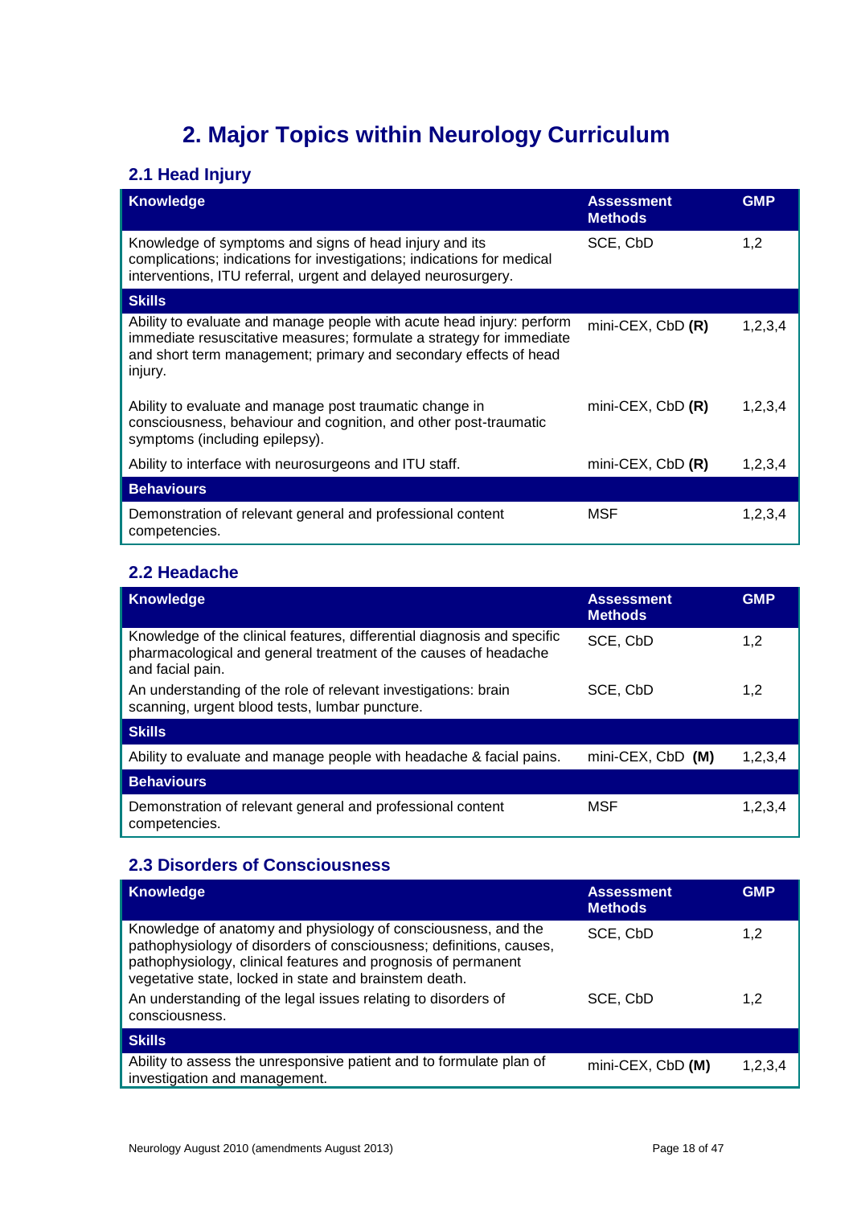# 2. Major Topics within Neurology Curriculum

## 2.1 Head Injury

| Knowledge | Assessment Methods | GMP |
|---|---|---|
| Knowledge of symptoms and signs of head injury and its complications; indications for investigations; indications for medical interventions, ITU referral, urgent and delayed neurosurgery. | SCE, CbD | 1,2 |
| **Skills** | | |
| Ability to evaluate and manage people with acute head injury: perform immediate resuscitative measures; formulate a strategy for immediate and short term management; primary and secondary effects of head injury. | mini-CEX, CbD **(R)** | 1,2,3,4 |
| Ability to evaluate and manage post traumatic change in consciousness, behaviour and cognition, and other post-traumatic symptoms (including epilepsy). | mini-CEX, CbD **(R)** | 1,2,3,4 |
| Ability to interface with neurosurgeons and ITU staff. | mini-CEX, CbD **(R)** | 1,2,3,4 |
| **Behaviours** | | |
| Demonstration of relevant general and professional content competencies. | MSF | 1,2,3,4 |

## 2.2 Headache

| Knowledge | Assessment Methods | GMP |
|---|---|---|
| Knowledge of the clinical features, differential diagnosis and specific pharmacological and general treatment of the causes of headache and facial pain. | SCE, CbD | 1,2 |
| An understanding of the role of relevant investigations: brain scanning, urgent blood tests, lumbar puncture. | SCE, CbD | 1,2 |
| **Skills** | | |
| Ability to evaluate and manage people with headache & facial pains. | mini-CEX, CbD **(M)** | 1,2,3,4 |
| **Behaviours** | | |
| Demonstration of relevant general and professional content competencies. | MSF | 1,2,3,4 |

## 2.3 Disorders of Consciousness

| Knowledge | Assessment Methods | GMP |
|---|---|---|
| Knowledge of anatomy and physiology of consciousness, and the pathophysiology of disorders of consciousness; definitions, causes, pathophysiology, clinical features and prognosis of permanent vegetative state, locked in state and brainstem death. | SCE, CbD | 1,2 |
| An understanding of the legal issues relating to disorders of consciousness. | SCE, CbD | 1,2 |
| **Skills** | | |
| Ability to assess the unresponsive patient and to formulate plan of investigation and management. | mini-CEX, CbD **(M)** | 1,2,3,4 |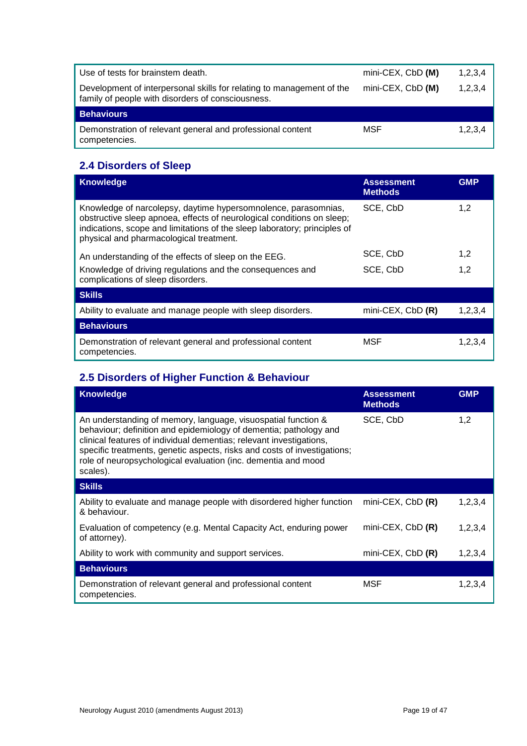| | | |
|---|---|---|
| Use of tests for brainstem death. | mini-CEX, CbD **(M)** | 1,2,3,4 |
| Development of interpersonal skills for relating to management of the family of people with disorders of consciousness. | mini-CEX, CbD **(M)** | 1,2,3,4 |
| **Behaviours** | | |
| Demonstration of relevant general and professional content competencies. | MSF | 1,2,3,4 |

## 2.4 Disorders of Sleep

| Knowledge | Assessment Methods | GMP |
|---|---|---|
| Knowledge of narcolepsy, daytime hypersomnolence, parasomnias, obstructive sleep apnoea, effects of neurological conditions on sleep; indications, scope and limitations of the sleep laboratory; principles of physical and pharmacological treatment. | SCE, CbD | 1,2 |
| An understanding of the effects of sleep on the EEG. | SCE, CbD | 1,2 |
| Knowledge of driving regulations and the consequences and complications of sleep disorders. | SCE, CbD | 1,2 |
| **Skills** | | |
| Ability to evaluate and manage people with sleep disorders. | mini-CEX, CbD **(R)** | 1,2,3,4 |
| **Behaviours** | | |
| Demonstration of relevant general and professional content competencies. | MSF | 1,2,3,4 |

## 2.5 Disorders of Higher Function & Behaviour

| Knowledge | Assessment Methods | GMP |
|---|---|---|
| An understanding of memory, language, visuospatial function & behaviour; definition and epidemiology of dementia; pathology and clinical features of individual dementias; relevant investigations, specific treatments, genetic aspects, risks and costs of investigations; role of neuropsychological evaluation (inc. dementia and mood scales). | SCE, CbD | 1,2 |
| **Skills** | | |
| Ability to evaluate and manage people with disordered higher function & behaviour. | mini-CEX, CbD **(R)** | 1,2,3,4 |
| Evaluation of competency (e.g. Mental Capacity Act, enduring power of attorney). | mini-CEX, CbD **(R)** | 1,2,3,4 |
| Ability to work with community and support services. | mini-CEX, CbD **(R)** | 1,2,3,4 |
| **Behaviours** | | |
| Demonstration of relevant general and professional content competencies. | MSF | 1,2,3,4 |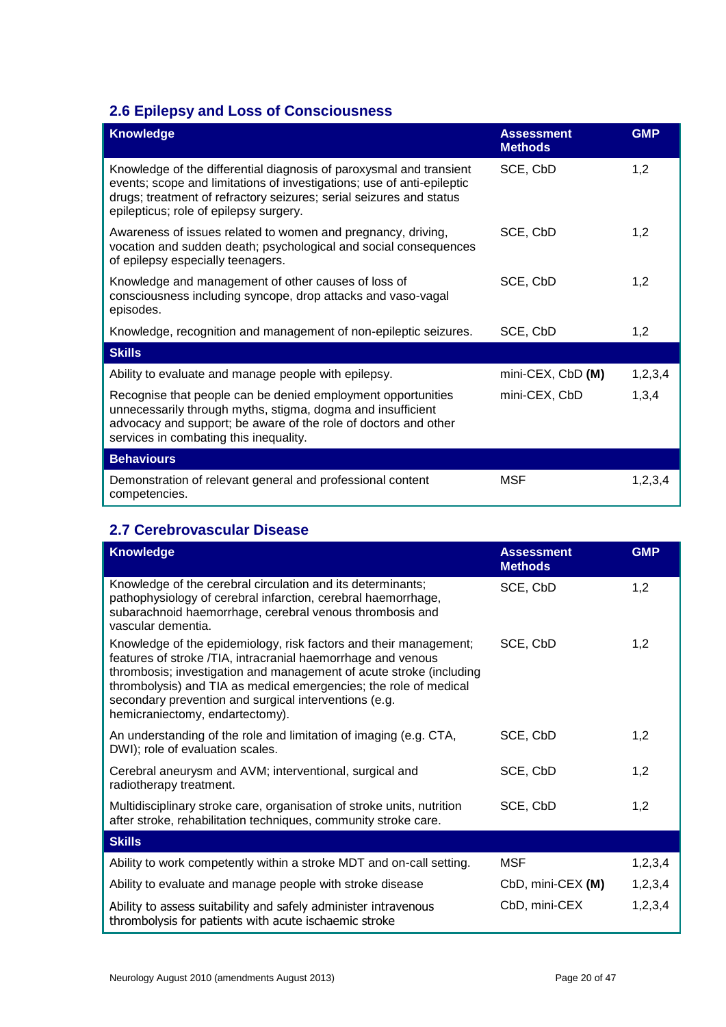## 2.6 Epilepsy and Loss of Consciousness

| Knowledge | Assessment Methods | GMP |
|---|---|---|
| Knowledge of the differential diagnosis of paroxysmal and transient events; scope and limitations of investigations; use of anti-epileptic drugs; treatment of refractory seizures; serial seizures and status epilepticus; role of epilepsy surgery. | SCE, CbD | 1,2 |
| Awareness of issues related to women and pregnancy, driving, vocation and sudden death; psychological and social consequences of epilepsy especially teenagers. | SCE, CbD | 1,2 |
| Knowledge and management of other causes of loss of consciousness including syncope, drop attacks and vaso-vagal episodes. | SCE, CbD | 1,2 |
| Knowledge, recognition and management of non-epileptic seizures. | SCE, CbD | 1,2 |
| **Skills** | | |
| Ability to evaluate and manage people with epilepsy. | mini-CEX, CbD **(M)** | 1,2,3,4 |
| Recognise that people can be denied employment opportunities unnecessarily through myths, stigma, dogma and insufficient advocacy and support; be aware of the role of doctors and other services in combating this inequality. | mini-CEX, CbD | 1,3,4 |
| **Behaviours** | | |
| Demonstration of relevant general and professional content competencies. | MSF | 1,2,3,4 |

## 2.7 Cerebrovascular Disease

| Knowledge | Assessment Methods | GMP |
|---|---|---|
| Knowledge of the cerebral circulation and its determinants; pathophysiology of cerebral infarction, cerebral haemorrhage, subarachnoid haemorrhage, cerebral venous thrombosis and vascular dementia. | SCE, CbD | 1,2 |
| Knowledge of the epidemiology, risk factors and their management; features of stroke /TIA, intracranial haemorrhage and venous thrombosis; investigation and management of acute stroke (including thrombolysis) and TIA as medical emergencies; the role of medical secondary prevention and surgical interventions (e.g. hemicraniectomy, endartectomy). | SCE, CbD | 1,2 |
| An understanding of the role and limitation of imaging (e.g. CTA, DWI); role of evaluation scales. | SCE, CbD | 1,2 |
| Cerebral aneurysm and AVM; interventional, surgical and radiotherapy treatment. | SCE, CbD | 1,2 |
| Multidisciplinary stroke care, organisation of stroke units, nutrition after stroke, rehabilitation techniques, community stroke care. | SCE, CbD | 1,2 |
| **Skills** | | |
| Ability to work competently within a stroke MDT and on-call setting. | MSF | 1,2,3,4 |
| Ability to evaluate and manage people with stroke disease | CbD, mini-CEX **(M)** | 1,2,3,4 |
| Ability to assess suitability and safely administer intravenous thrombolysis for patients with acute ischaemic stroke | CbD, mini-CEX | 1,2,3,4 |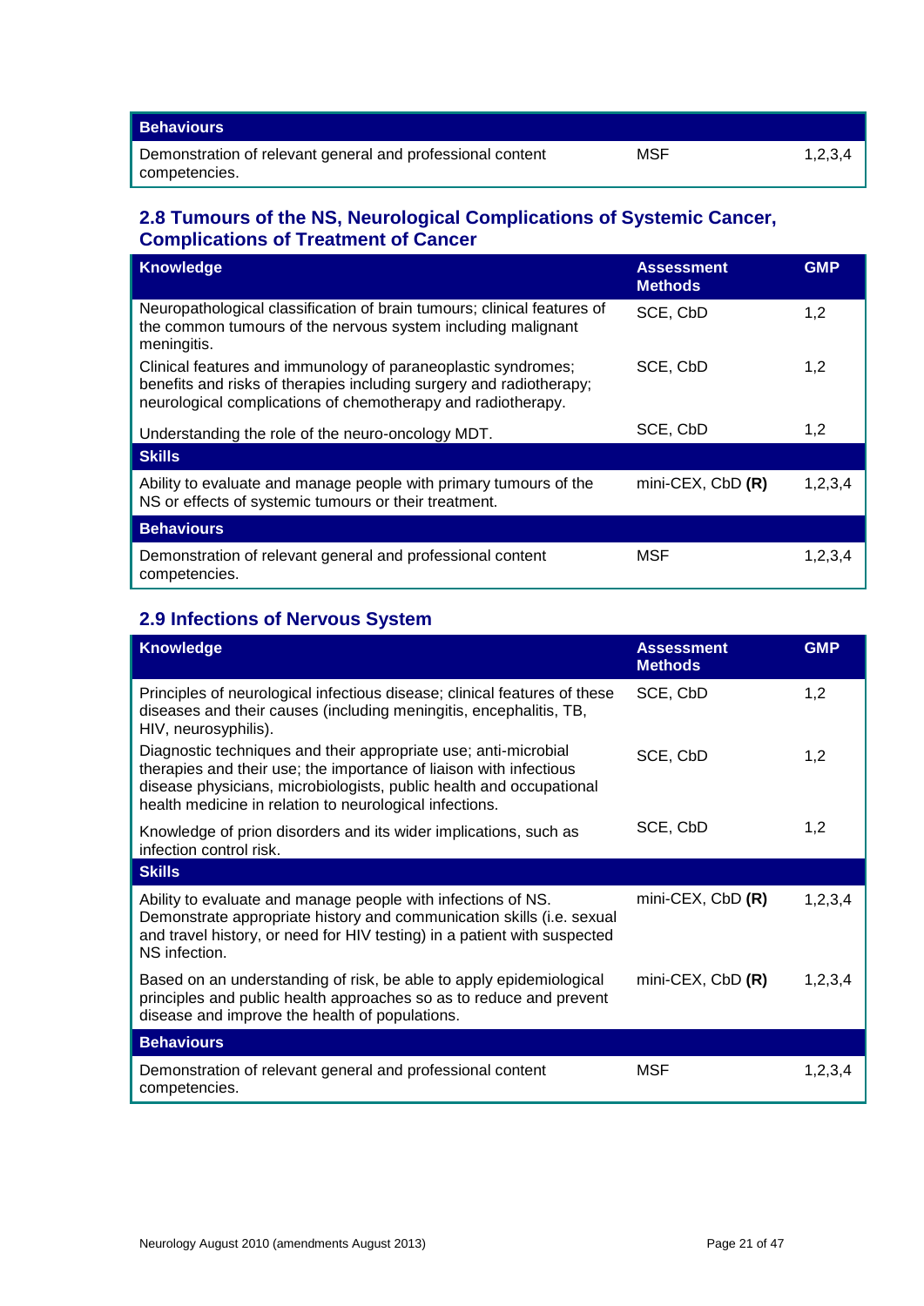| Behaviours | | |
|---|---|---|
| Demonstration of relevant general and professional content competencies. | MSF | 1,2,3,4 |

## 2.8 Tumours of the NS, Neurological Complications of Systemic Cancer, Complications of Treatment of Cancer

| Knowledge | Assessment Methods | GMP |
|---|---|---|
| Neuropathological classification of brain tumours; clinical features of the common tumours of the nervous system including malignant meningitis. | SCE, CbD | 1,2 |
| Clinical features and immunology of paraneoplastic syndromes; benefits and risks of therapies including surgery and radiotherapy; neurological complications of chemotherapy and radiotherapy. | SCE, CbD | 1,2 |
| Understanding the role of the neuro-oncology MDT. | SCE, CbD | 1,2 |
| **Skills** | | |
| Ability to evaluate and manage people with primary tumours of the NS or effects of systemic tumours or their treatment. | mini-CEX, CbD **(R)** | 1,2,3,4 |
| **Behaviours** | | |
| Demonstration of relevant general and professional content competencies. | MSF | 1,2,3,4 |

## 2.9 Infections of Nervous System

| Knowledge | Assessment Methods | GMP |
|---|---|---|
| Principles of neurological infectious disease; clinical features of these diseases and their causes (including meningitis, encephalitis, TB, HIV, neurosyphilis). | SCE, CbD | 1,2 |
| Diagnostic techniques and their appropriate use; anti-microbial therapies and their use; the importance of liaison with infectious disease physicians, microbiologists, public health and occupational health medicine in relation to neurological infections. | SCE, CbD | 1,2 |
| Knowledge of prion disorders and its wider implications, such as infection control risk. | SCE, CbD | 1,2 |
| **Skills** | | |
| Ability to evaluate and manage people with infections of NS. Demonstrate appropriate history and communication skills (i.e. sexual and travel history, or need for HIV testing) in a patient with suspected NS infection. | mini-CEX, CbD **(R)** | 1,2,3,4 |
| Based on an understanding of risk, be able to apply epidemiological principles and public health approaches so as to reduce and prevent disease and improve the health of populations. | mini-CEX, CbD **(R)** | 1,2,3,4 |
| **Behaviours** | | |
| Demonstration of relevant general and professional content competencies. | MSF | 1,2,3,4 |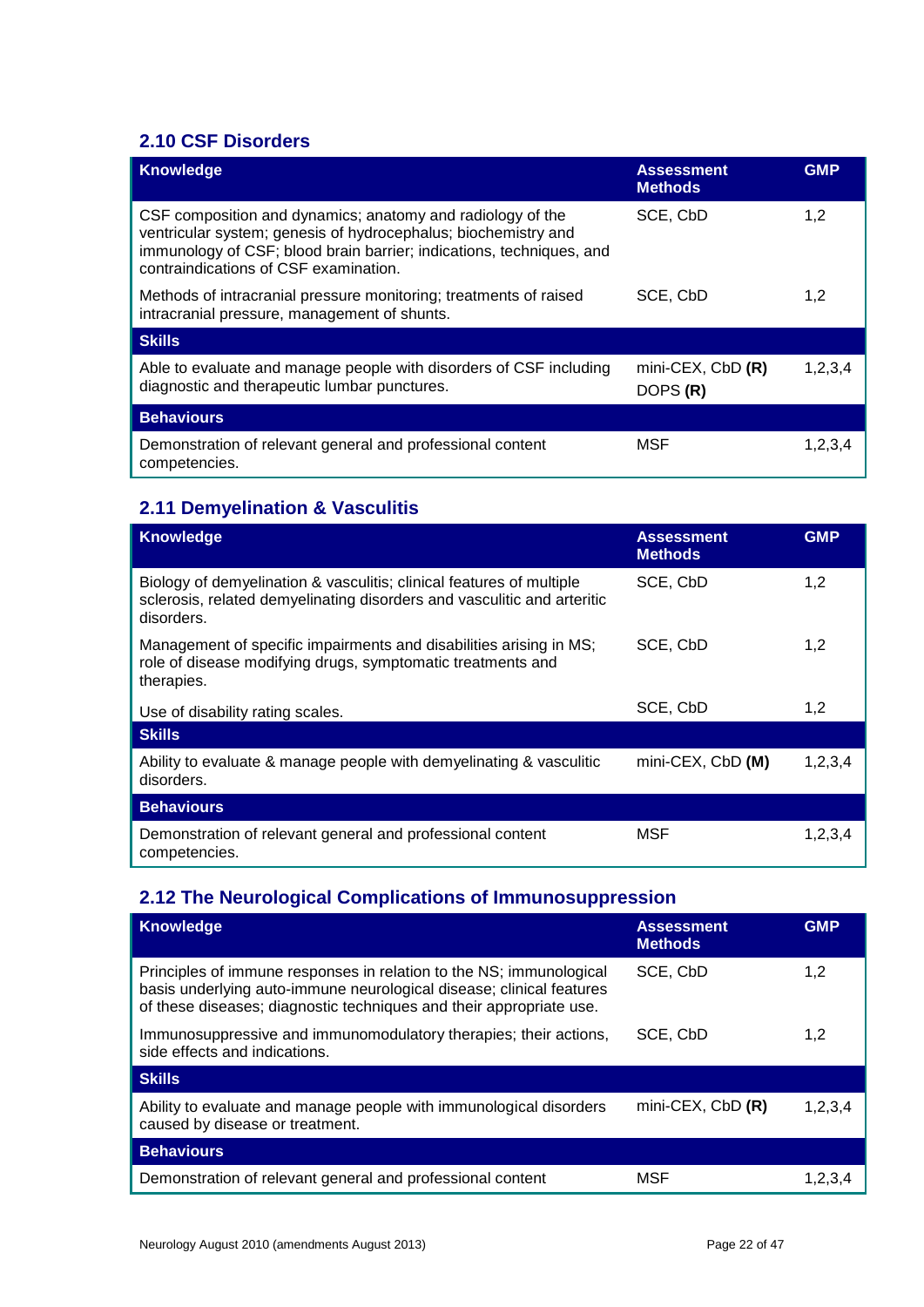## 2.10 CSF Disorders

| Knowledge | Assessment Methods | GMP |
|---|---|---|
| CSF composition and dynamics; anatomy and radiology of the ventricular system; genesis of hydrocephalus; biochemistry and immunology of CSF; blood brain barrier; indications, techniques, and contraindications of CSF examination. | SCE, CbD | 1,2 |
| Methods of intracranial pressure monitoring; treatments of raised intracranial pressure, management of shunts. | SCE, CbD | 1,2 |
| **Skills** | | |
| Able to evaluate and manage people with disorders of CSF including diagnostic and therapeutic lumbar punctures. | mini-CEX, CbD **(R)** DOPS **(R)** | 1,2,3,4 |
| **Behaviours** | | |
| Demonstration of relevant general and professional content competencies. | MSF | 1,2,3,4 |

## 2.11 Demyelination & Vasculitis

| Knowledge | Assessment Methods | GMP |
|---|---|---|
| Biology of demyelination & vasculitis; clinical features of multiple sclerosis, related demyelinating disorders and vasculitic and arteritic disorders. | SCE, CbD | 1,2 |
| Management of specific impairments and disabilities arising in MS; role of disease modifying drugs, symptomatic treatments and therapies. | SCE, CbD | 1,2 |
| Use of disability rating scales. | SCE, CbD | 1,2 |
| **Skills** | | |
| Ability to evaluate & manage people with demyelinating & vasculitic disorders. | mini-CEX, CbD **(M)** | 1,2,3,4 |
| **Behaviours** | | |
| Demonstration of relevant general and professional content competencies. | MSF | 1,2,3,4 |

## 2.12 The Neurological Complications of Immunosuppression

| Knowledge | Assessment Methods | GMP |
|---|---|---|
| Principles of immune responses in relation to the NS; immunological basis underlying auto-immune neurological disease; clinical features of these diseases; diagnostic techniques and their appropriate use. | SCE, CbD | 1,2 |
| Immunosuppressive and immunomodulatory therapies; their actions, side effects and indications. | SCE, CbD | 1,2 |
| **Skills** | | |
| Ability to evaluate and manage people with immunological disorders caused by disease or treatment. | mini-CEX, CbD **(R)** | 1,2,3,4 |
| **Behaviours** | | |
| Demonstration of relevant general and professional content | MSF | 1,2,3,4 |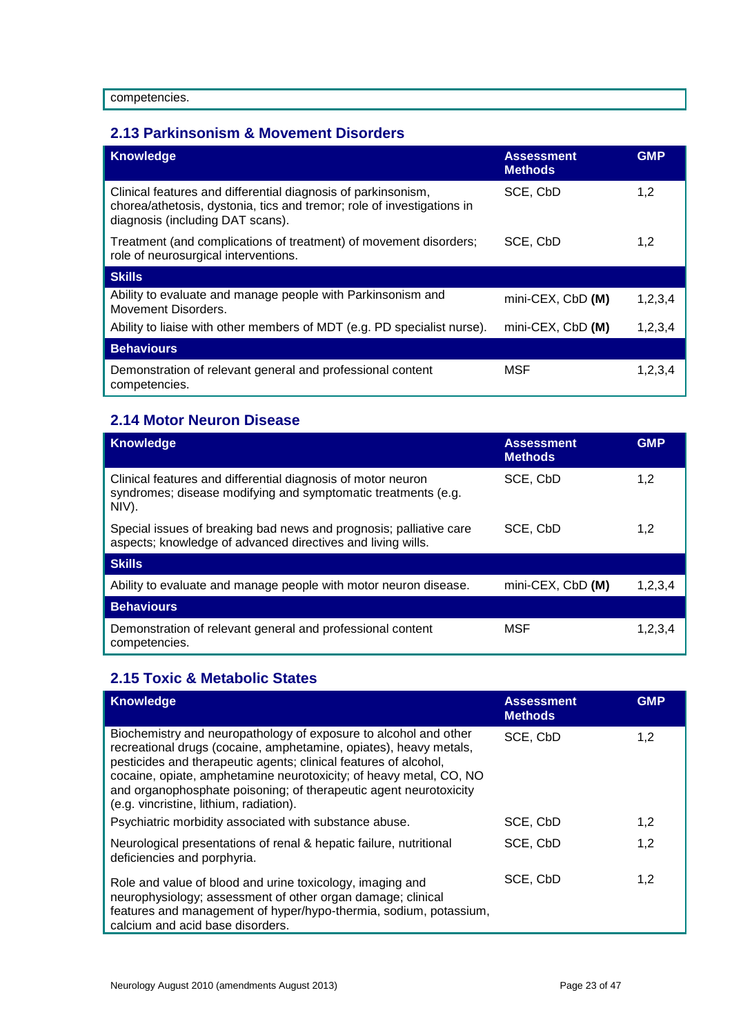competencies.

## 2.13 Parkinsonism & Movement Disorders

| Knowledge | Assessment Methods | GMP |
|---|---|---|
| Clinical features and differential diagnosis of parkinsonism, chorea/athetosis, dystonia, tics and tremor; role of investigations in diagnosis (including DAT scans). | SCE, CbD | 1,2 |
| Treatment (and complications of treatment) of movement disorders; role of neurosurgical interventions. | SCE, CbD | 1,2 |
| **Skills** | | |
| Ability to evaluate and manage people with Parkinsonism and Movement Disorders. | mini-CEX, CbD **(M)** | 1,2,3,4 |
| Ability to liaise with other members of MDT (e.g. PD specialist nurse). | mini-CEX, CbD **(M)** | 1,2,3,4 |
| **Behaviours** | | |
| Demonstration of relevant general and professional content competencies. | MSF | 1,2,3,4 |

## 2.14 Motor Neuron Disease

| Knowledge | Assessment Methods | GMP |
|---|---|---|
| Clinical features and differential diagnosis of motor neuron syndromes; disease modifying and symptomatic treatments (e.g. NIV). | SCE, CbD | 1,2 |
| Special issues of breaking bad news and prognosis; palliative care aspects; knowledge of advanced directives and living wills. | SCE, CbD | 1,2 |
| **Skills** | | |
| Ability to evaluate and manage people with motor neuron disease. | mini-CEX, CbD **(M)** | 1,2,3,4 |
| **Behaviours** | | |
| Demonstration of relevant general and professional content competencies. | MSF | 1,2,3,4 |

## 2.15 Toxic & Metabolic States

| Knowledge | Assessment Methods | GMP |
|---|---|---|
| Biochemistry and neuropathology of exposure to alcohol and other recreational drugs (cocaine, amphetamine, opiates), heavy metals, pesticides and therapeutic agents; clinical features of alcohol, cocaine, opiate, amphetamine neurotoxicity; of heavy metal, CO, NO and organophosphate poisoning; of therapeutic agent neurotoxicity (e.g. vincristine, lithium, radiation). | SCE, CbD | 1,2 |
| Psychiatric morbidity associated with substance abuse. | SCE, CbD | 1,2 |
| Neurological presentations of renal & hepatic failure, nutritional deficiencies and porphyria. | SCE, CbD | 1,2 |
| Role and value of blood and urine toxicology, imaging and neurophysiology; assessment of other organ damage; clinical features and management of hyper/hypo-thermia, sodium, potassium, calcium and acid base disorders. | SCE, CbD | 1,2 |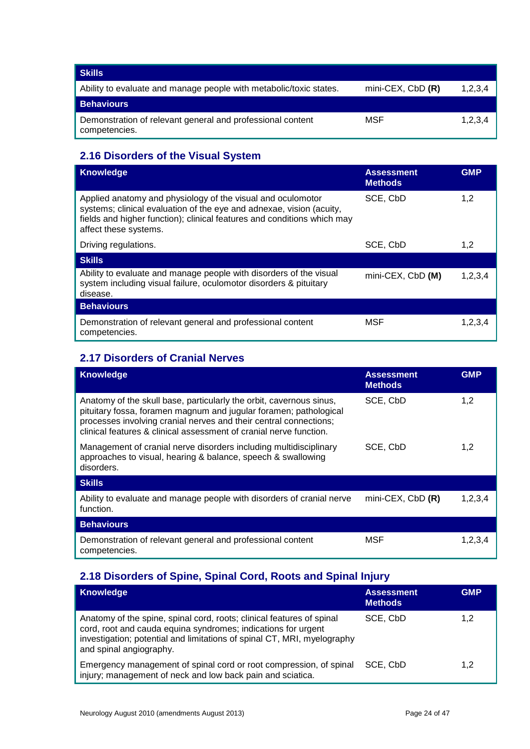| Skills | | |
|---|---|---|
| Ability to evaluate and manage people with metabolic/toxic states. | mini-CEX, CbD **(R)** | 1,2,3,4 |
| **Behaviours** | | |
| Demonstration of relevant general and professional content competencies. | MSF | 1,2,3,4 |

## 2.16 Disorders of the Visual System

| Knowledge | Assessment Methods | GMP |
|---|---|---|
| Applied anatomy and physiology of the visual and oculomotor systems; clinical evaluation of the eye and adnexae, vision (acuity, fields and higher function); clinical features and conditions which may affect these systems. | SCE, CbD | 1,2 |
| Driving regulations. | SCE, CbD | 1,2 |
| **Skills** | | |
| Ability to evaluate and manage people with disorders of the visual system including visual failure, oculomotor disorders & pituitary disease. | mini-CEX, CbD **(M)** | 1,2,3,4 |
| **Behaviours** | | |
| Demonstration of relevant general and professional content competencies. | MSF | 1,2,3,4 |

## 2.17 Disorders of Cranial Nerves

| Knowledge | Assessment Methods | GMP |
|---|---|---|
| Anatomy of the skull base, particularly the orbit, cavernous sinus, pituitary fossa, foramen magnum and jugular foramen; pathological processes involving cranial nerves and their central connections; clinical features & clinical assessment of cranial nerve function. | SCE, CbD | 1,2 |
| Management of cranial nerve disorders including multidisciplinary approaches to visual, hearing & balance, speech & swallowing disorders. | SCE, CbD | 1,2 |
| **Skills** | | |
| Ability to evaluate and manage people with disorders of cranial nerve function. | mini-CEX, CbD **(R)** | 1,2,3,4 |
| **Behaviours** | | |
| Demonstration of relevant general and professional content competencies. | MSF | 1,2,3,4 |

## 2.18 Disorders of Spine, Spinal Cord, Roots and Spinal Injury

| Knowledge | Assessment Methods | GMP |
|---|---|---|
| Anatomy of the spine, spinal cord, roots; clinical features of spinal cord, root and cauda equina syndromes; indications for urgent investigation; potential and limitations of spinal CT, MRI, myelography and spinal angiography. | SCE, CbD | 1,2 |
| Emergency management of spinal cord or root compression, of spinal injury; management of neck and low back pain and sciatica. | SCE, CbD | 1,2 |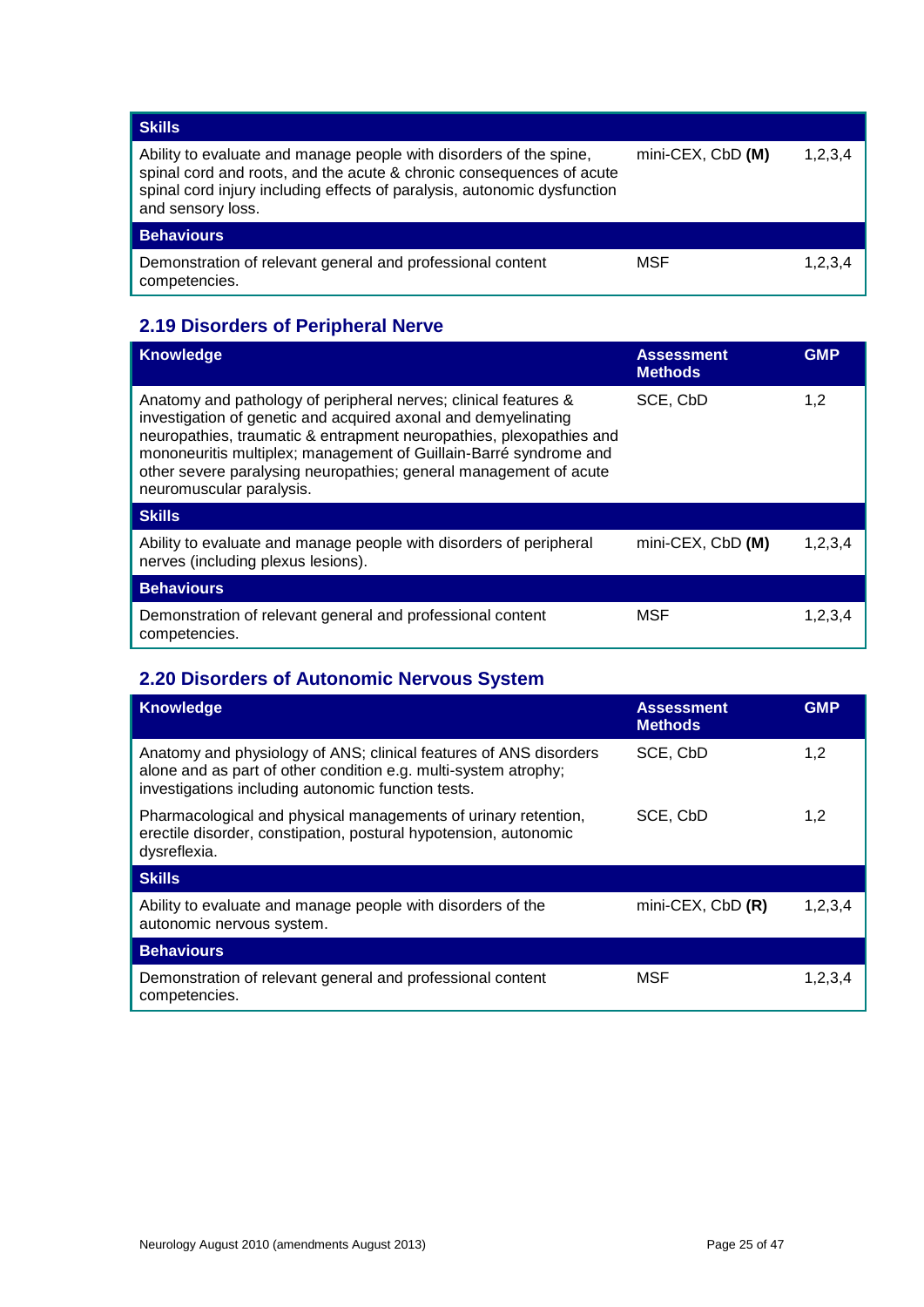| Skills | | |
|---|---|---|
| Ability to evaluate and manage people with disorders of the spine, spinal cord and roots, and the acute & chronic consequences of acute spinal cord injury including effects of paralysis, autonomic dysfunction and sensory loss. | mini-CEX, CbD **(M)** | 1,2,3,4 |
| **Behaviours** | | |
| Demonstration of relevant general and professional content competencies. | MSF | 1,2,3,4 |

## 2.19 Disorders of Peripheral Nerve

| Knowledge | Assessment Methods | GMP |
|---|---|---|
| Anatomy and pathology of peripheral nerves; clinical features & investigation of genetic and acquired axonal and demyelinating neuropathies, traumatic & entrapment neuropathies, plexopathies and mononeuritis multiplex; management of Guillain-Barré syndrome and other severe paralysing neuropathies; general management of acute neuromuscular paralysis. | SCE, CbD | 1,2 |
| **Skills** | | |
| Ability to evaluate and manage people with disorders of peripheral nerves (including plexus lesions). | mini-CEX, CbD **(M)** | 1,2,3,4 |
| **Behaviours** | | |
| Demonstration of relevant general and professional content competencies. | MSF | 1,2,3,4 |

## 2.20 Disorders of Autonomic Nervous System

| Knowledge | Assessment Methods | GMP |
|---|---|---|
| Anatomy and physiology of ANS; clinical features of ANS disorders alone and as part of other condition e.g. multi-system atrophy; investigations including autonomic function tests. | SCE, CbD | 1,2 |
| Pharmacological and physical managements of urinary retention, erectile disorder, constipation, postural hypotension, autonomic dysreflexia. | SCE, CbD | 1,2 |
| **Skills** | | |
| Ability to evaluate and manage people with disorders of the autonomic nervous system. | mini-CEX, CbD **(R)** | 1,2,3,4 |
| **Behaviours** | | |
| Demonstration of relevant general and professional content competencies. | MSF | 1,2,3,4 |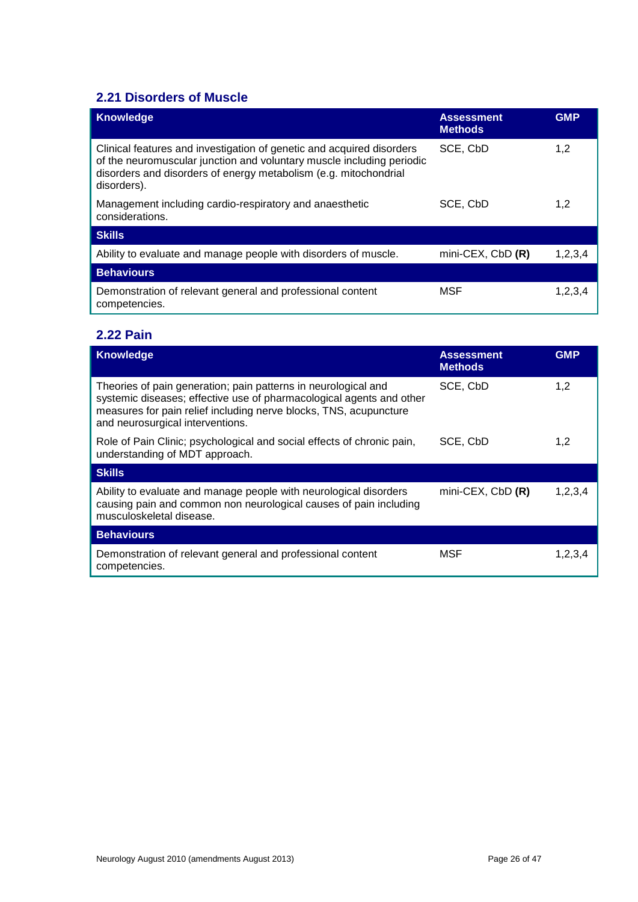## 2.21 Disorders of Muscle

| Knowledge | Assessment Methods | GMP |
|---|---|---|
| Clinical features and investigation of genetic and acquired disorders of the neuromuscular junction and voluntary muscle including periodic disorders and disorders of energy metabolism (e.g. mitochondrial disorders). | SCE, CbD | 1,2 |
| Management including cardio-respiratory and anaesthetic considerations. | SCE, CbD | 1,2 |
| **Skills** | | |
| Ability to evaluate and manage people with disorders of muscle. | mini-CEX, CbD **(R)** | 1,2,3,4 |
| **Behaviours** | | |
| Demonstration of relevant general and professional content competencies. | MSF | 1,2,3,4 |

## 2.22 Pain

| Knowledge | Assessment Methods | GMP |
|---|---|---|
| Theories of pain generation; pain patterns in neurological and systemic diseases; effective use of pharmacological agents and other measures for pain relief including nerve blocks, TNS, acupuncture and neurosurgical interventions. | SCE, CbD | 1,2 |
| Role of Pain Clinic; psychological and social effects of chronic pain, understanding of MDT approach. | SCE, CbD | 1,2 |
| **Skills** | | |
| Ability to evaluate and manage people with neurological disorders causing pain and common non neurological causes of pain including musculoskeletal disease. | mini-CEX, CbD **(R)** | 1,2,3,4 |
| **Behaviours** | | |
| Demonstration of relevant general and professional content competencies. | MSF | 1,2,3,4 |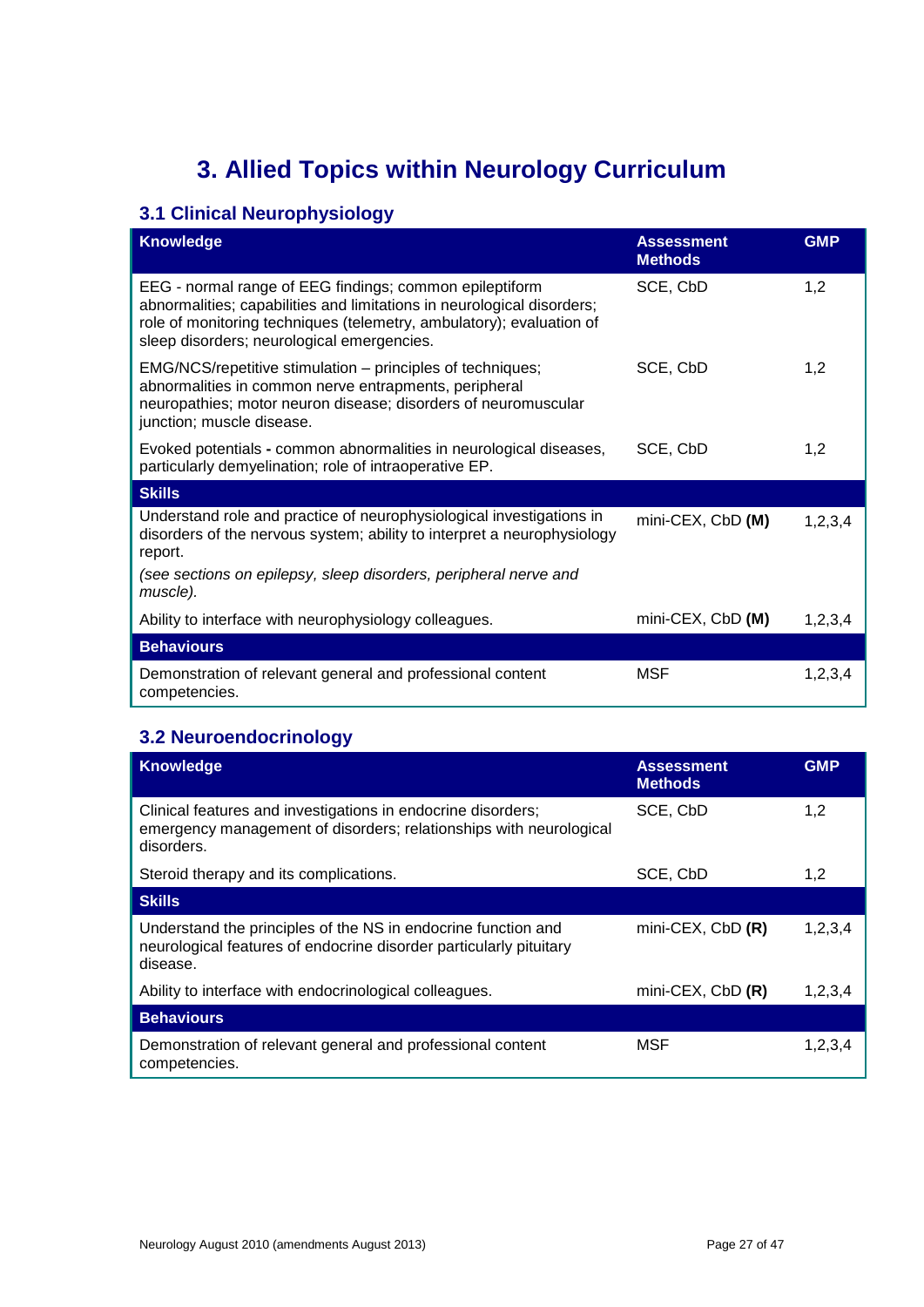# 3. Allied Topics within Neurology Curriculum

## 3.1 Clinical Neurophysiology

| Knowledge | Assessment Methods | GMP |
|---|---|---|
| EEG - normal range of EEG findings; common epileptiform abnormalities; capabilities and limitations in neurological disorders; role of monitoring techniques (telemetry, ambulatory); evaluation of sleep disorders; neurological emergencies. | SCE, CbD | 1,2 |
| EMG/NCS/repetitive stimulation – principles of techniques; abnormalities in common nerve entrapments, peripheral neuropathies; motor neuron disease; disorders of neuromuscular junction; muscle disease. | SCE, CbD | 1,2 |
| Evoked potentials **-** common abnormalities in neurological diseases, particularly demyelination; role of intraoperative EP. | SCE, CbD | 1,2 |
| **Skills** | | |
| Understand role and practice of neurophysiological investigations in disorders of the nervous system; ability to interpret a neurophysiology report. *(see sections on epilepsy, sleep disorders, peripheral nerve and muscle).* | mini-CEX, CbD **(M)** | 1,2,3,4 |
| Ability to interface with neurophysiology colleagues. | mini-CEX, CbD **(M)** | 1,2,3,4 |
| **Behaviours** | | |
| Demonstration of relevant general and professional content competencies. | MSF | 1,2,3,4 |

## 3.2 Neuroendocrinology

| Knowledge | Assessment Methods | GMP |
|---|---|---|
| Clinical features and investigations in endocrine disorders; emergency management of disorders; relationships with neurological disorders. | SCE, CbD | 1,2 |
| Steroid therapy and its complications. | SCE, CbD | 1,2 |
| **Skills** | | |
| Understand the principles of the NS in endocrine function and neurological features of endocrine disorder particularly pituitary disease. | mini-CEX, CbD **(R)** | 1,2,3,4 |
| Ability to interface with endocrinological colleagues. | mini-CEX, CbD **(R)** | 1,2,3,4 |
| **Behaviours** | | |
| Demonstration of relevant general and professional content competencies. | MSF | 1,2,3,4 |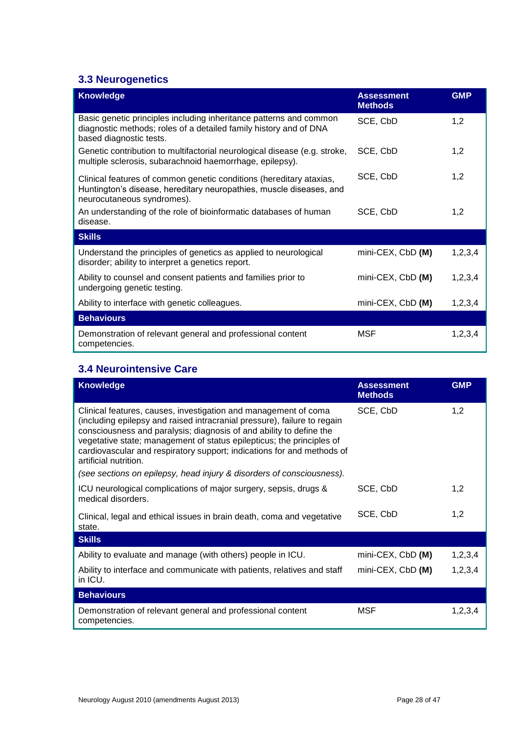### 3.3 Neurogenetics

| Knowledge | Assessment Methods | GMP |
|---|---|---|
| Basic genetic principles including inheritance patterns and common diagnostic methods; roles of a detailed family history and of DNA based diagnostic tests. | SCE, CbD | 1,2 |
| Genetic contribution to multifactorial neurological disease (e.g. stroke, multiple sclerosis, subarachnoid haemorrhage, epilepsy). | SCE, CbD | 1,2 |
| Clinical features of common genetic conditions (hereditary ataxias, Huntington's disease, hereditary neuropathies, muscle diseases, and neurocutaneous syndromes). | SCE, CbD | 1,2 |
| An understanding of the role of bioinformatic databases of human disease. | SCE, CbD | 1,2 |
| **Skills** | | |
| Understand the principles of genetics as applied to neurological disorder; ability to interpret a genetics report. | mini-CEX, CbD **(M)** | 1,2,3,4 |
| Ability to counsel and consent patients and families prior to undergoing genetic testing. | mini-CEX, CbD **(M)** | 1,2,3,4 |
| Ability to interface with genetic colleagues. | mini-CEX, CbD **(M)** | 1,2,3,4 |
| **Behaviours** | | |
| Demonstration of relevant general and professional content competencies. | MSF | 1,2,3,4 |

### 3.4 Neurointensive Care

| Knowledge | Assessment Methods | GMP |
|---|---|---|
| Clinical features, causes, investigation and management of coma (including epilepsy and raised intracranial pressure), failure to regain consciousness and paralysis; diagnosis of and ability to define the vegetative state; management of status epilepticus; the principles of cardiovascular and respiratory support; indications for and methods of artificial nutrition. *(see sections on epilepsy, head injury & disorders of consciousness).* | SCE, CbD | 1,2 |
| ICU neurological complications of major surgery, sepsis, drugs & medical disorders. | SCE, CbD | 1,2 |
| Clinical, legal and ethical issues in brain death, coma and vegetative state. | SCE, CbD | 1,2 |
| **Skills** | | |
| Ability to evaluate and manage (with others) people in ICU. | mini-CEX, CbD **(M)** | 1,2,3,4 |
| Ability to interface and communicate with patients, relatives and staff in ICU. | mini-CEX, CbD **(M)** | 1,2,3,4 |
| **Behaviours** | | |
| Demonstration of relevant general and professional content competencies. | MSF | 1,2,3,4 |

Neurology August 2010 (amendments August 2013)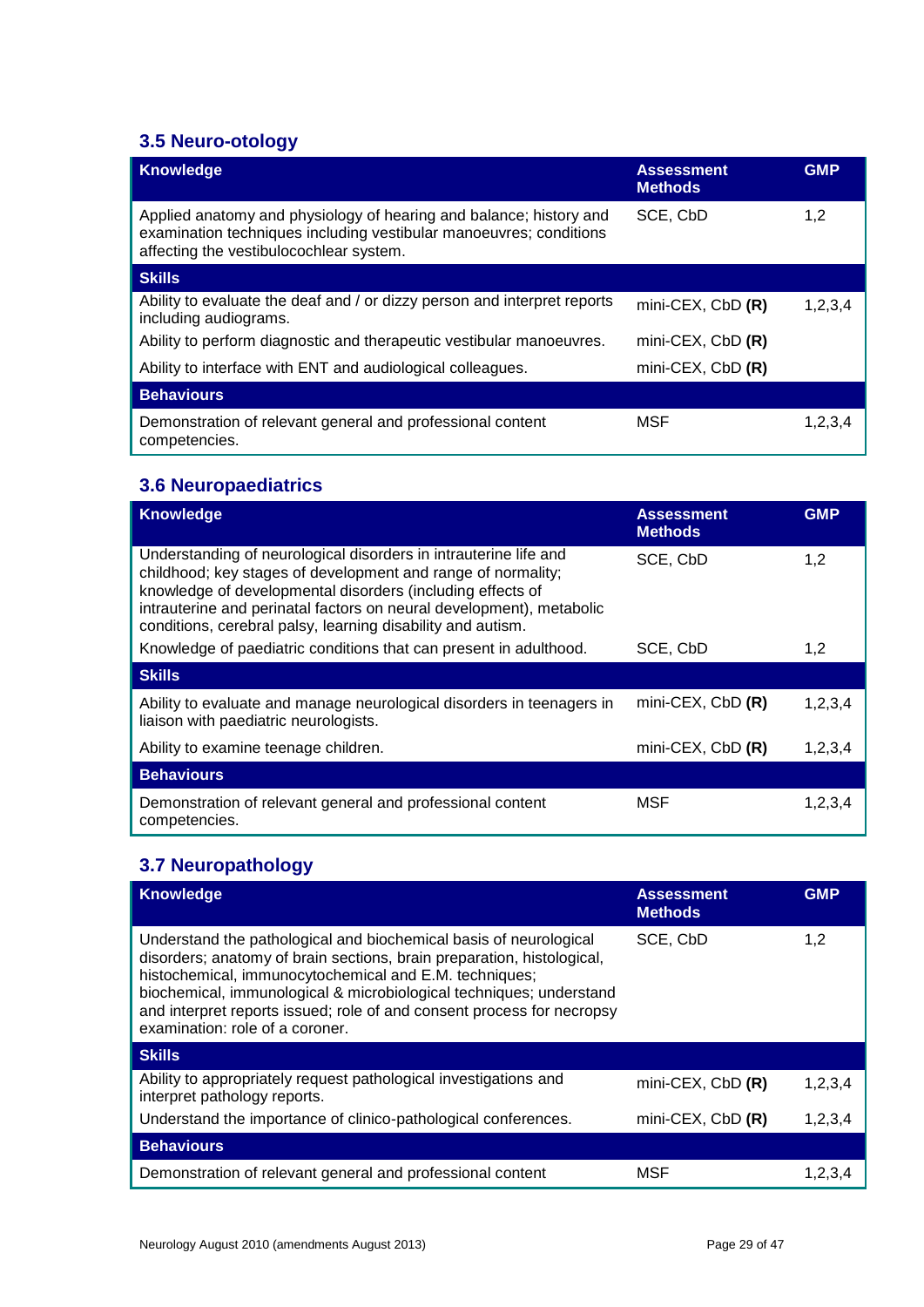### 3.5 Neuro-otology

| Knowledge | Assessment Methods | GMP |
|---|---|---|
| Applied anatomy and physiology of hearing and balance; history and examination techniques including vestibular manoeuvres; conditions affecting the vestibulocochlear system. | SCE, CbD | 1,2 |
| **Skills** | | |
| Ability to evaluate the deaf and / or dizzy person and interpret reports including audiograms. | mini-CEX, CbD **(R)** | 1,2,3,4 |
| Ability to perform diagnostic and therapeutic vestibular manoeuvres. | mini-CEX, CbD **(R)** | |
| Ability to interface with ENT and audiological colleagues. | mini-CEX, CbD **(R)** | |
| **Behaviours** | | |
| Demonstration of relevant general and professional content competencies. | MSF | 1,2,3,4 |

### 3.6 Neuropaediatrics

| Knowledge | Assessment Methods | GMP |
|---|---|---|
| Understanding of neurological disorders in intrauterine life and childhood; key stages of development and range of normality; knowledge of developmental disorders (including effects of intrauterine and perinatal factors on neural development), metabolic conditions, cerebral palsy, learning disability and autism. | SCE, CbD | 1,2 |
| Knowledge of paediatric conditions that can present in adulthood. | SCE, CbD | 1,2 |
| **Skills** | | |
| Ability to evaluate and manage neurological disorders in teenagers in liaison with paediatric neurologists. | mini-CEX, CbD **(R)** | 1,2,3,4 |
| Ability to examine teenage children. | mini-CEX, CbD **(R)** | 1,2,3,4 |
| **Behaviours** | | |
| Demonstration of relevant general and professional content competencies. | MSF | 1,2,3,4 |

### 3.7 Neuropathology

| Knowledge | Assessment Methods | GMP |
|---|---|---|
| Understand the pathological and biochemical basis of neurological disorders; anatomy of brain sections, brain preparation, histological, histochemical, immunocytochemical and E.M. techniques; biochemical, immunological & microbiological techniques; understand and interpret reports issued; role of and consent process for necropsy examination: role of a coroner. | SCE, CbD | 1,2 |
| **Skills** | | |
| Ability to appropriately request pathological investigations and interpret pathology reports. | mini-CEX, CbD **(R)** | 1,2,3,4 |
| Understand the importance of clinico-pathological conferences. | mini-CEX, CbD **(R)** | 1,2,3,4 |
| **Behaviours** | | |
| Demonstration of relevant general and professional content | MSF | 1,2,3,4 |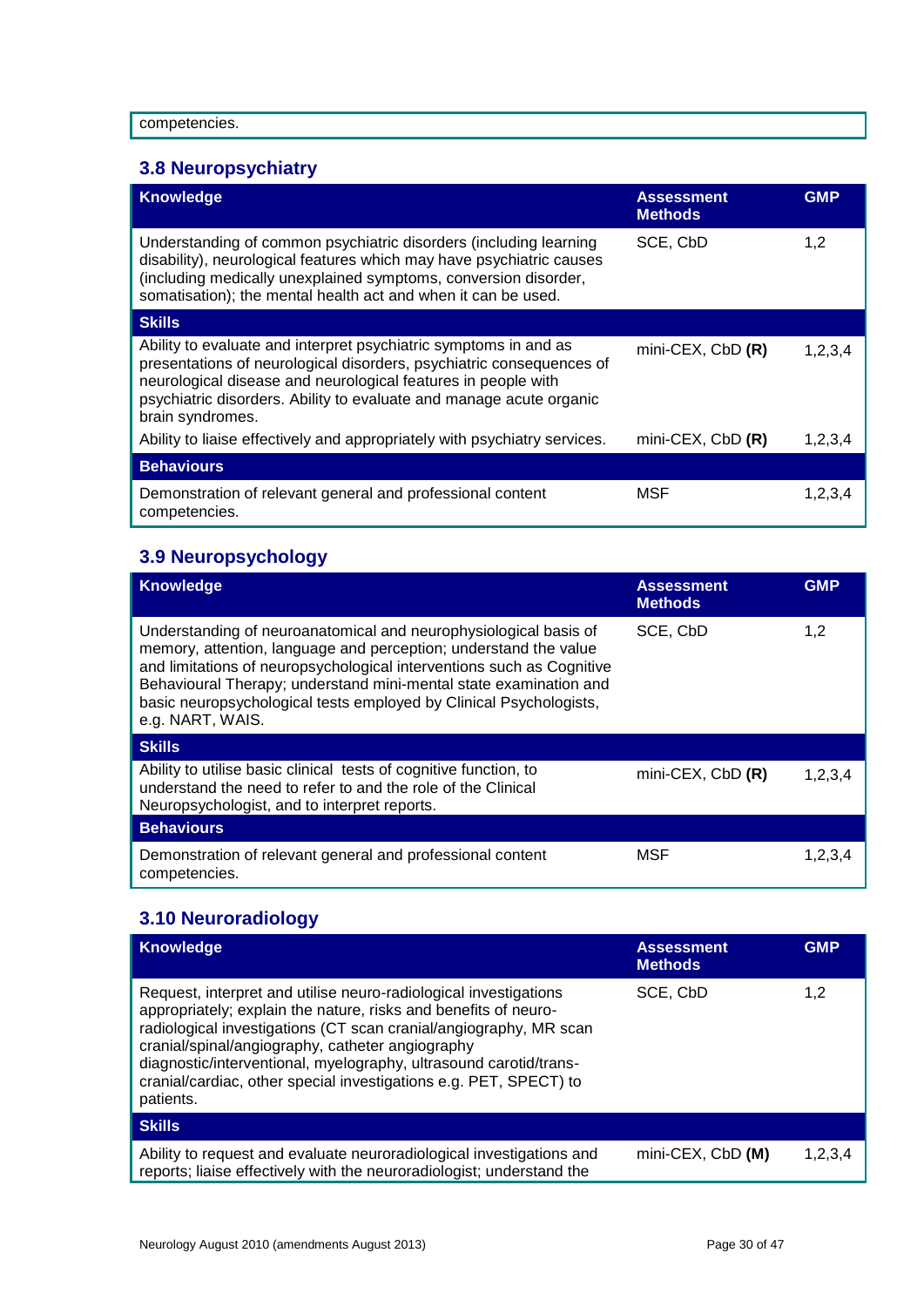competencies.

## 3.8 Neuropsychiatry

| Knowledge | Assessment Methods | GMP |
|---|---|---|
| Understanding of common psychiatric disorders (including learning disability), neurological features which may have psychiatric causes (including medically unexplained symptoms, conversion disorder, somatisation); the mental health act and when it can be used. | SCE, CbD | 1,2 |
| **Skills** | | |
| Ability to evaluate and interpret psychiatric symptoms in and as presentations of neurological disorders, psychiatric consequences of neurological disease and neurological features in people with psychiatric disorders. Ability to evaluate and manage acute organic brain syndromes. | mini-CEX, CbD **(R)** | 1,2,3,4 |
| Ability to liaise effectively and appropriately with psychiatry services. | mini-CEX, CbD **(R)** | 1,2,3,4 |
| **Behaviours** | | |
| Demonstration of relevant general and professional content competencies. | MSF | 1,2,3,4 |

## 3.9 Neuropsychology

| Knowledge | Assessment Methods | GMP |
|---|---|---|
| Understanding of neuroanatomical and neurophysiological basis of memory, attention, language and perception; understand the value and limitations of neuropsychological interventions such as Cognitive Behavioural Therapy; understand mini-mental state examination and basic neuropsychological tests employed by Clinical Psychologists, e.g. NART, WAIS. | SCE, CbD | 1,2 |
| **Skills** | | |
| Ability to utilise basic clinical tests of cognitive function, to understand the need to refer to and the role of the Clinical Neuropsychologist, and to interpret reports. | mini-CEX, CbD **(R)** | 1,2,3,4 |
| **Behaviours** | | |
| Demonstration of relevant general and professional content competencies. | MSF | 1,2,3,4 |

## 3.10 Neuroradiology

| Knowledge | Assessment Methods | GMP |
|---|---|---|
| Request, interpret and utilise neuro-radiological investigations appropriately; explain the nature, risks and benefits of neuro-radiological investigations (CT scan cranial/angiography, MR scan cranial/spinal/angiography, catheter angiography diagnostic/interventional, myelography, ultrasound carotid/trans-cranial/cardiac, other special investigations e.g. PET, SPECT) to patients. | SCE, CbD | 1,2 |
| **Skills** | | |
| Ability to request and evaluate neuroradiological investigations and reports; liaise effectively with the neuroradiologist; understand the | mini-CEX, CbD **(M)** | 1,2,3,4 |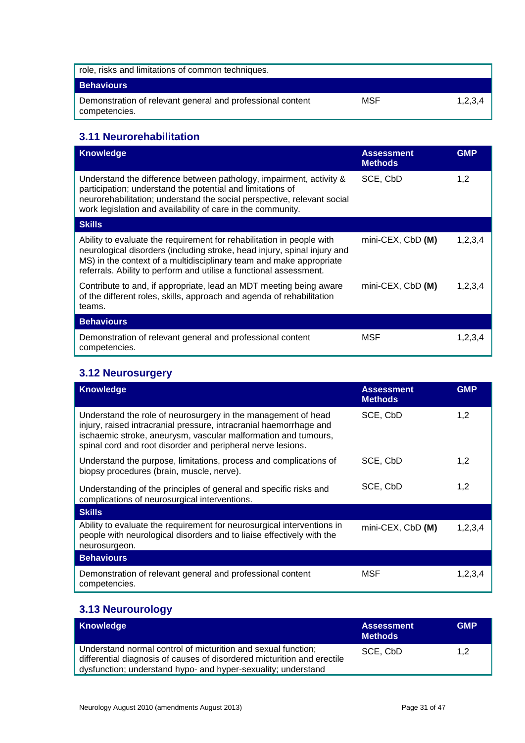| | | |
|---|---|---|
| role, risks and limitations of common techniques. | | |
| **Behaviours** | | |
| Demonstration of relevant general and professional content competencies. | MSF | 1,2,3,4 |

### 3.11 Neurorehabilitation

| Knowledge | Assessment Methods | GMP |
|---|---|---|
| Understand the difference between pathology, impairment, activity & participation; understand the potential and limitations of neurorehabilitation; understand the social perspective, relevant social work legislation and availability of care in the community. | SCE, CbD | 1,2 |
| **Skills** | | |
| Ability to evaluate the requirement for rehabilitation in people with neurological disorders (including stroke, head injury, spinal injury and MS) in the context of a multidisciplinary team and make appropriate referrals. Ability to perform and utilise a functional assessment. | mini-CEX, CbD **(M)** | 1,2,3,4 |
| Contribute to and, if appropriate, lead an MDT meeting being aware of the different roles, skills, approach and agenda of rehabilitation teams. | mini-CEX, CbD **(M)** | 1,2,3,4 |
| **Behaviours** | | |
| Demonstration of relevant general and professional content competencies. | MSF | 1,2,3,4 |

### 3.12 Neurosurgery

| Knowledge | Assessment Methods | GMP |
|---|---|---|
| Understand the role of neurosurgery in the management of head injury, raised intracranial pressure, intracranial haemorrhage and ischaemic stroke, aneurysm, vascular malformation and tumours, spinal cord and root disorder and peripheral nerve lesions. | SCE, CbD | 1,2 |
| Understand the purpose, limitations, process and complications of biopsy procedures (brain, muscle, nerve). | SCE, CbD | 1,2 |
| Understanding of the principles of general and specific risks and complications of neurosurgical interventions. | SCE, CbD | 1,2 |
| **Skills** | | |
| Ability to evaluate the requirement for neurosurgical interventions in people with neurological disorders and to liaise effectively with the neurosurgeon. | mini-CEX, CbD **(M)** | 1,2,3,4 |
| **Behaviours** | | |
| Demonstration of relevant general and professional content competencies. | MSF | 1,2,3,4 |

### 3.13 Neurourology

| Knowledge | Assessment Methods | GMP |
|---|---|---|
| Understand normal control of micturition and sexual function; differential diagnosis of causes of disordered micturition and erectile dysfunction; understand hypo- and hyper-sexuality; understand | SCE, CbD | 1,2 |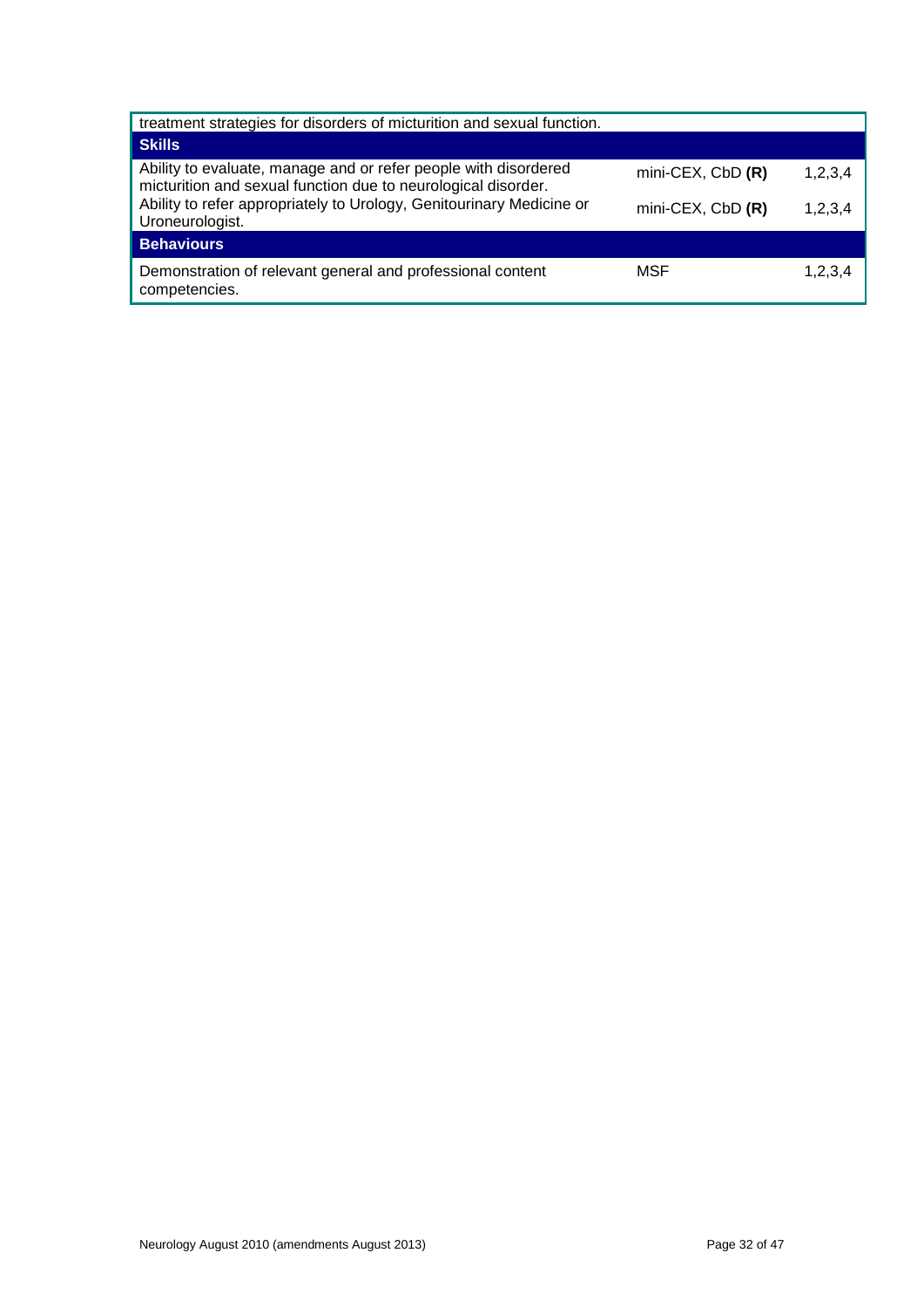| treatment strategies for disorders of micturition and sexual function. | | |
|---|---|---|
| **Skills** | | |
| Ability to evaluate, manage and or refer people with disordered micturition and sexual function due to neurological disorder. | mini-CEX, CbD **(R)** | 1,2,3,4 |
| Ability to refer appropriately to Urology, Genitourinary Medicine or Uroneurologist. | mini-CEX, CbD **(R)** | 1,2,3,4 |
| **Behaviours** | | |
| Demonstration of relevant general and professional content competencies. | MSF | 1,2,3,4 |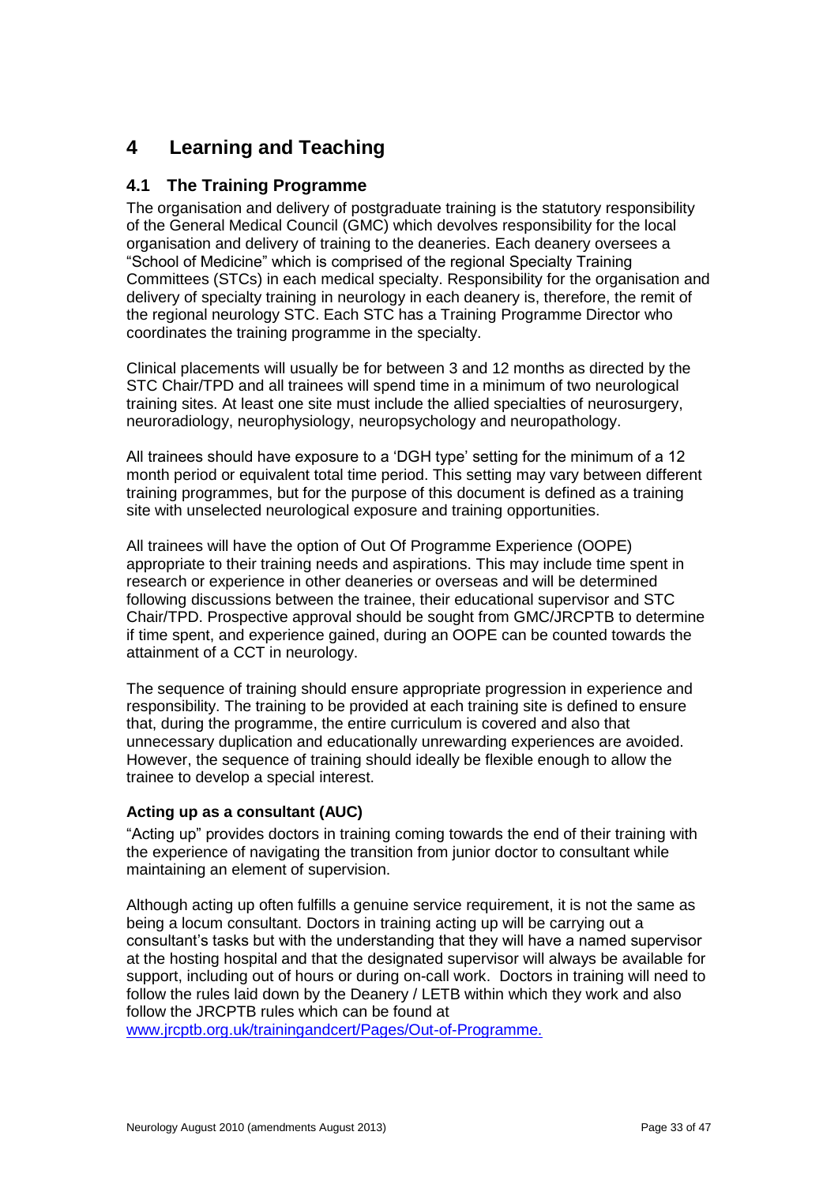# 4 Learning and Teaching

## 4.1 The Training Programme

The organisation and delivery of postgraduate training is the statutory responsibility of the General Medical Council (GMC) which devolves responsibility for the local organisation and delivery of training to the deaneries. Each deanery oversees a "School of Medicine" which is comprised of the regional Specialty Training Committees (STCs) in each medical specialty. Responsibility for the organisation and delivery of specialty training in neurology in each deanery is, therefore, the remit of the regional neurology STC. Each STC has a Training Programme Director who coordinates the training programme in the specialty.

Clinical placements will usually be for between 3 and 12 months as directed by the STC Chair/TPD and all trainees will spend time in a minimum of two neurological training sites. At least one site must include the allied specialties of neurosurgery, neuroradiology, neurophysiology, neuropsychology and neuropathology.

All trainees should have exposure to a 'DGH type' setting for the minimum of a 12 month period or equivalent total time period. This setting may vary between different training programmes, but for the purpose of this document is defined as a training site with unselected neurological exposure and training opportunities.

All trainees will have the option of Out Of Programme Experience (OOPE) appropriate to their training needs and aspirations. This may include time spent in research or experience in other deaneries or overseas and will be determined following discussions between the trainee, their educational supervisor and STC Chair/TPD. Prospective approval should be sought from GMC/JRCPTB to determine if time spent, and experience gained, during an OOPE can be counted towards the attainment of a CCT in neurology.

The sequence of training should ensure appropriate progression in experience and responsibility. The training to be provided at each training site is defined to ensure that, during the programme, the entire curriculum is covered and also that unnecessary duplication and educationally unrewarding experiences are avoided. However, the sequence of training should ideally be flexible enough to allow the trainee to develop a special interest.

**Acting up as a consultant (AUC)**

"Acting up" provides doctors in training coming towards the end of their training with the experience of navigating the transition from junior doctor to consultant while maintaining an element of supervision.

Although acting up often fulfills a genuine service requirement, it is not the same as being a locum consultant. Doctors in training acting up will be carrying out a consultant's tasks but with the understanding that they will have a named supervisor at the hosting hospital and that the designated supervisor will always be available for support, including out of hours or during on-call work. Doctors in training will need to follow the rules laid down by the Deanery / LETB within which they work and also follow the JRCPTB rules which can be found at www.jrcptb.org.uk/trainingandcert/Pages/Out-of-Programme.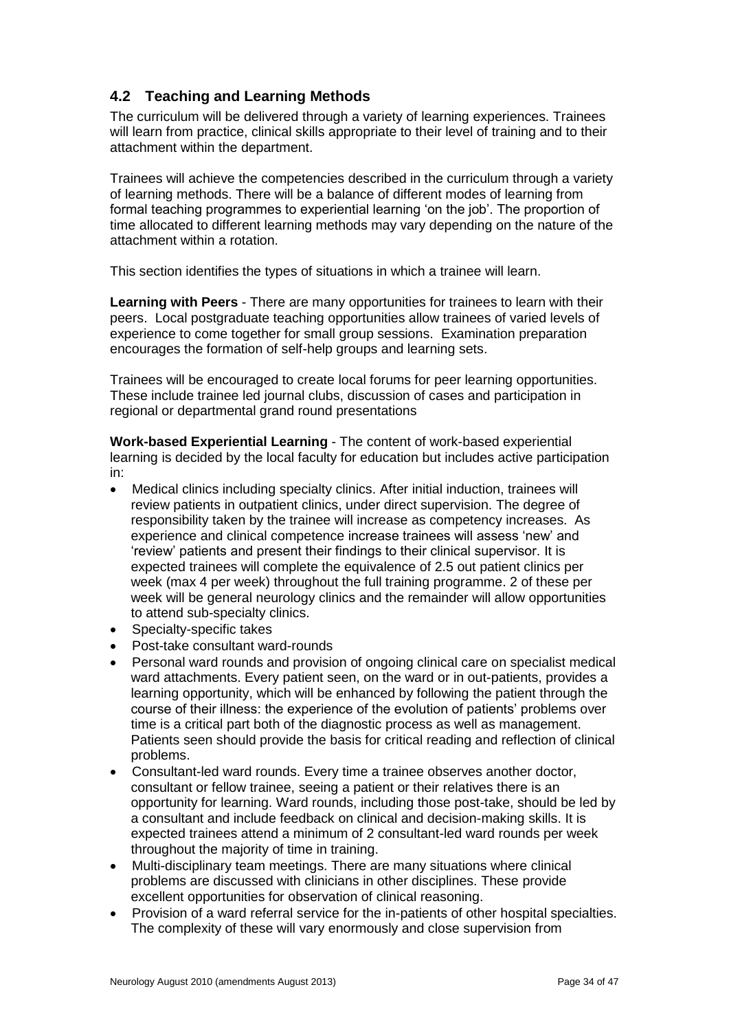## 4.2 Teaching and Learning Methods

The curriculum will be delivered through a variety of learning experiences. Trainees will learn from practice, clinical skills appropriate to their level of training and to their attachment within the department.

Trainees will achieve the competencies described in the curriculum through a variety of learning methods. There will be a balance of different modes of learning from formal teaching programmes to experiential learning 'on the job'. The proportion of time allocated to different learning methods may vary depending on the nature of the attachment within a rotation.

This section identifies the types of situations in which a trainee will learn.

**Learning with Peers** - There are many opportunities for trainees to learn with their peers. Local postgraduate teaching opportunities allow trainees of varied levels of experience to come together for small group sessions. Examination preparation encourages the formation of self-help groups and learning sets.

Trainees will be encouraged to create local forums for peer learning opportunities. These include trainee led journal clubs, discussion of cases and participation in regional or departmental grand round presentations

**Work-based Experiential Learning** - The content of work-based experiential learning is decided by the local faculty for education but includes active participation in:

- Medical clinics including specialty clinics. After initial induction, trainees will review patients in outpatient clinics, under direct supervision. The degree of responsibility taken by the trainee will increase as competency increases. As experience and clinical competence increase trainees will assess 'new' and 'review' patients and present their findings to their clinical supervisor. It is expected trainees will complete the equivalence of 2.5 out patient clinics per week (max 4 per week) throughout the full training programme. 2 of these per week will be general neurology clinics and the remainder will allow opportunities to attend sub-specialty clinics.
- Specialty-specific takes
- Post-take consultant ward-rounds
- Personal ward rounds and provision of ongoing clinical care on specialist medical ward attachments. Every patient seen, on the ward or in out-patients, provides a learning opportunity, which will be enhanced by following the patient through the course of their illness: the experience of the evolution of patients' problems over time is a critical part both of the diagnostic process as well as management. Patients seen should provide the basis for critical reading and reflection of clinical problems.
- Consultant-led ward rounds. Every time a trainee observes another doctor, consultant or fellow trainee, seeing a patient or their relatives there is an opportunity for learning. Ward rounds, including those post-take, should be led by a consultant and include feedback on clinical and decision-making skills. It is expected trainees attend a minimum of 2 consultant-led ward rounds per week throughout the majority of time in training.
- Multi-disciplinary team meetings. There are many situations where clinical problems are discussed with clinicians in other disciplines. These provide excellent opportunities for observation of clinical reasoning.
- Provision of a ward referral service for the in-patients of other hospital specialties. The complexity of these will vary enormously and close supervision from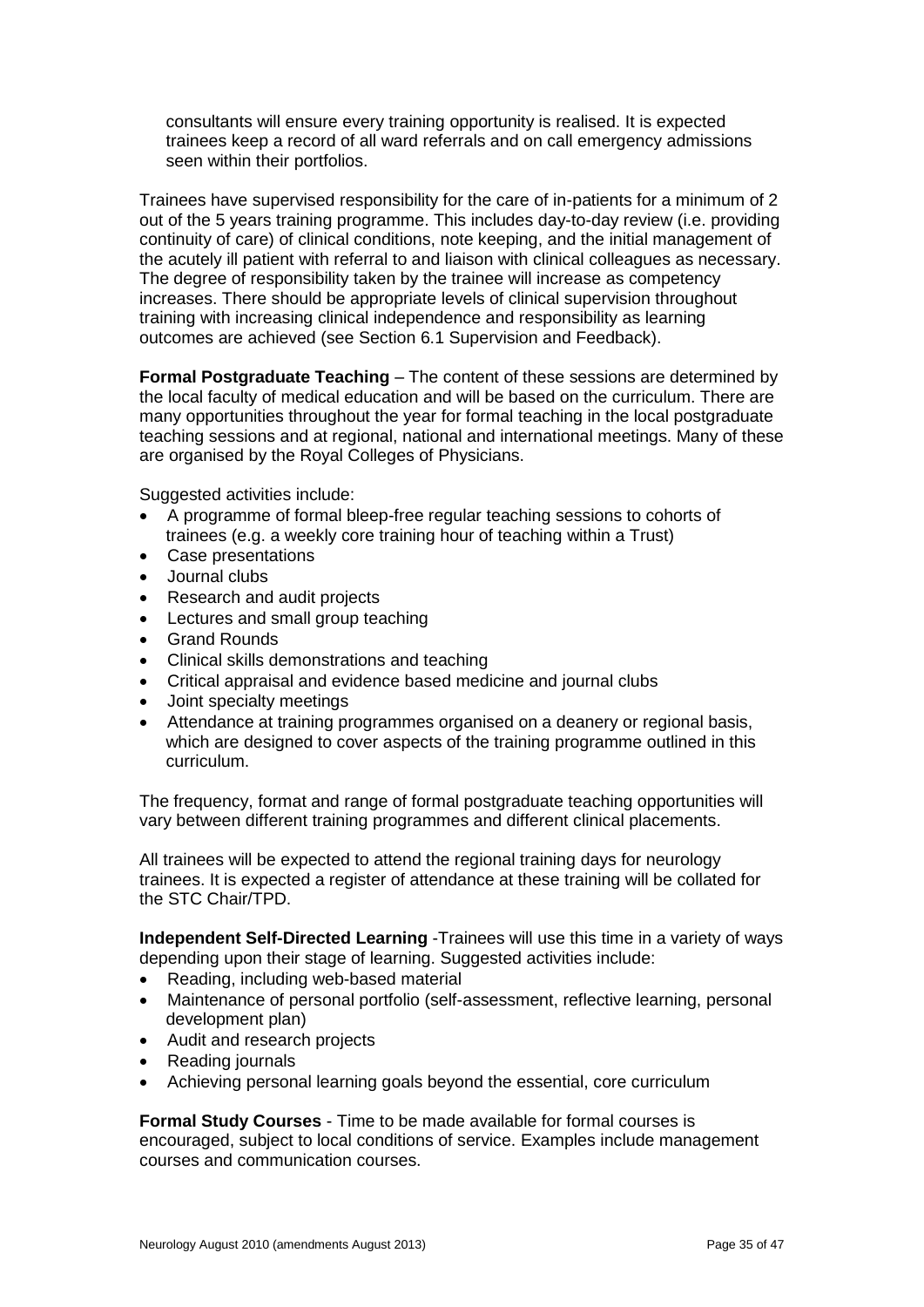consultants will ensure every training opportunity is realised. It is expected trainees keep a record of all ward referrals and on call emergency admissions seen within their portfolios.

Trainees have supervised responsibility for the care of in-patients for a minimum of 2 out of the 5 years training programme. This includes day-to-day review (i.e. providing continuity of care) of clinical conditions, note keeping, and the initial management of the acutely ill patient with referral to and liaison with clinical colleagues as necessary. The degree of responsibility taken by the trainee will increase as competency increases. There should be appropriate levels of clinical supervision throughout training with increasing clinical independence and responsibility as learning outcomes are achieved (see Section 6.1 Supervision and Feedback).

**Formal Postgraduate Teaching** – The content of these sessions are determined by the local faculty of medical education and will be based on the curriculum. There are many opportunities throughout the year for formal teaching in the local postgraduate teaching sessions and at regional, national and international meetings. Many of these are organised by the Royal Colleges of Physicians.

Suggested activities include:

- A programme of formal bleep-free regular teaching sessions to cohorts of trainees (e.g. a weekly core training hour of teaching within a Trust)
- Case presentations
- Journal clubs
- Research and audit projects
- Lectures and small group teaching
- Grand Rounds
- Clinical skills demonstrations and teaching
- Critical appraisal and evidence based medicine and journal clubs
- Joint specialty meetings
- Attendance at training programmes organised on a deanery or regional basis, which are designed to cover aspects of the training programme outlined in this curriculum.

The frequency, format and range of formal postgraduate teaching opportunities will vary between different training programmes and different clinical placements.

All trainees will be expected to attend the regional training days for neurology trainees. It is expected a register of attendance at these training will be collated for the STC Chair/TPD.

**Independent Self-Directed Learning** -Trainees will use this time in a variety of ways depending upon their stage of learning. Suggested activities include:

- Reading, including web-based material
- Maintenance of personal portfolio (self-assessment, reflective learning, personal development plan)
- Audit and research projects
- Reading journals
- Achieving personal learning goals beyond the essential, core curriculum

**Formal Study Courses** - Time to be made available for formal courses is encouraged, subject to local conditions of service. Examples include management courses and communication courses.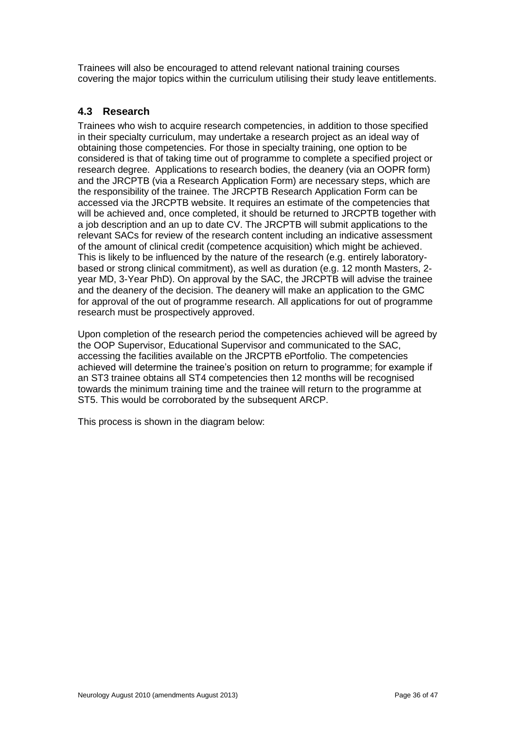Trainees will also be encouraged to attend relevant national training courses covering the major topics within the curriculum utilising their study leave entitlements.

## 4.3 Research

Trainees who wish to acquire research competencies, in addition to those specified in their specialty curriculum, may undertake a research project as an ideal way of obtaining those competencies. For those in specialty training, one option to be considered is that of taking time out of programme to complete a specified project or research degree. Applications to research bodies, the deanery (via an OOPR form) and the JRCPTB (via a Research Application Form) are necessary steps, which are the responsibility of the trainee. The JRCPTB Research Application Form can be accessed via the JRCPTB website. It requires an estimate of the competencies that will be achieved and, once completed, it should be returned to JRCPTB together with a job description and an up to date CV. The JRCPTB will submit applications to the relevant SACs for review of the research content including an indicative assessment of the amount of clinical credit (competence acquisition) which might be achieved. This is likely to be influenced by the nature of the research (e.g. entirely laboratory-based or strong clinical commitment), as well as duration (e.g. 12 month Masters, 2-year MD, 3-Year PhD). On approval by the SAC, the JRCPTB will advise the trainee and the deanery of the decision. The deanery will make an application to the GMC for approval of the out of programme research. All applications for out of programme research must be prospectively approved.

Upon completion of the research period the competencies achieved will be agreed by the OOP Supervisor, Educational Supervisor and communicated to the SAC, accessing the facilities available on the JRCPTB ePortfolio. The competencies achieved will determine the trainee's position on return to programme; for example if an ST3 trainee obtains all ST4 competencies then 12 months will be recognised towards the minimum training time and the trainee will return to the programme at ST5. This would be corroborated by the subsequent ARCP.

This process is shown in the diagram below: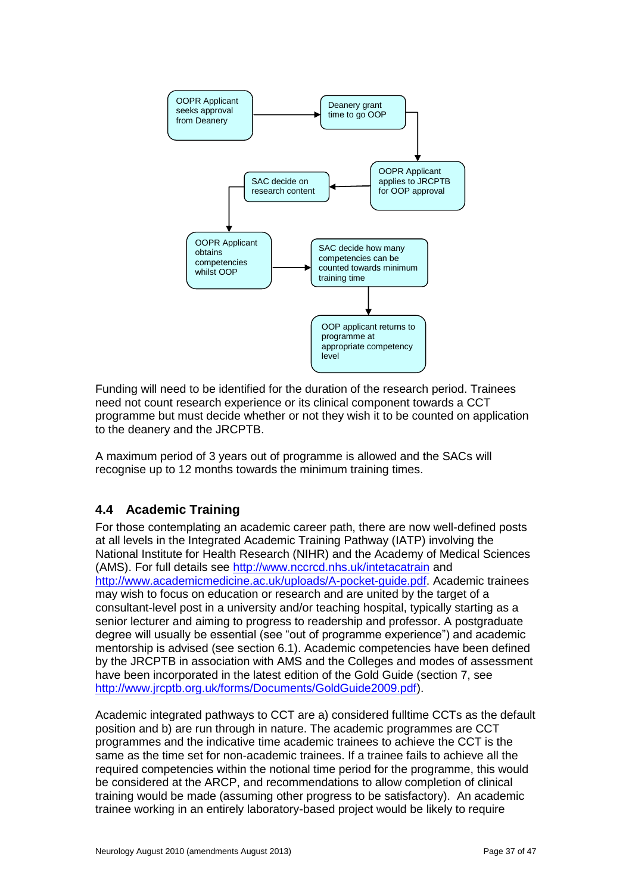OOPR Applicant seeks approval from Deanery → Deanery grant time to go OOP → OOPR Applicant applies to JRCPTB for OOP approval → SAC decide on research content → OOPR Applicant obtains competencies whilst OOP → SAC decide how many competencies can be counted towards minimum training time → OOP applicant returns to programme at appropriate competency level

Funding will need to be identified for the duration of the research period. Trainees need not count research experience or its clinical component towards a CCT programme but must decide whether or not they wish it to be counted on application to the deanery and the JRCPTB.

A maximum period of 3 years out of programme is allowed and the SACs will recognise up to 12 months towards the minimum training times.

## 4.4 Academic Training

For those contemplating an academic career path, there are now well-defined posts at all levels in the Integrated Academic Training Pathway (IATP) involving the National Institute for Health Research (NIHR) and the Academy of Medical Sciences (AMS). For full details see http://www.nccrcd.nhs.uk/intetacatrain and http://www.academicmedicine.ac.uk/uploads/A-pocket-guide.pdf. Academic trainees may wish to focus on education or research and are united by the target of a consultant-level post in a university and/or teaching hospital, typically starting as a senior lecturer and aiming to progress to readership and professor. A postgraduate degree will usually be essential (see "out of programme experience") and academic mentorship is advised (see section 6.1). Academic competencies have been defined by the JRCPTB in association with AMS and the Colleges and modes of assessment have been incorporated in the latest edition of the Gold Guide (section 7, see http://www.jrcptb.org.uk/forms/Documents/GoldGuide2009.pdf).

Academic integrated pathways to CCT are a) considered fulltime CCTs as the default position and b) are run through in nature. The academic programmes are CCT programmes and the indicative time academic trainees to achieve the CCT is the same as the time set for non-academic trainees. If a trainee fails to achieve all the required competencies within the notional time period for the programme, this would be considered at the ARCP, and recommendations to allow completion of clinical training would be made (assuming other progress to be satisfactory). An academic trainee working in an entirely laboratory-based project would be likely to require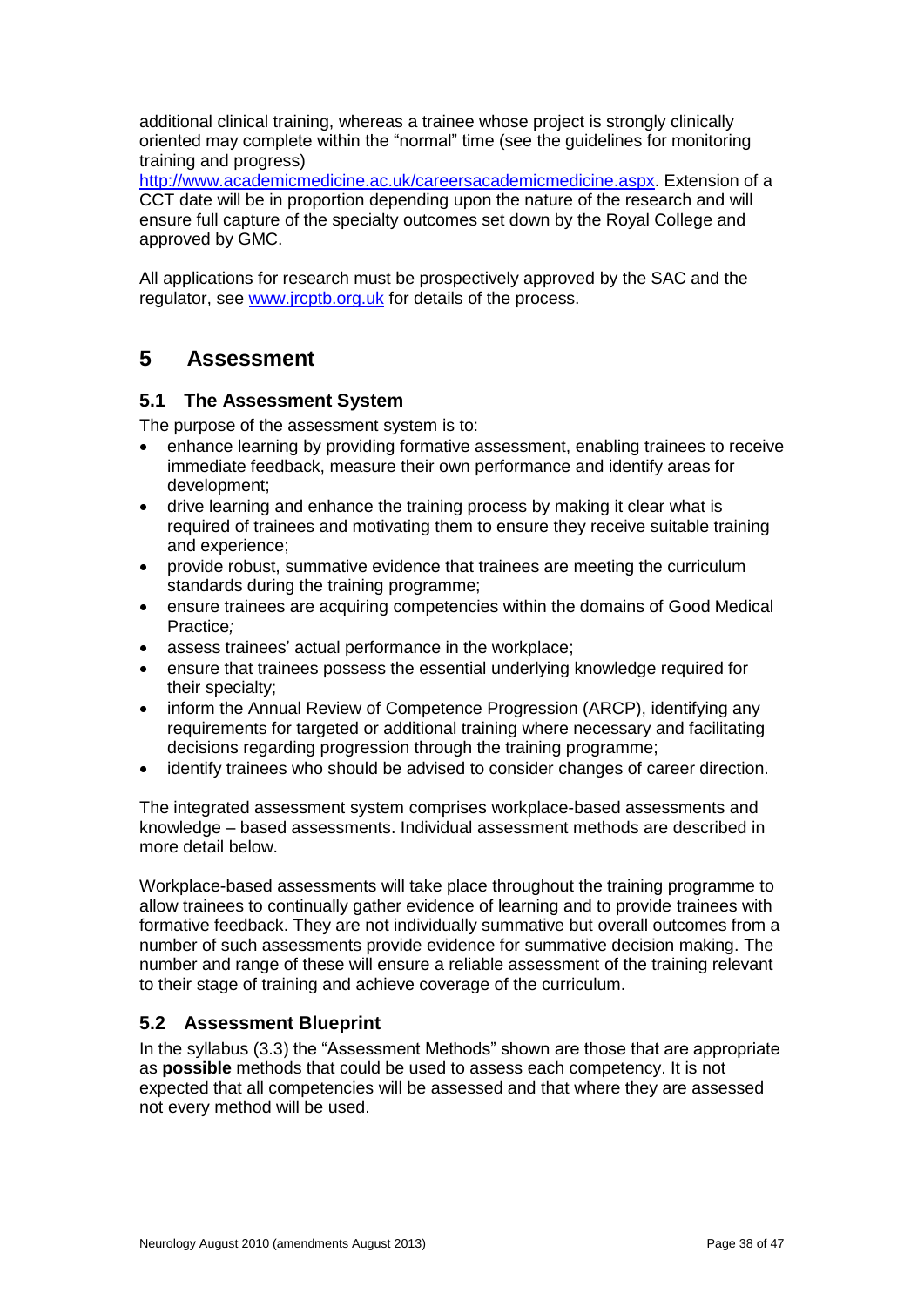additional clinical training, whereas a trainee whose project is strongly clinically oriented may complete within the "normal" time (see the guidelines for monitoring training and progress) http://www.academicmedicine.ac.uk/careersacademicmedicine.aspx. Extension of a CCT date will be in proportion depending upon the nature of the research and will ensure full capture of the specialty outcomes set down by the Royal College and approved by GMC.

All applications for research must be prospectively approved by the SAC and the regulator, see www.jrcptb.org.uk for details of the process.

# 5 Assessment

## 5.1 The Assessment System

The purpose of the assessment system is to:

- enhance learning by providing formative assessment, enabling trainees to receive immediate feedback, measure their own performance and identify areas for development;
- drive learning and enhance the training process by making it clear what is required of trainees and motivating them to ensure they receive suitable training and experience;
- provide robust, summative evidence that trainees are meeting the curriculum standards during the training programme;
- ensure trainees are acquiring competencies within the domains of Good Medical Practice*;*
- assess trainees' actual performance in the workplace;
- ensure that trainees possess the essential underlying knowledge required for their specialty;
- inform the Annual Review of Competence Progression (ARCP), identifying any requirements for targeted or additional training where necessary and facilitating decisions regarding progression through the training programme;
- identify trainees who should be advised to consider changes of career direction.

The integrated assessment system comprises workplace-based assessments and knowledge – based assessments. Individual assessment methods are described in more detail below.

Workplace-based assessments will take place throughout the training programme to allow trainees to continually gather evidence of learning and to provide trainees with formative feedback. They are not individually summative but overall outcomes from a number of such assessments provide evidence for summative decision making. The number and range of these will ensure a reliable assessment of the training relevant to their stage of training and achieve coverage of the curriculum.

## 5.2 Assessment Blueprint

In the syllabus (3.3) the "Assessment Methods" shown are those that are appropriate as **possible** methods that could be used to assess each competency. It is not expected that all competencies will be assessed and that where they are assessed not every method will be used.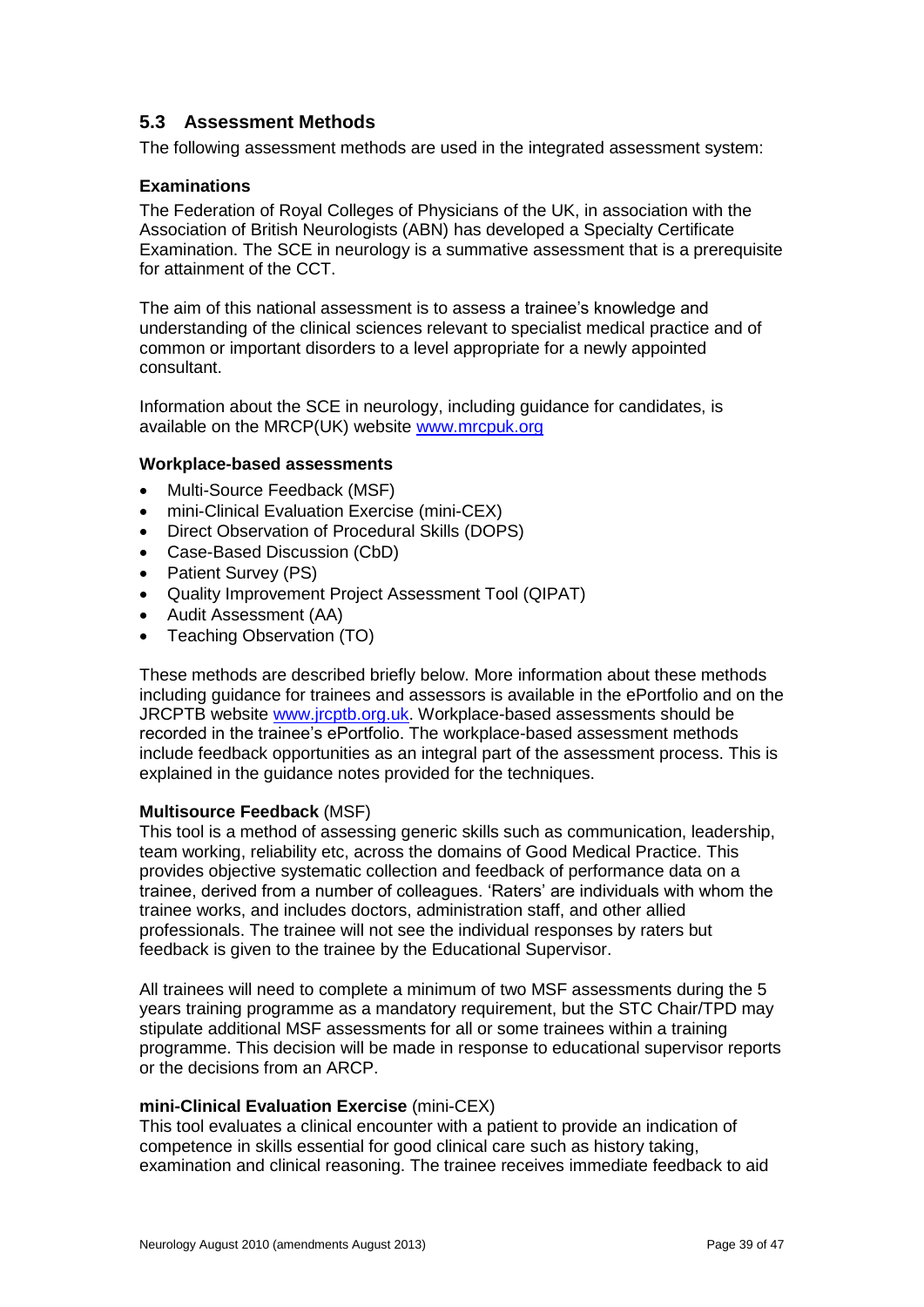## 5.3 Assessment Methods

The following assessment methods are used in the integrated assessment system:

### Examinations

The Federation of Royal Colleges of Physicians of the UK, in association with the Association of British Neurologists (ABN) has developed a Specialty Certificate Examination. The SCE in neurology is a summative assessment that is a prerequisite for attainment of the CCT.

The aim of this national assessment is to assess a trainee's knowledge and understanding of the clinical sciences relevant to specialist medical practice and of common or important disorders to a level appropriate for a newly appointed consultant.

Information about the SCE in neurology, including guidance for candidates, is available on the MRCP(UK) website www.mrcpuk.org

### Workplace-based assessments

- Multi-Source Feedback (MSF)
- mini-Clinical Evaluation Exercise (mini-CEX)
- Direct Observation of Procedural Skills (DOPS)
- Case-Based Discussion (CbD)
- Patient Survey (PS)
- Quality Improvement Project Assessment Tool (QIPAT)
- Audit Assessment (AA)
- Teaching Observation (TO)

These methods are described briefly below. More information about these methods including guidance for trainees and assessors is available in the ePortfolio and on the JRCPTB website www.jrcptb.org.uk. Workplace-based assessments should be recorded in the trainee's ePortfolio. The workplace-based assessment methods include feedback opportunities as an integral part of the assessment process. This is explained in the guidance notes provided for the techniques.

**Multisource Feedback** (MSF)
This tool is a method of assessing generic skills such as communication, leadership, team working, reliability etc, across the domains of Good Medical Practice. This provides objective systematic collection and feedback of performance data on a trainee, derived from a number of colleagues. 'Raters' are individuals with whom the trainee works, and includes doctors, administration staff, and other allied professionals. The trainee will not see the individual responses by raters but feedback is given to the trainee by the Educational Supervisor.

All trainees will need to complete a minimum of two MSF assessments during the 5 years training programme as a mandatory requirement, but the STC Chair/TPD may stipulate additional MSF assessments for all or some trainees within a training programme. This decision will be made in response to educational supervisor reports or the decisions from an ARCP.

**mini-Clinical Evaluation Exercise** (mini-CEX)
This tool evaluates a clinical encounter with a patient to provide an indication of competence in skills essential for good clinical care such as history taking, examination and clinical reasoning. The trainee receives immediate feedback to aid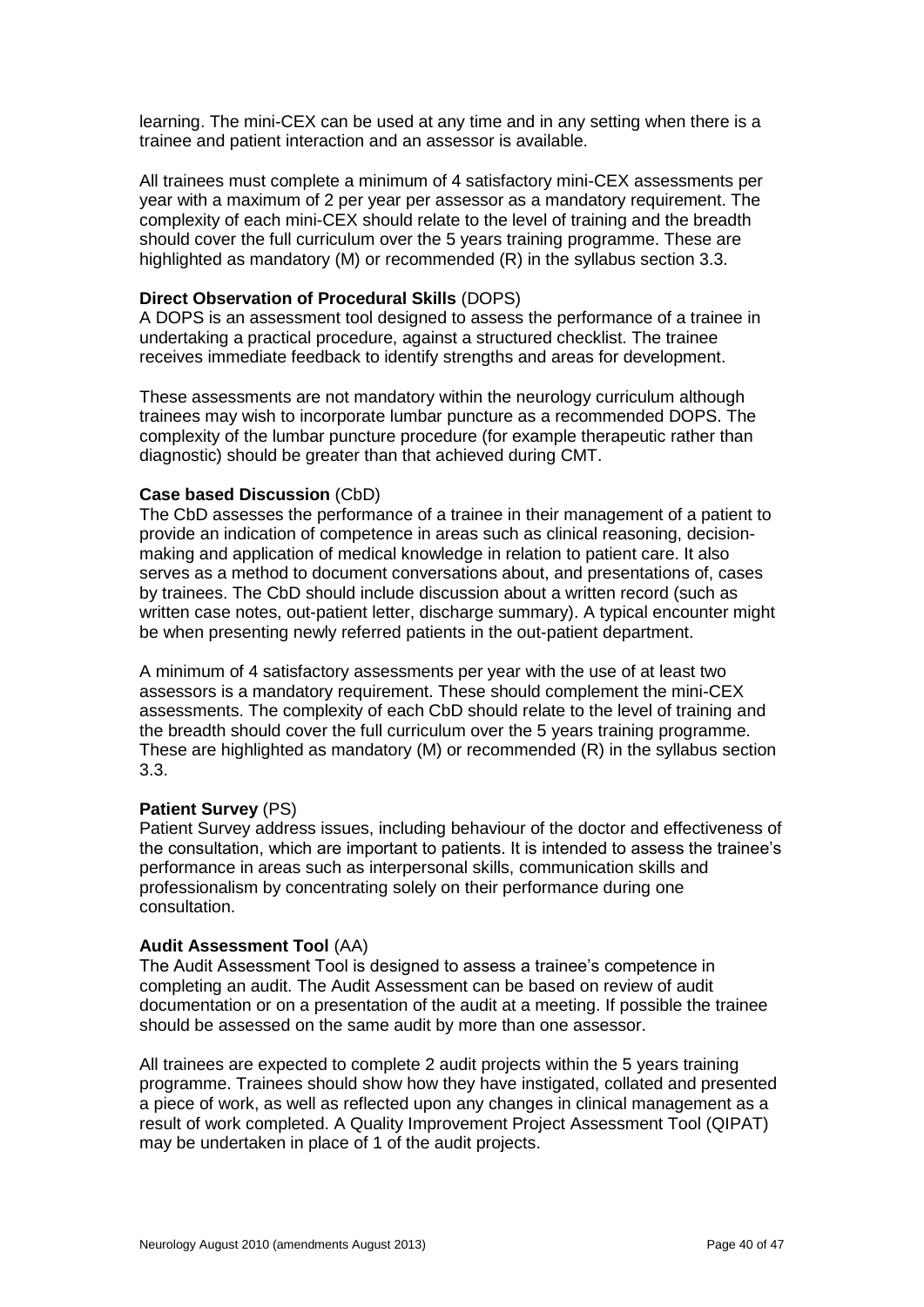learning. The mini-CEX can be used at any time and in any setting when there is a trainee and patient interaction and an assessor is available.

All trainees must complete a minimum of 4 satisfactory mini-CEX assessments per year with a maximum of 2 per year per assessor as a mandatory requirement. The complexity of each mini-CEX should relate to the level of training and the breadth should cover the full curriculum over the 5 years training programme. These are highlighted as mandatory (M) or recommended (R) in the syllabus section 3.3.

**Direct Observation of Procedural Skills** (DOPS)
A DOPS is an assessment tool designed to assess the performance of a trainee in undertaking a practical procedure, against a structured checklist. The trainee receives immediate feedback to identify strengths and areas for development.

These assessments are not mandatory within the neurology curriculum although trainees may wish to incorporate lumbar puncture as a recommended DOPS. The complexity of the lumbar puncture procedure (for example therapeutic rather than diagnostic) should be greater than that achieved during CMT.

**Case based Discussion** (CbD)
The CbD assesses the performance of a trainee in their management of a patient to provide an indication of competence in areas such as clinical reasoning, decision-making and application of medical knowledge in relation to patient care. It also serves as a method to document conversations about, and presentations of, cases by trainees. The CbD should include discussion about a written record (such as written case notes, out-patient letter, discharge summary). A typical encounter might be when presenting newly referred patients in the out-patient department.

A minimum of 4 satisfactory assessments per year with the use of at least two assessors is a mandatory requirement. These should complement the mini-CEX assessments. The complexity of each CbD should relate to the level of training and the breadth should cover the full curriculum over the 5 years training programme. These are highlighted as mandatory (M) or recommended (R) in the syllabus section 3.3.

**Patient Survey** (PS)
Patient Survey address issues, including behaviour of the doctor and effectiveness of the consultation, which are important to patients. It is intended to assess the trainee's performance in areas such as interpersonal skills, communication skills and professionalism by concentrating solely on their performance during one consultation.

**Audit Assessment Tool** (AA)
The Audit Assessment Tool is designed to assess a trainee's competence in completing an audit. The Audit Assessment can be based on review of audit documentation or on a presentation of the audit at a meeting. If possible the trainee should be assessed on the same audit by more than one assessor.

All trainees are expected to complete 2 audit projects within the 5 years training programme. Trainees should show how they have instigated, collated and presented a piece of work, as well as reflected upon any changes in clinical management as a result of work completed. A Quality Improvement Project Assessment Tool (QIPAT) may be undertaken in place of 1 of the audit projects.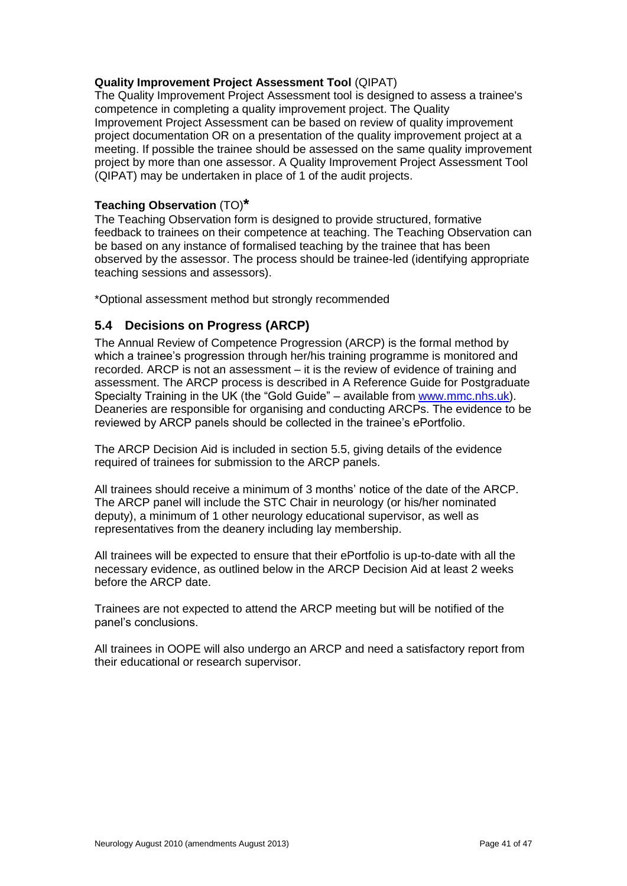**Quality Improvement Project Assessment Tool** (QIPAT)

The Quality Improvement Project Assessment tool is designed to assess a trainee's competence in completing a quality improvement project. The Quality Improvement Project Assessment can be based on review of quality improvement project documentation OR on a presentation of the quality improvement project at a meeting. If possible the trainee should be assessed on the same quality improvement project by more than one assessor. A Quality Improvement Project Assessment Tool (QIPAT) may be undertaken in place of 1 of the audit projects.

**Teaching Observation** (TO)*

The Teaching Observation form is designed to provide structured, formative feedback to trainees on their competence at teaching. The Teaching Observation can be based on any instance of formalised teaching by the trainee that has been observed by the assessor. The process should be trainee-led (identifying appropriate teaching sessions and assessors).

*Optional assessment method but strongly recommended

## 5.4 Decisions on Progress (ARCP)

The Annual Review of Competence Progression (ARCP) is the formal method by which a trainee's progression through her/his training programme is monitored and recorded. ARCP is not an assessment – it is the review of evidence of training and assessment. The ARCP process is described in A Reference Guide for Postgraduate Specialty Training in the UK (the "Gold Guide" – available from [www.mmc.nhs.uk](http://www.mmc.nhs.uk)). Deaneries are responsible for organising and conducting ARCPs. The evidence to be reviewed by ARCP panels should be collected in the trainee's ePortfolio.

The ARCP Decision Aid is included in section 5.5, giving details of the evidence required of trainees for submission to the ARCP panels.

All trainees should receive a minimum of 3 months' notice of the date of the ARCP. The ARCP panel will include the STC Chair in neurology (or his/her nominated deputy), a minimum of 1 other neurology educational supervisor, as well as representatives from the deanery including lay membership.

All trainees will be expected to ensure that their ePortfolio is up-to-date with all the necessary evidence, as outlined below in the ARCP Decision Aid at least 2 weeks before the ARCP date.

Trainees are not expected to attend the ARCP meeting but will be notified of the panel's conclusions.

All trainees in OOPE will also undergo an ARCP and need a satisfactory report from their educational or research supervisor.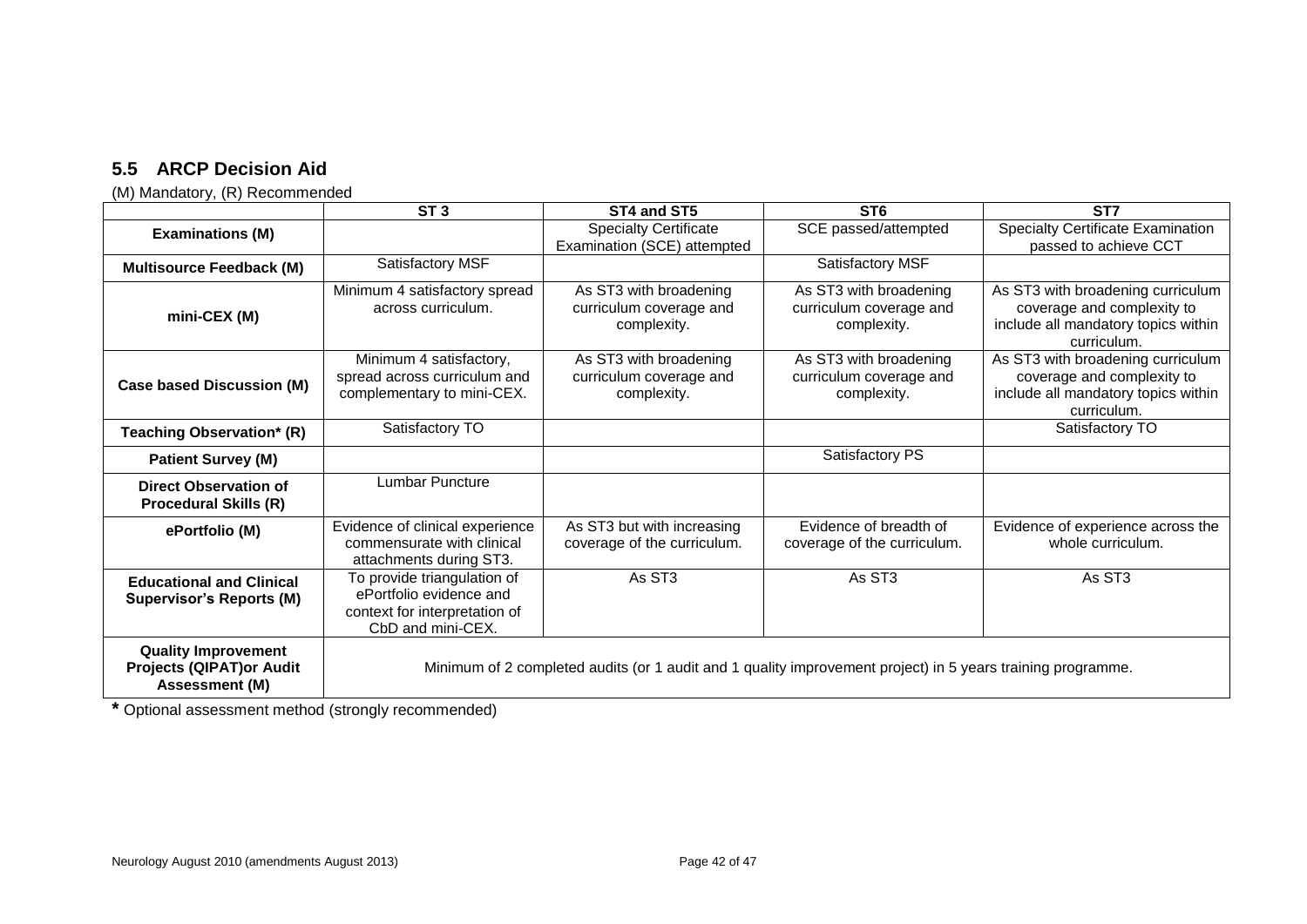## 5.5 ARCP Decision Aid

(M) Mandatory, (R) Recommended

| | ST 3 | ST4 and ST5 | ST6 | ST7 |
|---|---|---|---|---|
| **Examinations (M)** | | Specialty Certificate Examination (SCE) attempted | SCE passed/attempted | Specialty Certificate Examination passed to achieve CCT |
| **Multisource Feedback (M)** | Satisfactory MSF | | Satisfactory MSF | |
| **mini-CEX (M)** | Minimum 4 satisfactory spread across curriculum. | As ST3 with broadening curriculum coverage and complexity. | As ST3 with broadening curriculum coverage and complexity. | As ST3 with broadening curriculum coverage and complexity to include all mandatory topics within curriculum. |
| **Case based Discussion (M)** | Minimum 4 satisfactory, spread across curriculum and complementary to mini-CEX. | As ST3 with broadening curriculum coverage and complexity. | As ST3 with broadening curriculum coverage and complexity. | As ST3 with broadening curriculum coverage and complexity to include all mandatory topics within curriculum. |
| **Teaching Observation* (R)** | Satisfactory TO | | | Satisfactory TO |
| **Patient Survey (M)** | | | Satisfactory PS | |
| **Direct Observation of Procedural Skills (R)** | Lumbar Puncture | | | |
| **ePortfolio (M)** | Evidence of clinical experience commensurate with clinical attachments during ST3. | As ST3 but with increasing coverage of the curriculum. | Evidence of breadth of coverage of the curriculum. | Evidence of experience across the whole curriculum. |
| **Educational and Clinical Supervisor's Reports (M)** | To provide triangulation of ePortfolio evidence and context for interpretation of CbD and mini-CEX. | As ST3 | As ST3 | As ST3 |
| **Quality Improvement Projects (QIPAT)or Audit Assessment (M)** | Minimum of 2 completed audits (or 1 audit and 1 quality improvement project) in 5 years training programme. | | | |

**\*** Optional assessment method (strongly recommended)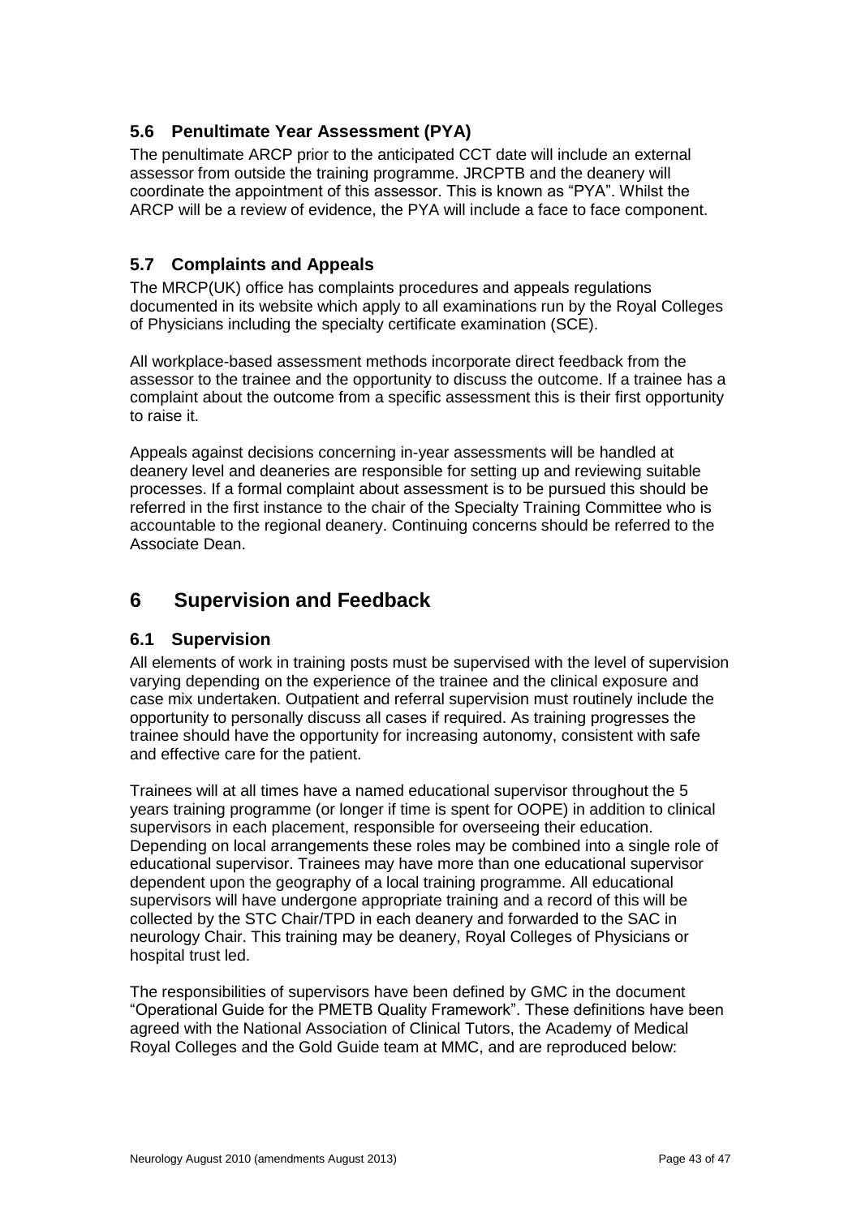### 5.6 Penultimate Year Assessment (PYA)

The penultimate ARCP prior to the anticipated CCT date will include an external assessor from outside the training programme. JRCPTB and the deanery will coordinate the appointment of this assessor. This is known as "PYA". Whilst the ARCP will be a review of evidence, the PYA will include a face to face component.

### 5.7 Complaints and Appeals

The MRCP(UK) office has complaints procedures and appeals regulations documented in its website which apply to all examinations run by the Royal Colleges of Physicians including the specialty certificate examination (SCE).

All workplace-based assessment methods incorporate direct feedback from the assessor to the trainee and the opportunity to discuss the outcome. If a trainee has a complaint about the outcome from a specific assessment this is their first opportunity to raise it.

Appeals against decisions concerning in-year assessments will be handled at deanery level and deaneries are responsible for setting up and reviewing suitable processes. If a formal complaint about assessment is to be pursued this should be referred in the first instance to the chair of the Specialty Training Committee who is accountable to the regional deanery. Continuing concerns should be referred to the Associate Dean.

## 6 Supervision and Feedback

### 6.1 Supervision

All elements of work in training posts must be supervised with the level of supervision varying depending on the experience of the trainee and the clinical exposure and case mix undertaken. Outpatient and referral supervision must routinely include the opportunity to personally discuss all cases if required. As training progresses the trainee should have the opportunity for increasing autonomy, consistent with safe and effective care for the patient.

Trainees will at all times have a named educational supervisor throughout the 5 years training programme (or longer if time is spent for OOPE) in addition to clinical supervisors in each placement, responsible for overseeing their education. Depending on local arrangements these roles may be combined into a single role of educational supervisor. Trainees may have more than one educational supervisor dependent upon the geography of a local training programme. All educational supervisors will have undergone appropriate training and a record of this will be collected by the STC Chair/TPD in each deanery and forwarded to the SAC in neurology Chair. This training may be deanery, Royal Colleges of Physicians or hospital trust led.

The responsibilities of supervisors have been defined by GMC in the document "Operational Guide for the PMETB Quality Framework". These definitions have been agreed with the National Association of Clinical Tutors, the Academy of Medical Royal Colleges and the Gold Guide team at MMC, and are reproduced below: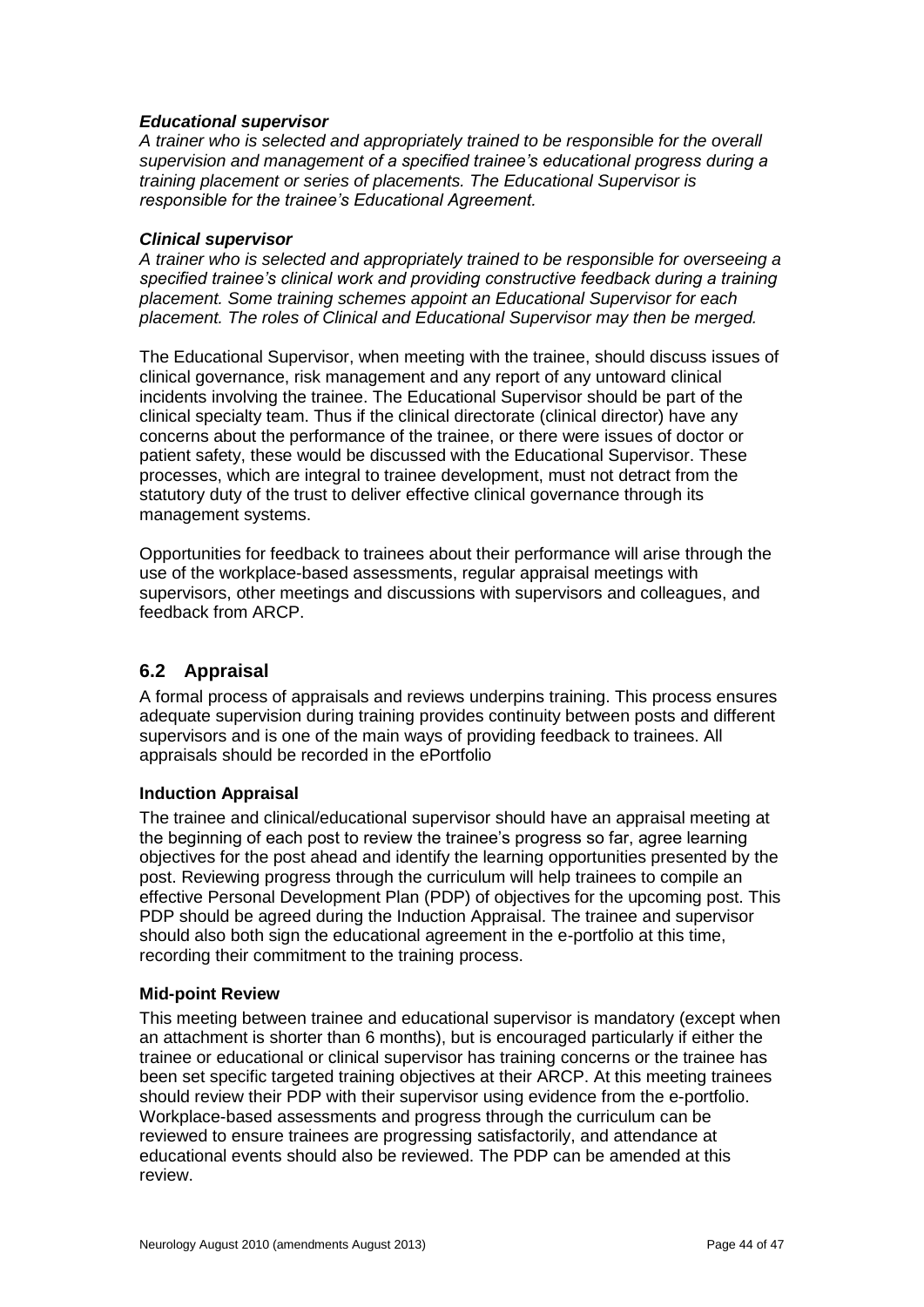***Educational supervisor***

*A trainer who is selected and appropriately trained to be responsible for the overall supervision and management of a specified trainee's educational progress during a training placement or series of placements. The Educational Supervisor is responsible for the trainee's Educational Agreement.*

***Clinical supervisor***

*A trainer who is selected and appropriately trained to be responsible for overseeing a specified trainee's clinical work and providing constructive feedback during a training placement. Some training schemes appoint an Educational Supervisor for each placement. The roles of Clinical and Educational Supervisor may then be merged.*

The Educational Supervisor, when meeting with the trainee, should discuss issues of clinical governance, risk management and any report of any untoward clinical incidents involving the trainee. The Educational Supervisor should be part of the clinical specialty team. Thus if the clinical directorate (clinical director) have any concerns about the performance of the trainee, or there were issues of doctor or patient safety, these would be discussed with the Educational Supervisor. These processes, which are integral to trainee development, must not detract from the statutory duty of the trust to deliver effective clinical governance through its management systems.

Opportunities for feedback to trainees about their performance will arise through the use of the workplace-based assessments, regular appraisal meetings with supervisors, other meetings and discussions with supervisors and colleagues, and feedback from ARCP.

## 6.2 Appraisal

A formal process of appraisals and reviews underpins training. This process ensures adequate supervision during training provides continuity between posts and different supervisors and is one of the main ways of providing feedback to trainees. All appraisals should be recorded in the ePortfolio

**Induction Appraisal**

The trainee and clinical/educational supervisor should have an appraisal meeting at the beginning of each post to review the trainee's progress so far, agree learning objectives for the post ahead and identify the learning opportunities presented by the post. Reviewing progress through the curriculum will help trainees to compile an effective Personal Development Plan (PDP) of objectives for the upcoming post. This PDP should be agreed during the Induction Appraisal. The trainee and supervisor should also both sign the educational agreement in the e-portfolio at this time, recording their commitment to the training process.

**Mid-point Review**

This meeting between trainee and educational supervisor is mandatory (except when an attachment is shorter than 6 months), but is encouraged particularly if either the trainee or educational or clinical supervisor has training concerns or the trainee has been set specific targeted training objectives at their ARCP. At this meeting trainees should review their PDP with their supervisor using evidence from the e-portfolio. Workplace-based assessments and progress through the curriculum can be reviewed to ensure trainees are progressing satisfactorily, and attendance at educational events should also be reviewed. The PDP can be amended at this review.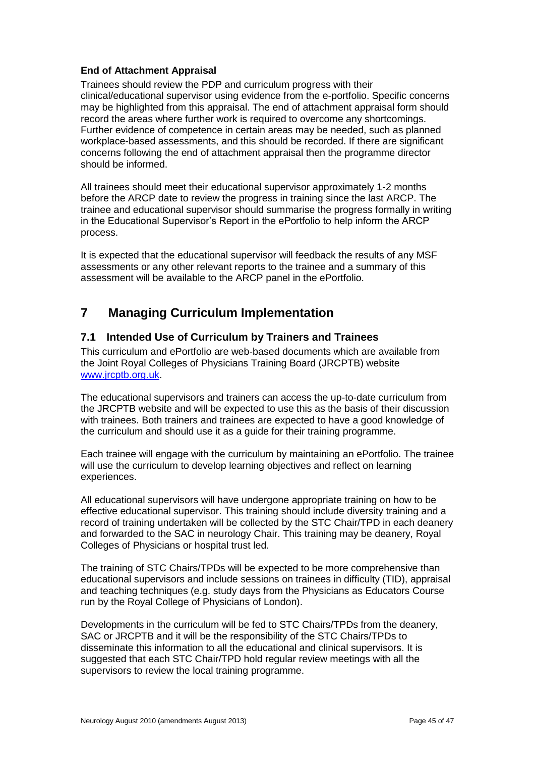**End of Attachment Appraisal**

Trainees should review the PDP and curriculum progress with their clinical/educational supervisor using evidence from the e-portfolio. Specific concerns may be highlighted from this appraisal. The end of attachment appraisal form should record the areas where further work is required to overcome any shortcomings. Further evidence of competence in certain areas may be needed, such as planned workplace-based assessments, and this should be recorded. If there are significant concerns following the end of attachment appraisal then the programme director should be informed.

All trainees should meet their educational supervisor approximately 1-2 months before the ARCP date to review the progress in training since the last ARCP. The trainee and educational supervisor should summarise the progress formally in writing in the Educational Supervisor's Report in the ePortfolio to help inform the ARCP process.

It is expected that the educational supervisor will feedback the results of any MSF assessments or any other relevant reports to the trainee and a summary of this assessment will be available to the ARCP panel in the ePortfolio.

# 7 Managing Curriculum Implementation

## 7.1 Intended Use of Curriculum by Trainers and Trainees

This curriculum and ePortfolio are web-based documents which are available from the Joint Royal Colleges of Physicians Training Board (JRCPTB) website www.jrcptb.org.uk.

The educational supervisors and trainers can access the up-to-date curriculum from the JRCPTB website and will be expected to use this as the basis of their discussion with trainees. Both trainers and trainees are expected to have a good knowledge of the curriculum and should use it as a guide for their training programme.

Each trainee will engage with the curriculum by maintaining an ePortfolio. The trainee will use the curriculum to develop learning objectives and reflect on learning experiences.

All educational supervisors will have undergone appropriate training on how to be effective educational supervisor. This training should include diversity training and a record of training undertaken will be collected by the STC Chair/TPD in each deanery and forwarded to the SAC in neurology Chair. This training may be deanery, Royal Colleges of Physicians or hospital trust led.

The training of STC Chairs/TPDs will be expected to be more comprehensive than educational supervisors and include sessions on trainees in difficulty (TID), appraisal and teaching techniques (e.g. study days from the Physicians as Educators Course run by the Royal College of Physicians of London).

Developments in the curriculum will be fed to STC Chairs/TPDs from the deanery, SAC or JRCPTB and it will be the responsibility of the STC Chairs/TPDs to disseminate this information to all the educational and clinical supervisors. It is suggested that each STC Chair/TPD hold regular review meetings with all the supervisors to review the local training programme.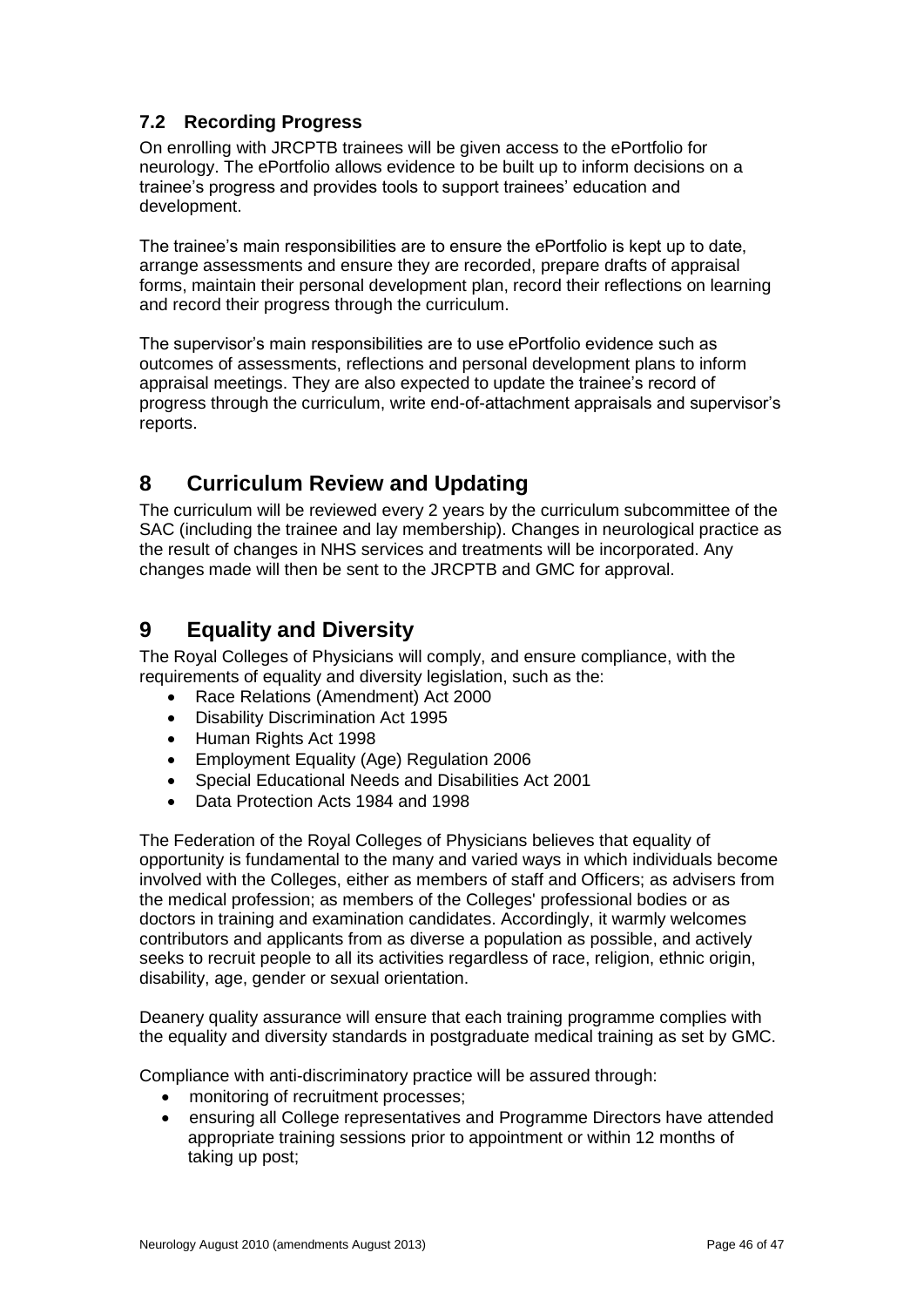### 7.2 Recording Progress

On enrolling with JRCPTB trainees will be given access to the ePortfolio for neurology. The ePortfolio allows evidence to be built up to inform decisions on a trainee's progress and provides tools to support trainees' education and development.

The trainee's main responsibilities are to ensure the ePortfolio is kept up to date, arrange assessments and ensure they are recorded, prepare drafts of appraisal forms, maintain their personal development plan, record their reflections on learning and record their progress through the curriculum.

The supervisor's main responsibilities are to use ePortfolio evidence such as outcomes of assessments, reflections and personal development plans to inform appraisal meetings. They are also expected to update the trainee's record of progress through the curriculum, write end-of-attachment appraisals and supervisor's reports.

## 8 Curriculum Review and Updating

The curriculum will be reviewed every 2 years by the curriculum subcommittee of the SAC (including the trainee and lay membership). Changes in neurological practice as the result of changes in NHS services and treatments will be incorporated. Any changes made will then be sent to the JRCPTB and GMC for approval.

## 9 Equality and Diversity

The Royal Colleges of Physicians will comply, and ensure compliance, with the requirements of equality and diversity legislation, such as the:

- Race Relations (Amendment) Act 2000
- Disability Discrimination Act 1995
- Human Rights Act 1998
- Employment Equality (Age) Regulation 2006
- Special Educational Needs and Disabilities Act 2001
- Data Protection Acts 1984 and 1998

The Federation of the Royal Colleges of Physicians believes that equality of opportunity is fundamental to the many and varied ways in which individuals become involved with the Colleges, either as members of staff and Officers; as advisers from the medical profession; as members of the Colleges' professional bodies or as doctors in training and examination candidates. Accordingly, it warmly welcomes contributors and applicants from as diverse a population as possible, and actively seeks to recruit people to all its activities regardless of race, religion, ethnic origin, disability, age, gender or sexual orientation.

Deanery quality assurance will ensure that each training programme complies with the equality and diversity standards in postgraduate medical training as set by GMC.

Compliance with anti-discriminatory practice will be assured through:

- monitoring of recruitment processes;
- ensuring all College representatives and Programme Directors have attended appropriate training sessions prior to appointment or within 12 months of taking up post;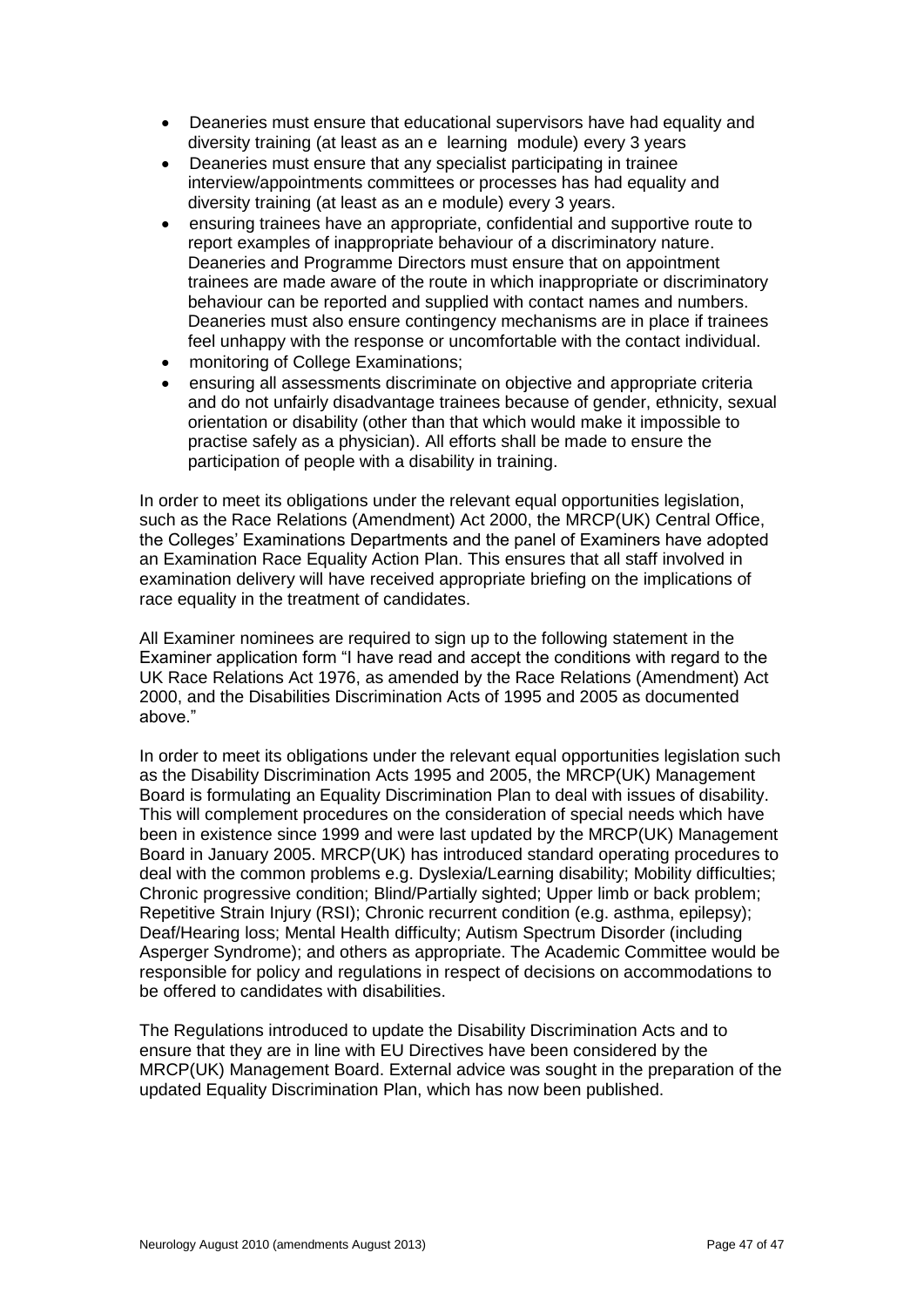- Deaneries must ensure that educational supervisors have had equality and diversity training (at least as an e learning module) every 3 years
- Deaneries must ensure that any specialist participating in trainee interview/appointments committees or processes has had equality and diversity training (at least as an e module) every 3 years.
- ensuring trainees have an appropriate, confidential and supportive route to report examples of inappropriate behaviour of a discriminatory nature. Deaneries and Programme Directors must ensure that on appointment trainees are made aware of the route in which inappropriate or discriminatory behaviour can be reported and supplied with contact names and numbers. Deaneries must also ensure contingency mechanisms are in place if trainees feel unhappy with the response or uncomfortable with the contact individual.
- monitoring of College Examinations;
- ensuring all assessments discriminate on objective and appropriate criteria and do not unfairly disadvantage trainees because of gender, ethnicity, sexual orientation or disability (other than that which would make it impossible to practise safely as a physician). All efforts shall be made to ensure the participation of people with a disability in training.

In order to meet its obligations under the relevant equal opportunities legislation, such as the Race Relations (Amendment) Act 2000, the MRCP(UK) Central Office, the Colleges' Examinations Departments and the panel of Examiners have adopted an Examination Race Equality Action Plan. This ensures that all staff involved in examination delivery will have received appropriate briefing on the implications of race equality in the treatment of candidates.

All Examiner nominees are required to sign up to the following statement in the Examiner application form "I have read and accept the conditions with regard to the UK Race Relations Act 1976, as amended by the Race Relations (Amendment) Act 2000, and the Disabilities Discrimination Acts of 1995 and 2005 as documented above."

In order to meet its obligations under the relevant equal opportunities legislation such as the Disability Discrimination Acts 1995 and 2005, the MRCP(UK) Management Board is formulating an Equality Discrimination Plan to deal with issues of disability. This will complement procedures on the consideration of special needs which have been in existence since 1999 and were last updated by the MRCP(UK) Management Board in January 2005. MRCP(UK) has introduced standard operating procedures to deal with the common problems e.g. Dyslexia/Learning disability; Mobility difficulties; Chronic progressive condition; Blind/Partially sighted; Upper limb or back problem; Repetitive Strain Injury (RSI); Chronic recurrent condition (e.g. asthma, epilepsy); Deaf/Hearing loss; Mental Health difficulty; Autism Spectrum Disorder (including Asperger Syndrome); and others as appropriate. The Academic Committee would be responsible for policy and regulations in respect of decisions on accommodations to be offered to candidates with disabilities.

The Regulations introduced to update the Disability Discrimination Acts and to ensure that they are in line with EU Directives have been considered by the MRCP(UK) Management Board. External advice was sought in the preparation of the updated Equality Discrimination Plan, which has now been published.